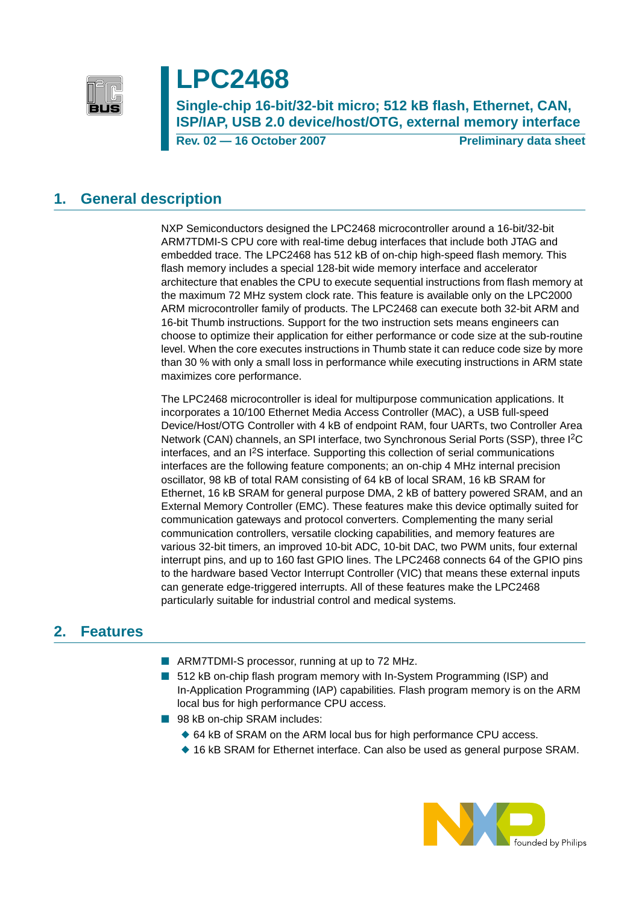# LPC2468

## Single-chip 16-bit/32-bit micro; 512 kB flash, Ethernet, CAN, ISP/IAP, USB 2.0 device/host/OTG, external memory interface

**Rev. 02 — 16 October 2007** **Preliminary data sheet**

## 1. General description

NXP Semiconductors designed the LPC2468 microcontroller around a 16-bit/32-bit ARM7TDMI-S CPU core with real-time debug interfaces that include both JTAG and embedded trace. The LPC2468 has 512 kB of on-chip high-speed flash memory. This flash memory includes a special 128-bit wide memory interface and accelerator architecture that enables the CPU to execute sequential instructions from flash memory at the maximum 72 MHz system clock rate. This feature is available only on the LPC2000 ARM microcontroller family of products. The LPC2468 can execute both 32-bit ARM and 16-bit Thumb instructions. Support for the two instruction sets means engineers can choose to optimize their application for either performance or code size at the sub-routine level. When the core executes instructions in Thumb state it can reduce code size by more than 30 % with only a small loss in performance while executing instructions in ARM state maximizes core performance.

The LPC2468 microcontroller is ideal for multipurpose communication applications. It incorporates a 10/100 Ethernet Media Access Controller (MAC), a USB full-speed Device/Host/OTG Controller with 4 kB of endpoint RAM, four UARTs, two Controller Area Network (CAN) channels, an SPI interface, two Synchronous Serial Ports (SSP), three I$^2$C interfaces, and an I$^2$S interface. Supporting this collection of serial communications interfaces are the following feature components; an on-chip 4 MHz internal precision oscillator, 98 kB of total RAM consisting of 64 kB of local SRAM, 16 kB SRAM for Ethernet, 16 kB SRAM for general purpose DMA, 2 kB of battery powered SRAM, and an External Memory Controller (EMC). These features make this device optimally suited for communication gateways and protocol converters. Complementing the many serial communication controllers, versatile clocking capabilities, and memory features are various 32-bit timers, an improved 10-bit ADC, 10-bit DAC, two PWM units, four external interrupt pins, and up to 160 fast GPIO lines. The LPC2468 connects 64 of the GPIO pins to the hardware based Vector Interrupt Controller (VIC) that means these external inputs can generate edge-triggered interrupts. All of these features make the LPC2468 particularly suitable for industrial control and medical systems.

## 2. Features

- ARM7TDMI-S processor, running at up to 72 MHz.
- 512 kB on-chip flash program memory with In-System Programming (ISP) and In-Application Programming (IAP) capabilities. Flash program memory is on the ARM local bus for high performance CPU access.
- 98 kB on-chip SRAM includes:
  - 64 kB of SRAM on the ARM local bus for high performance CPU access.
  - 16 kB SRAM for Ethernet interface. Can also be used as general purpose SRAM.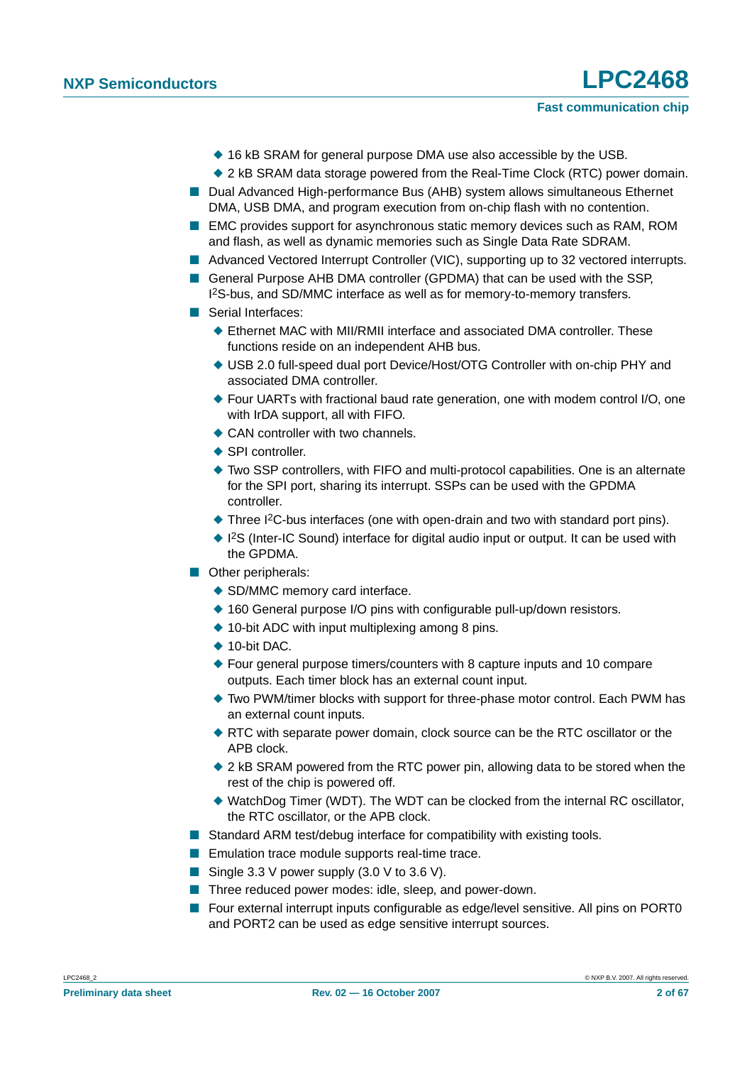- 16 kB SRAM for general purpose DMA use also accessible by the USB.
    - 2 kB SRAM data storage powered from the Real-Time Clock (RTC) power domain.
- Dual Advanced High-performance Bus (AHB) system allows simultaneous Ethernet DMA, USB DMA, and program execution from on-chip flash with no contention.
- EMC provides support for asynchronous static memory devices such as RAM, ROM and flash, as well as dynamic memories such as Single Data Rate SDRAM.
- Advanced Vectored Interrupt Controller (VIC), supporting up to 32 vectored interrupts.
- General Purpose AHB DMA controller (GPDMA) that can be used with the SSP, I$^2$S-bus, and SD/MMC interface as well as for memory-to-memory transfers.
- Serial Interfaces:
    - Ethernet MAC with MII/RMII interface and associated DMA controller. These functions reside on an independent AHB bus.
    - USB 2.0 full-speed dual port Device/Host/OTG Controller with on-chip PHY and associated DMA controller.
    - Four UARTs with fractional baud rate generation, one with modem control I/O, one with IrDA support, all with FIFO.
    - CAN controller with two channels.
    - SPI controller.
    - Two SSP controllers, with FIFO and multi-protocol capabilities. One is an alternate for the SPI port, sharing its interrupt. SSPs can be used with the GPDMA controller.
    - Three I$^2$C-bus interfaces (one with open-drain and two with standard port pins).
    - I$^2$S (Inter-IC Sound) interface for digital audio input or output. It can be used with the GPDMA.
- Other peripherals:
    - SD/MMC memory card interface.
    - 160 General purpose I/O pins with configurable pull-up/down resistors.
    - 10-bit ADC with input multiplexing among 8 pins.
    - 10-bit DAC.
    - Four general purpose timers/counters with 8 capture inputs and 10 compare outputs. Each timer block has an external count input.
    - Two PWM/timer blocks with support for three-phase motor control. Each PWM has an external count inputs.
    - RTC with separate power domain, clock source can be the RTC oscillator or the APB clock.
    - 2 kB SRAM powered from the RTC power pin, allowing data to be stored when the rest of the chip is powered off.
    - WatchDog Timer (WDT). The WDT can be clocked from the internal RC oscillator, the RTC oscillator, or the APB clock.
- Standard ARM test/debug interface for compatibility with existing tools.
- Emulation trace module supports real-time trace.
- Single 3.3 V power supply (3.0 V to 3.6 V).
- Three reduced power modes: idle, sleep, and power-down.
- Four external interrupt inputs configurable as edge/level sensitive. All pins on PORT0 and PORT2 can be used as edge sensitive interrupt sources.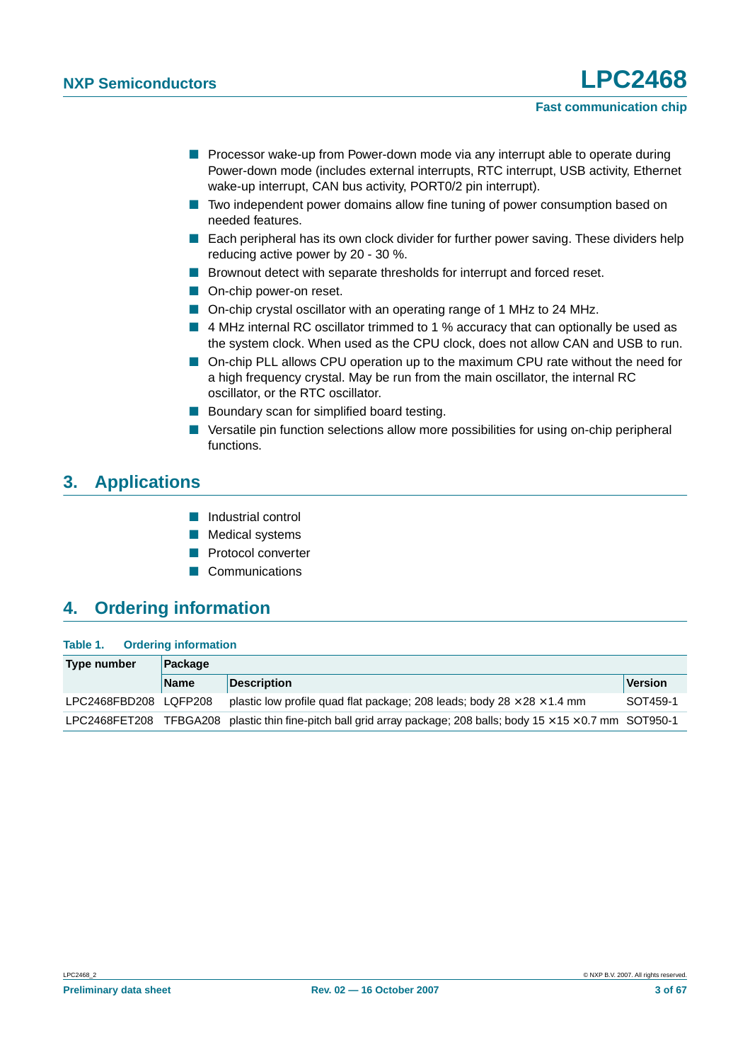- Processor wake-up from Power-down mode via any interrupt able to operate during Power-down mode (includes external interrupts, RTC interrupt, USB activity, Ethernet wake-up interrupt, CAN bus activity, PORT0/2 pin interrupt).
- Two independent power domains allow fine tuning of power consumption based on needed features.
- Each peripheral has its own clock divider for further power saving. These dividers help reducing active power by 20 - 30 %.
- Brownout detect with separate thresholds for interrupt and forced reset.
- On-chip power-on reset.
- On-chip crystal oscillator with an operating range of 1 MHz to 24 MHz.
- 4 MHz internal RC oscillator trimmed to 1 % accuracy that can optionally be used as the system clock. When used as the CPU clock, does not allow CAN and USB to run.
- On-chip PLL allows CPU operation up to the maximum CPU rate without the need for a high frequency crystal. May be run from the main oscillator, the internal RC oscillator, or the RTC oscillator.
- Boundary scan for simplified board testing.
- Versatile pin function selections allow more possibilities for using on-chip peripheral functions.

## 3. Applications

- Industrial control
- Medical systems
- Protocol converter
- Communications

## 4. Ordering information

**Table 1. Ordering information**

| Type number | Package | | |
|---|---|---|---|
| | **Name** | **Description** | **Version** |
| LPC2468FBD208 | LQFP208 | plastic low profile quad flat package; 208 leads; body 28 × 28 × 1.4 mm | SOT459-1 |
| LPC2468FET208 | TFBGA208 | plastic thin fine-pitch ball grid array package; 208 balls; body 15 × 15 × 0.7 mm | SOT950-1 |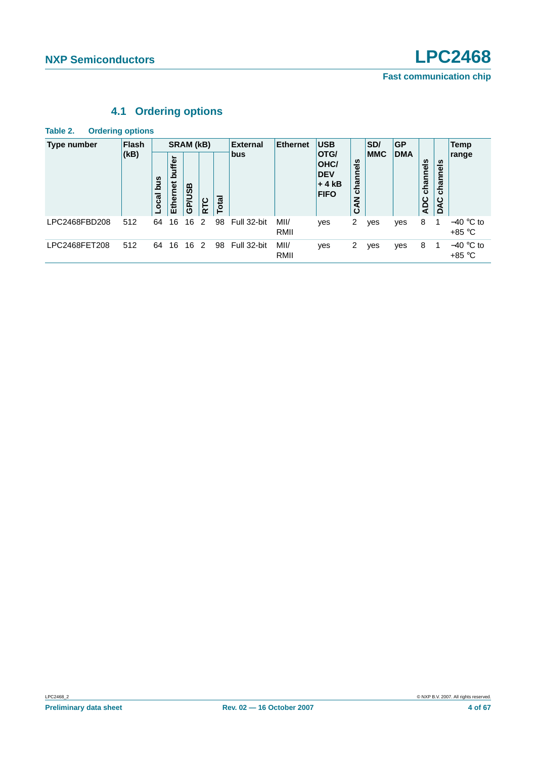### 4.1 Ordering options

**Table 2. Ordering options**

| Type number | Flash (kB) | SRAM (kB) | | | | | External bus | Ethernet | USB OTG/ OHC/ DEV + 4 kB FIFO | CAN channels | SD/ MMC | GP DMA | ADC channels | DAC channels | Temp range |
|---|---|---|---|---|---|---|---|---|---|---|---|---|---|---|---|
| | | Local bus | Ethernet buffer | GP/USB | RTC | Total | | | | | | | | | |
| LPC2468FBD208 | 512 | 64 | 16 | 16 | 2 | 98 | Full 32-bit | MII/ RMII | yes | 2 | yes | yes | 8 | 1 | −40 °C to +85 °C |
| LPC2468FET208 | 512 | 64 | 16 | 16 | 2 | 98 | Full 32-bit | MII/ RMII | yes | 2 | yes | yes | 8 | 1 | −40 °C to +85 °C |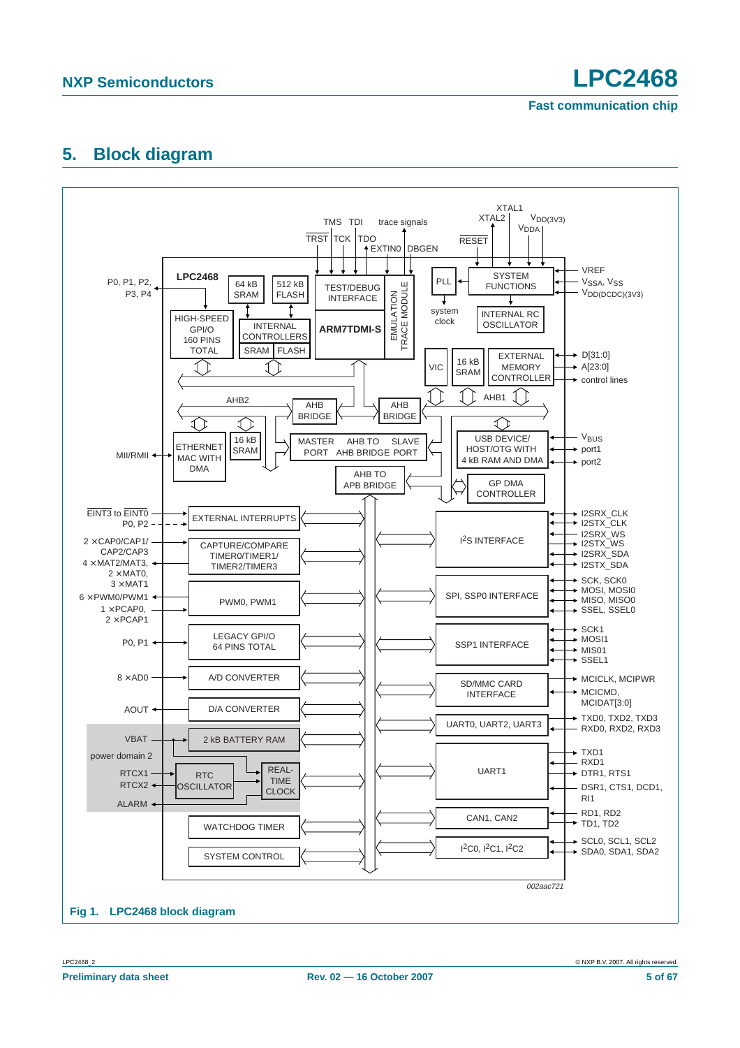## 5. Block diagram

Fig 1. LPC2468 block diagram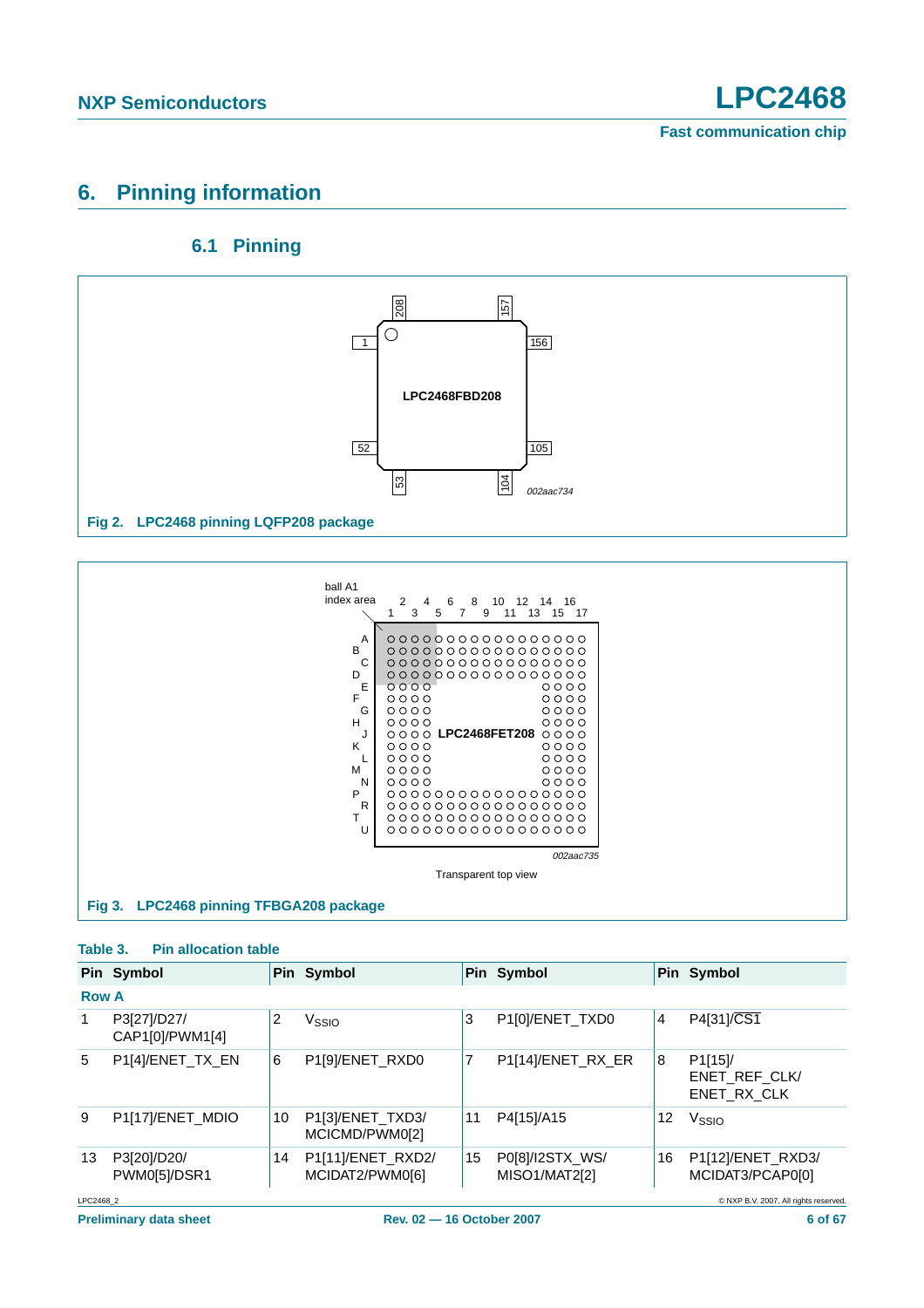# 6. Pinning information

## 6.1 Pinning

Fig 2. LPC2468 pinning LQFP208 package

Fig 3. LPC2468 pinning TFBGA208 package

**Table 3. Pin allocation table**

| Pin | Symbol | Pin | Symbol | Pin | Symbol | Pin | Symbol |
|---|---|---|---|---|---|---|---|
| **Row A** | | | | | | | |
| 1 | P3[27]/D27/ CAP1[0]/PWM1[4] | 2 | $V_{SSIO}$ | 3 | P1[0]/ENET_TXD0 | 4 | P4[31]/$\overline{CS1}$ |
| 5 | P1[4]/ENET_TX_EN | 6 | P1[9]/ENET_RXD0 | 7 | P1[14]/ENET_RX_ER | 8 | P1[15]/ ENET_REF_CLK/ ENET_RX_CLK |
| 9 | P1[17]/ENET_MDIO | 10 | P1[3]/ENET_TXD3/ MCICMD/PWM0[2] | 11 | P4[15]/A15 | 12 | $V_{SSIO}$ |
| 13 | P3[20]/D20/ PWM0[5]/DSR1 | 14 | P1[11]/ENET_RXD2/ MCIDAT2/PWM0[6] | 15 | P0[8]/I2STX_WS/ MISO1/MAT2[2] | 16 | P1[12]/ENET_RXD3/ MCIDAT3/PCAP0[0] |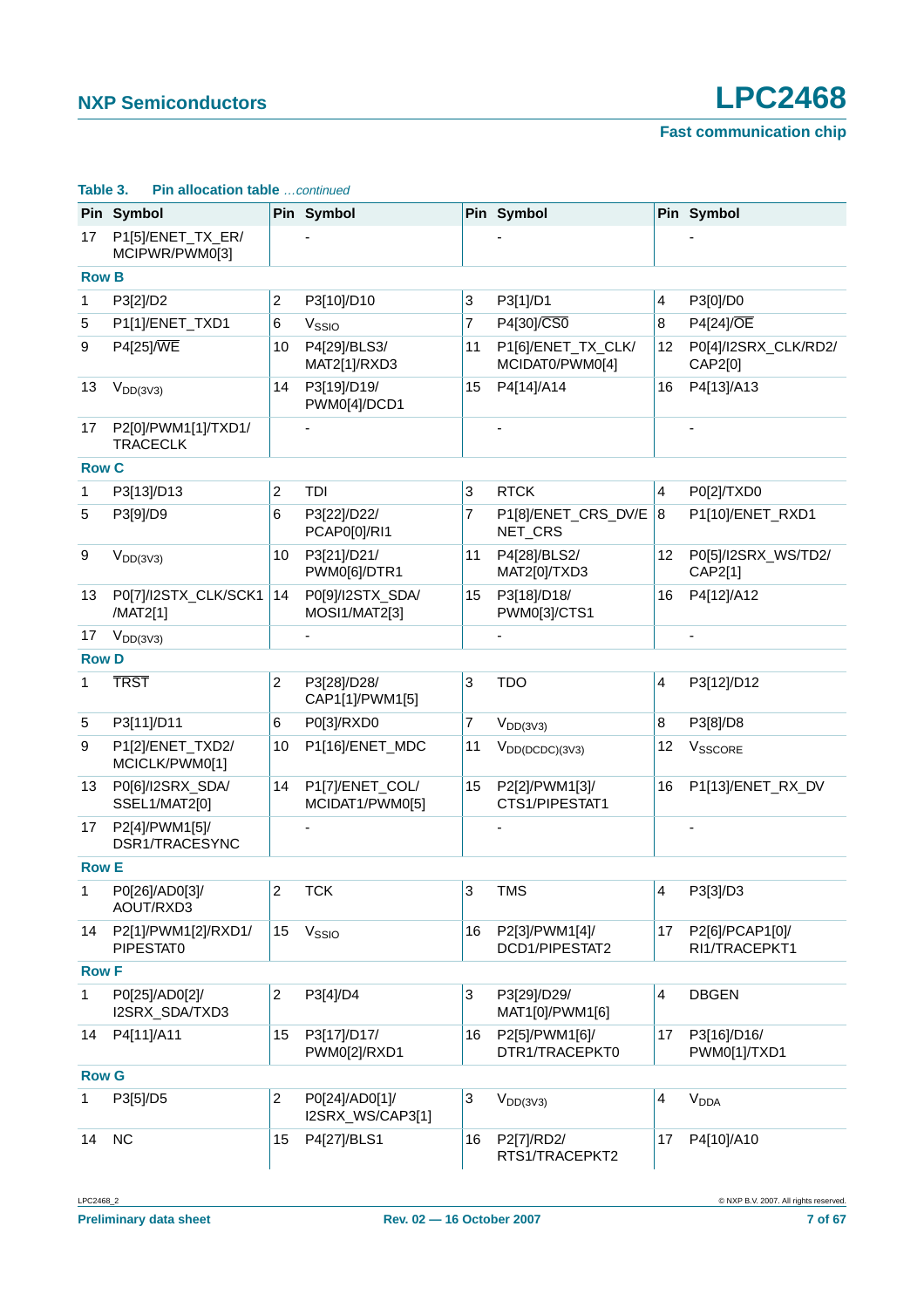**Table 3. Pin allocation table** *…continued*

| Pin | Symbol | Pin | Symbol | Pin | Symbol | Pin | Symbol |
|---|---|---|---|---|---|---|---|
| 17 | P1[5]/ENET_TX_ER/ MCIPWR/PWM0[3] | | - | | - | | - |
| **Row B** | | | | | | | |
| 1 | P3[2]/D2 | 2 | P3[10]/D10 | 3 | P3[1]/D1 | 4 | P3[0]/D0 |
| 5 | P1[1]/ENET_TXD1 | 6 | $V_{SSIO}$ | 7 | P4[30]/$\overline{CS0}$ | 8 | P4[24]/$\overline{OE}$ |
| 9 | P4[25]/$\overline{WE}$ | 10 | P4[29]/BLS3/ MAT2[1]/RXD3 | 11 | P1[6]/ENET_TX_CLK/ MCIDAT0/PWM0[4] | 12 | P0[4]/I2SRX_CLK/RD2/ CAP2[0] |
| 13 | $V_{DD(3V3)}$ | 14 | P3[19]/D19/ PWM0[4]/DCD1 | 15 | P4[14]/A14 | 16 | P4[13]/A13 |
| 17 | P2[0]/PWM1[1]/TXD1/ TRACECLK | | - | | - | | - |
| **Row C** | | | | | | | |
| 1 | P3[13]/D13 | 2 | TDI | 3 | RTCK | 4 | P0[2]/TXD0 |
| 5 | P3[9]/D9 | 6 | P3[22]/D22/ PCAP0[0]/RI1 | 7 | P1[8]/ENET_CRS_DV/E NET_CRS | 8 | P1[10]/ENET_RXD1 |
| 9 | $V_{DD(3V3)}$ | 10 | P3[21]/D21/ PWM0[6]/DTR1 | 11 | P4[28]/BLS2/ MAT2[0]/TXD3 | 12 | P0[5]/I2SRX_WS/TD2/ CAP2[1] |
| 13 | P0[7]/I2STX_CLK/SCK1 /MAT2[1] | 14 | P0[9]/I2STX_SDA/ MOSI1/MAT2[3] | 15 | P3[18]/D18/ PWM0[3]/CTS1 | 16 | P4[12]/A12 |
| 17 | $V_{DD(3V3)}$ | | - | | - | | - |
| **Row D** | | | | | | | |
| 1 | $\overline{TRST}$ | 2 | P3[28]/D28/ CAP1[1]/PWM1[5] | 3 | TDO | 4 | P3[12]/D12 |
| 5 | P3[11]/D11 | 6 | P0[3]/RXD0 | 7 | $V_{DD(3V3)}$ | 8 | P3[8]/D8 |
| 9 | P1[2]/ENET_TXD2/ MCICLK/PWM0[1] | 10 | P1[16]/ENET_MDC | 11 | $V_{DD(DCDC)(3V3)}$ | 12 | $V_{SSCORE}$ |
| 13 | P0[6]/I2SRX_SDA/ SSEL1/MAT2[0] | 14 | P1[7]/ENET_COL/ MCIDAT1/PWM0[5] | 15 | P2[2]/PWM1[3]/ CTS1/PIPESTAT1 | 16 | P1[13]/ENET_RX_DV |
| 17 | P2[4]/PWM1[5]/ DSR1/TRACESYNC | | - | | - | | - |
| **Row E** | | | | | | | |
| 1 | P0[26]/AD0[3]/ AOUT/RXD3 | 2 | TCK | 3 | TMS | 4 | P3[3]/D3 |
| 14 | P2[1]/PWM1[2]/RXD1/ PIPESTAT0 | 15 | $V_{SSIO}$ | 16 | P2[3]/PWM1[4]/ DCD1/PIPESTAT2 | 17 | P2[6]/PCAP1[0]/ RI1/TRACEPKT1 |
| **Row F** | | | | | | | |
| 1 | P0[25]/AD0[2]/ I2SRX_SDA/TXD3 | 2 | P3[4]/D4 | 3 | P3[29]/D29/ MAT1[0]/PWM1[6] | 4 | DBGEN |
| 14 | P4[11]/A11 | 15 | P3[17]/D17/ PWM0[2]/RXD1 | 16 | P2[5]/PWM1[6]/ DTR1/TRACEPKT0 | 17 | P3[16]/D16/ PWM0[1]/TXD1 |
| **Row G** | | | | | | | |
| 1 | P3[5]/D5 | 2 | P0[24]/AD0[1]/ I2SRX_WS/CAP3[1] | 3 | $V_{DD(3V3)}$ | 4 | $V_{DDA}$ |
| 14 | NC | 15 | P4[27]/BLS1 | 16 | P2[7]/RD2/ RTS1/TRACEPKT2 | 17 | P4[10]/A10 |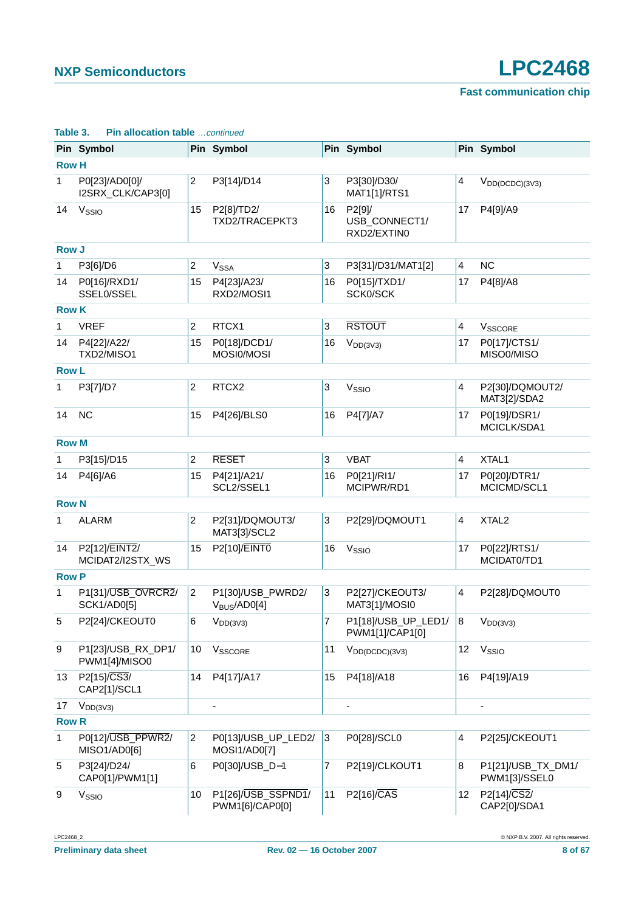**Table 3. Pin allocation table** *…continued*

| Pin | Symbol | Pin | Symbol | Pin | Symbol | Pin | Symbol |
|---|---|---|---|---|---|---|---|
| **Row H** | | | | | | | |
| 1 | P0[23]/AD0[0]/ I2SRX_CLK/CAP3[0] | 2 | P3[14]/D14 | 3 | P3[30]/D30/ MAT1[1]/RTS1 | 4 | $V_{DD(DCDC)(3V3)}$ |
| 14 | $V_{SSIO}$ | 15 | P2[8]/TD2/ TXD2/TRACEPKT3 | 16 | P2[9]/ USB_CONNECT1/ RXD2/EXTIN0 | 17 | P4[9]/A9 |
| **Row J** | | | | | | | |
| 1 | P3[6]/D6 | 2 | $V_{SSA}$ | 3 | P3[31]/D31/MAT1[2] | 4 | NC |
| 14 | P0[16]/RXD1/ SSEL0/SSEL | 15 | P4[23]/A23/ RXD2/MOSI1 | 16 | P0[15]/TXD1/ SCK0/SCK | 17 | P4[8]/A8 |
| **Row K** | | | | | | | |
| 1 | VREF | 2 | RTCX1 | 3 | $\overline{\text{RSTOUT}}$ | 4 | $V_{SSCORE}$ |
| 14 | P4[22]/A22/ TXD2/MISO1 | 15 | P0[18]/DCD1/ MOSI0/MOSI | 16 | $V_{DD(3V3)}$ | 17 | P0[17]/CTS1/ MISO0/MISO |
| **Row L** | | | | | | | |
| 1 | P3[7]/D7 | 2 | RTCX2 | 3 | $V_{SSIO}$ | 4 | P2[30]/DQMOUT2/ MAT3[2]/SDA2 |
| 14 | NC | 15 | P4[26]/BLS0 | 16 | P4[7]/A7 | 17 | P0[19]/DSR1/ MCICLK/SDA1 |
| **Row M** | | | | | | | |
| 1 | P3[15]/D15 | 2 | $\overline{\text{RESET}}$ | 3 | VBAT | 4 | XTAL1 |
| 14 | P4[6]/A6 | 15 | P4[21]/A21/ SCL2/SSEL1 | 16 | P0[21]/RI1/ MCIPWR/RD1 | 17 | P0[20]/DTR1/ MCICMD/SCL1 |
| **Row N** | | | | | | | |
| 1 | ALARM | 2 | P2[31]/DQMOUT3/ MAT3[3]/SCL2 | 3 | P2[29]/DQMOUT1 | 4 | XTAL2 |
| 14 | P2[12]/$\overline{\text{EINT2}}$/ MCIDAT2/I2STX_WS | 15 | P2[10]/$\overline{\text{EINT0}}$ | 16 | $V_{SSIO}$ | 17 | P0[22]/RTS1/ MCIDAT0/TD1 |
| **Row P** | | | | | | | |
| 1 | P1[31]/$\overline{\text{USB\_OVRCR2}}$/ SCK1/AD0[5] | 2 | P1[30]/USB_PWRD2/ $V_{BUS}$/AD0[4] | 3 | P2[27]/CKEOUT3/ MAT3[1]/MOSI0 | 4 | P2[28]/DQMOUT0 |
| 5 | P2[24]/CKEOUT0 | 6 | $V_{DD(3V3)}$ | 7 | P1[18]/USB_UP_LED1/ PWM1[1]/CAP1[0] | 8 | $V_{DD(3V3)}$ |
| 9 | P1[23]/USB_RX_DP1/ PWM1[4]/MISO0 | 10 | $V_{SSCORE}$ | 11 | $V_{DD(DCDC)(3V3)}$ | 12 | $V_{SSIO}$ |
| 13 | P2[15]/$\overline{\text{CS3}}$/ CAP2[1]/SCL1 | 14 | P4[17]/A17 | 15 | P4[18]/A18 | 16 | P4[19]/A19 |
| 17 | $V_{DD(3V3)}$ | | - | | - | | - |
| **Row R** | | | | | | | |
| 1 | P0[12]/$\overline{\text{USB\_PPWR2}}$/ MISO1/AD0[6] | 2 | P0[13]/USB_UP_LED2/ MOSI1/AD0[7] | 3 | P0[28]/SCL0 | 4 | P2[25]/CKEOUT1 |
| 5 | P3[24]/D24/ CAP0[1]/PWM1[1] | 6 | P0[30]/USB_D−1 | 7 | P2[19]/CLKOUT1 | 8 | P1[21]/USB_TX_DM1/ PWM1[3]/SSEL0 |
| 9 | $V_{SSIO}$ | 10 | P1[26]/$\overline{\text{USB\_SSPND1}}$/ PWM1[6]/CAP0[0] | 11 | P2[16]/$\overline{\text{CAS}}$ | 12 | P2[14]/$\overline{\text{CS2}}$/ CAP2[0]/SDA1 |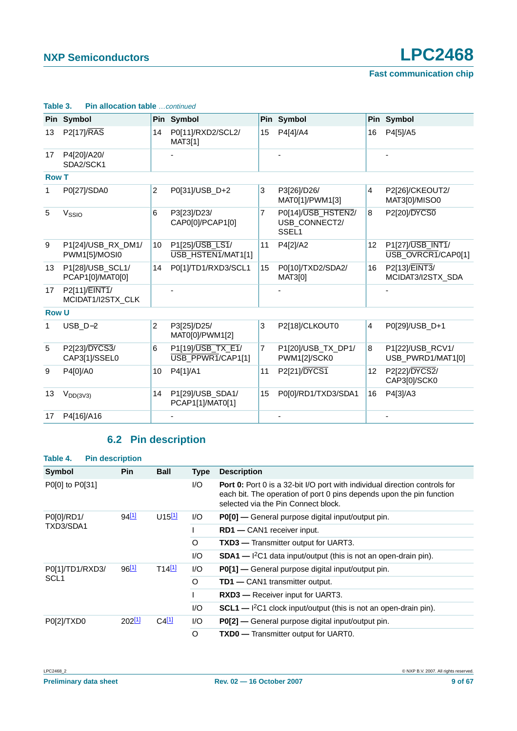**Table 3. Pin allocation table** *…continued*

| Pin | Symbol | Pin | Symbol | Pin | Symbol | Pin | Symbol |
|---|---|---|---|---|---|---|---|
| 13 | P2[17]/RAS | 14 | P0[11]/RXD2/SCL2/ MAT3[1] | 15 | P4[4]/A4 | 16 | P4[5]/A5 |
| 17 | P4[20]/A20/ SDA2/SCK1 | | - | | - | | - |
| **Row T** | | | | | | | |
| 1 | P0[27]/SDA0 | 2 | P0[31]/USB_D+2 | 3 | P3[26]/D26/ MAT0[1]/PWM1[3] | 4 | P2[26]/CKEOUT2/ MAT3[0]/MISO0 |
| 5 | $V_{SSIO}$ | 6 | P3[23]/D23/ CAP0[0]/PCAP1[0] | 7 | P0[14]/USB_HSTEN2/ USB_CONNECT2/ SSEL1 | 8 | P2[20]/DYCS0 |
| 9 | P1[24]/USB_RX_DM1/ PWM1[5]/MOSI0 | 10 | P1[25]/USB_LS1/ USB_HSTEN1/MAT1[1] | 11 | P4[2]/A2 | 12 | P1[27]/USB_INT1/ USB_OVRCR1/CAP0[1] |
| 13 | P1[28]/USB_SCL1/ PCAP1[0]/MAT0[0] | 14 | P0[1]/TD1/RXD3/SCL1 | 15 | P0[10]/TXD2/SDA2/ MAT3[0] | 16 | P2[13]/EINT3/ MCIDAT3/I2STX_SDA |
| 17 | P2[11]/EINT1/ MCIDAT1/I2STX_CLK | | - | | - | | - |
| **Row U** | | | | | | | |
| 1 | USB_D−2 | 2 | P3[25]/D25/ MAT0[0]/PWM1[2] | 3 | P2[18]/CLKOUT0 | 4 | P0[29]/USB_D+1 |
| 5 | P2[23]/DYCS3/ CAP3[1]/SSEL0 | 6 | P1[19]/USB_TX_E1/ USB_PPWR1/CAP1[1] | 7 | P1[20]/USB_TX_DP1/ PWM1[2]/SCK0 | 8 | P1[22]/USB_RCV1/ USB_PWRD1/MAT1[0] |
| 9 | P4[0]/A0 | 10 | P4[1]/A1 | 11 | P2[21]/DYCS1 | 12 | P2[22]/DYCS2/ CAP3[0]/SCK0 |
| 13 | $V_{DD(3V3)}$ | 14 | P1[29]/USB_SDA1/ PCAP1[1]/MAT0[1] | 15 | P0[0]/RD1/TXD3/SDA1 | 16 | P4[3]/A3 |
| 17 | P4[16]/A16 | | - | | - | | - |

## 6.2 Pin description

**Table 4. Pin description**

| Symbol | Pin | Ball | Type | Description |
|---|---|---|---|---|
| P0[0] to P0[31] | | | I/O | **Port 0:** Port 0 is a 32-bit I/O port with individual direction controls for each bit. The operation of port 0 pins depends upon the pin function selected via the Pin Connect block. |
| P0[0]/RD1/ TXD3/SDA1 | 94[1] | U15[1] | I/O | **P0[0] —** General purpose digital input/output pin. |
| | | | I | **RD1 —** CAN1 receiver input. |
| | | | O | **TXD3 —** Transmitter output for UART3. |
| | | | I/O | **SDA1 —** $I^2C1$ data input/output (this is not an open-drain pin). |
| P0[1]/TD1/RXD3/ SCL1 | 96[1] | T14[1] | I/O | **P0[1] —** General purpose digital input/output pin. |
| | | | O | **TD1 —** CAN1 transmitter output. |
| | | | I | **RXD3 —** Receiver input for UART3. |
| | | | I/O | **SCL1 —** $I^2C1$ clock input/output (this is not an open-drain pin). |
| P0[2]/TXD0 | 202[1] | C4[1] | I/O | **P0[2] —** General purpose digital input/output pin. |
| | | | O | **TXD0 —** Transmitter output for UART0. |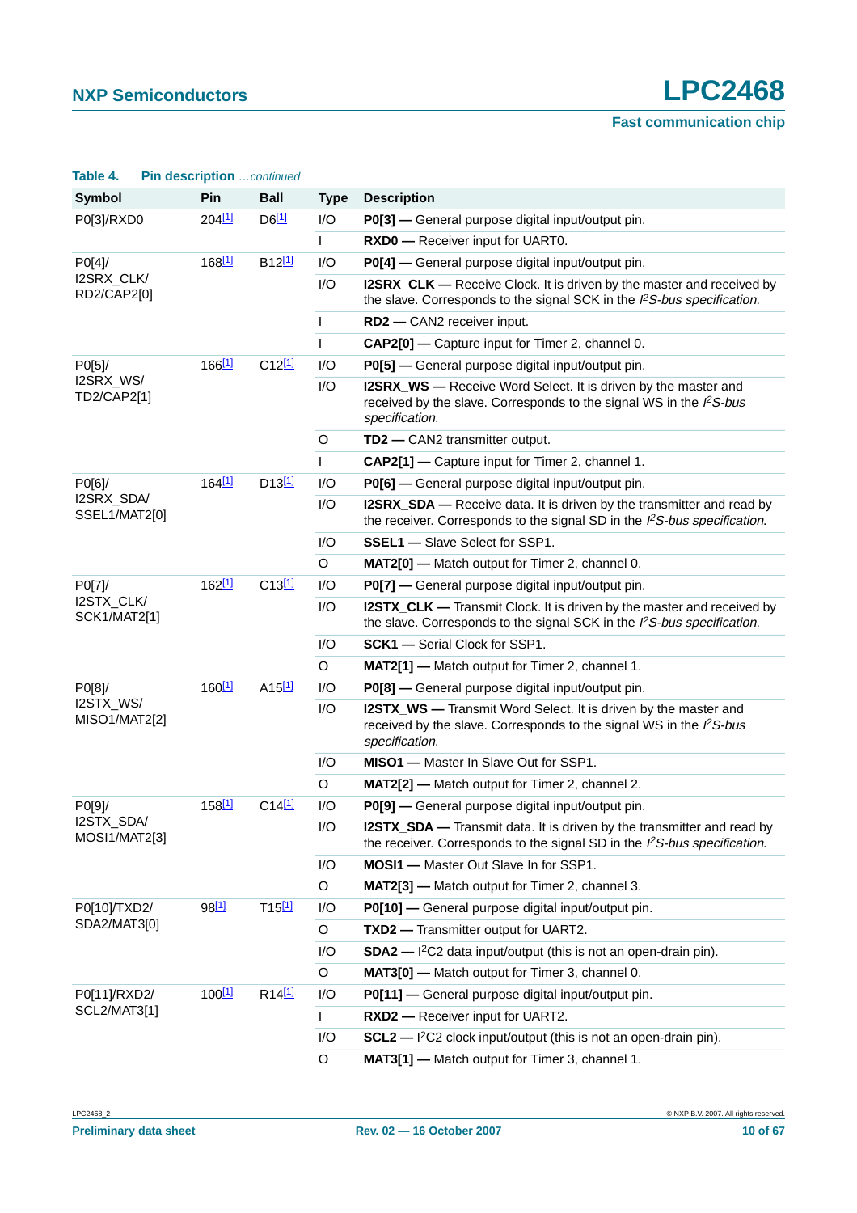**Table 4. Pin description** *...continued*

| Symbol | Pin | Ball | Type | Description |
|---|---|---|---|---|
| P0[3]/RXD0 | 204[1] | D6[1] | I/O | **P0[3] —** General purpose digital input/output pin. |
| | | | I | **RXD0 —** Receiver input for UART0. |
| P0[4]/ I2SRX_CLK/ RD2/CAP2[0] | 168[1] | B12[1] | I/O | **P0[4] —** General purpose digital input/output pin. |
| | | | I/O | **I2SRX_CLK —** Receive Clock. It is driven by the master and received by the slave. Corresponds to the signal SCK in the *I$^2$S-bus specification*. |
| | | | I | **RD2 —** CAN2 receiver input. |
| | | | I | **CAP2[0] —** Capture input for Timer 2, channel 0. |
| P0[5]/ I2SRX_WS/ TD2/CAP2[1] | 166[1] | C12[1] | I/O | **P0[5] —** General purpose digital input/output pin. |
| | | | I/O | **I2SRX_WS —** Receive Word Select. It is driven by the master and received by the slave. Corresponds to the signal WS in the *I$^2$S-bus specification*. |
| | | | O | **TD2 —** CAN2 transmitter output. |
| | | | I | **CAP2[1] —** Capture input for Timer 2, channel 1. |
| P0[6]/ I2SRX_SDA/ SSEL1/MAT2[0] | 164[1] | D13[1] | I/O | **P0[6] —** General purpose digital input/output pin. |
| | | | I/O | **I2SRX_SDA —** Receive data. It is driven by the transmitter and read by the receiver. Corresponds to the signal SD in the *I$^2$S-bus specification*. |
| | | | I/O | **SSEL1 —** Slave Select for SSP1. |
| | | | O | **MAT2[0] —** Match output for Timer 2, channel 0. |
| P0[7]/ I2STX_CLK/ SCK1/MAT2[1] | 162[1] | C13[1] | I/O | **P0[7] —** General purpose digital input/output pin. |
| | | | I/O | **I2STX_CLK —** Transmit Clock. It is driven by the master and received by the slave. Corresponds to the signal SCK in the *I$^2$S-bus specification*. |
| | | | I/O | **SCK1 —** Serial Clock for SSP1. |
| | | | O | **MAT2[1] —** Match output for Timer 2, channel 1. |
| P0[8]/ I2STX_WS/ MISO1/MAT2[2] | 160[1] | A15[1] | I/O | **P0[8] —** General purpose digital input/output pin. |
| | | | I/O | **I2STX_WS —** Transmit Word Select. It is driven by the master and received by the slave. Corresponds to the signal WS in the *I$^2$S-bus specification*. |
| | | | I/O | **MISO1 —** Master In Slave Out for SSP1. |
| | | | O | **MAT2[2] —** Match output for Timer 2, channel 2. |
| P0[9]/ I2STX_SDA/ MOSI1/MAT2[3] | 158[1] | C14[1] | I/O | **P0[9] —** General purpose digital input/output pin. |
| | | | I/O | **I2STX_SDA —** Transmit data. It is driven by the transmitter and read by the receiver. Corresponds to the signal SD in the *I$^2$S-bus specification*. |
| | | | I/O | **MOSI1 —** Master Out Slave In for SSP1. |
| | | | O | **MAT2[3] —** Match output for Timer 2, channel 3. |
| P0[10]/TXD2/ SDA2/MAT3[0] | 98[1] | T15[1] | I/O | **P0[10] —** General purpose digital input/output pin. |
| | | | O | **TXD2 —** Transmitter output for UART2. |
| | | | I/O | **SDA2 —** I$^2$C2 data input/output (this is not an open-drain pin). |
| | | | O | **MAT3[0] —** Match output for Timer 3, channel 0. |
| P0[11]/RXD2/ SCL2/MAT3[1] | 100[1] | R14[1] | I/O | **P0[11] —** General purpose digital input/output pin. |
| | | | I | **RXD2 —** Receiver input for UART2. |
| | | | I/O | **SCL2 —** I$^2$C2 clock input/output (this is not an open-drain pin). |
| | | | O | **MAT3[1] —** Match output for Timer 3, channel 1. |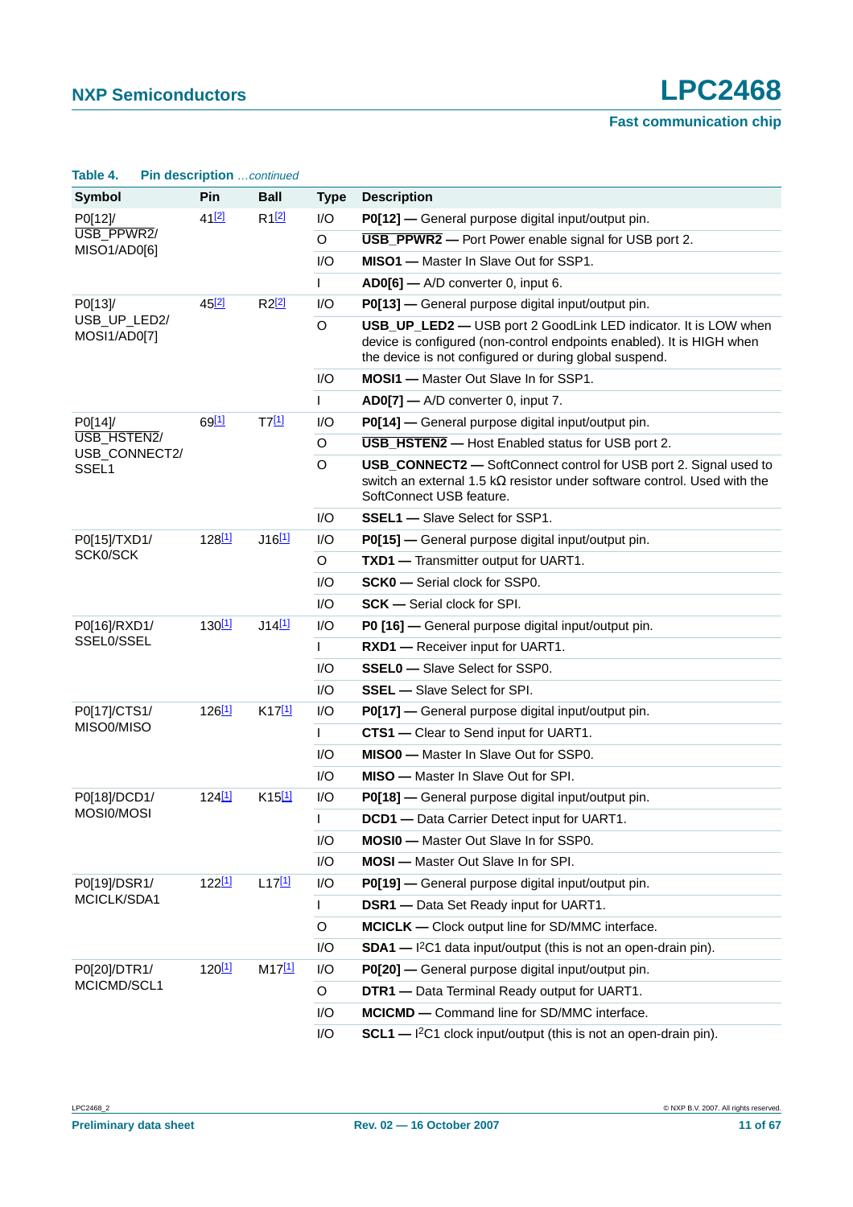**Table 4. Pin description** *...continued*

| Symbol | Pin | Ball | Type | Description |
|---|---|---|---|---|
| P0[12]/ USB_PPWR2/ MISO1/AD0[6] | 41[2] | R1[2] | I/O | **P0[12] —** General purpose digital input/output pin. |
| | | | O | **USB_PPWR2 —** Port Power enable signal for USB port 2. |
| | | | I/O | **MISO1 —** Master In Slave Out for SSP1. |
| | | | I | **AD0[6] —** A/D converter 0, input 6. |
| P0[13]/ USB_UP_LED2/ MOSI1/AD0[7] | 45[2] | R2[2] | I/O | **P0[13] —** General purpose digital input/output pin. |
| | | | O | **USB_UP_LED2 —** USB port 2 GoodLink LED indicator. It is LOW when device is configured (non-control endpoints enabled). It is HIGH when the device is not configured or during global suspend. |
| | | | I/O | **MOSI1 —** Master Out Slave In for SSP1. |
| | | | I | **AD0[7] —** A/D converter 0, input 7. |
| P0[14]/ USB_HSTEN2/ USB_CONNECT2/ SSEL1 | 69[1] | T7[1] | I/O | **P0[14] —** General purpose digital input/output pin. |
| | | | O | **USB_HSTEN2 —** Host Enabled status for USB port 2. |
| | | | O | **USB_CONNECT2 —** SoftConnect control for USB port 2. Signal used to switch an external 1.5 kΩ resistor under software control. Used with the SoftConnect USB feature. |
| | | | I/O | **SSEL1 —** Slave Select for SSP1. |
| P0[15]/TXD1/ SCK0/SCK | 128[1] | J16[1] | I/O | **P0[15] —** General purpose digital input/output pin. |
| | | | O | **TXD1 —** Transmitter output for UART1. |
| | | | I/O | **SCK0 —** Serial clock for SSP0. |
| | | | I/O | **SCK —** Serial clock for SPI. |
| P0[16]/RXD1/ SSEL0/SSEL | 130[1] | J14[1] | I/O | **P0 [16] —** General purpose digital input/output pin. |
| | | | I | **RXD1 —** Receiver input for UART1. |
| | | | I/O | **SSEL0 —** Slave Select for SSP0. |
| | | | I/O | **SSEL —** Slave Select for SPI. |
| P0[17]/CTS1/ MISO0/MISO | 126[1] | K17[1] | I/O | **P0[17] —** General purpose digital input/output pin. |
| | | | I | **CTS1 —** Clear to Send input for UART1. |
| | | | I/O | **MISO0 —** Master In Slave Out for SSP0. |
| | | | I/O | **MISO —** Master In Slave Out for SPI. |
| P0[18]/DCD1/ MOSI0/MOSI | 124[1] | K15[1] | I/O | **P0[18] —** General purpose digital input/output pin. |
| | | | I | **DCD1 —** Data Carrier Detect input for UART1. |
| | | | I/O | **MOSI0 —** Master Out Slave In for SSP0. |
| | | | I/O | **MOSI —** Master Out Slave In for SPI. |
| P0[19]/DSR1/ MCICLK/SDA1 | 122[1] | L17[1] | I/O | **P0[19] —** General purpose digital input/output pin. |
| | | | I | **DSR1 —** Data Set Ready input for UART1. |
| | | | O | **MCICLK —** Clock output line for SD/MMC interface. |
| | | | I/O | **SDA1 —** I$^2$C1 data input/output (this is not an open-drain pin). |
| P0[20]/DTR1/ MCICMD/SCL1 | 120[1] | M17[1] | I/O | **P0[20] —** General purpose digital input/output pin. |
| | | | O | **DTR1 —** Data Terminal Ready output for UART1. |
| | | | I/O | **MCICMD —** Command line for SD/MMC interface. |
| | | | I/O | **SCL1 —** I$^2$C1 clock input/output (this is not an open-drain pin). |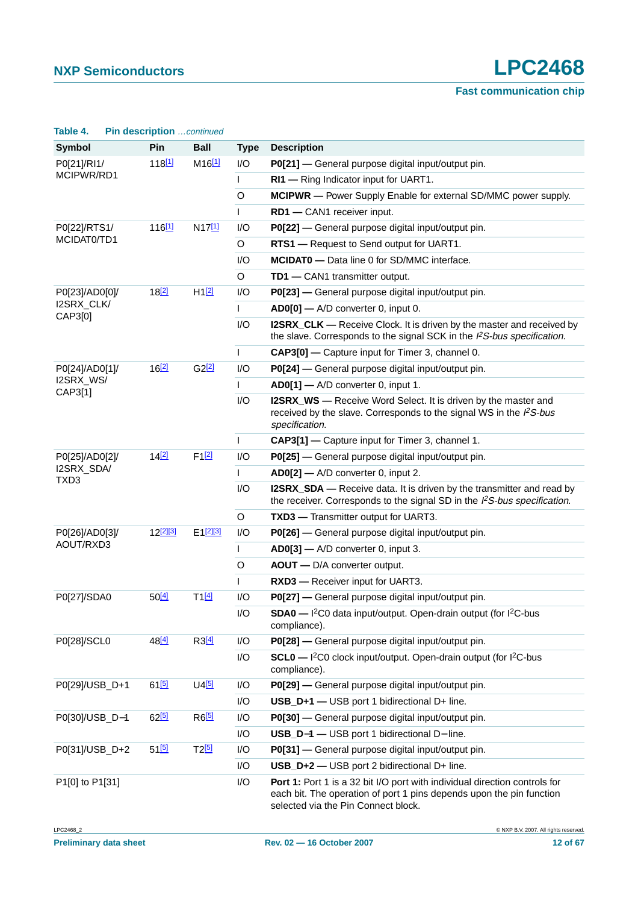**Table 4. Pin description** *...continued*

| Symbol | Pin | Ball | Type | Description |
|---|---|---|---|---|
| P0[21]/RI1/ MCIPWR/RD1 | 118[1] | M16[1] | I/O | **P0[21] —** General purpose digital input/output pin. |
| | | | I | **RI1 —** Ring Indicator input for UART1. |
| | | | O | **MCIPWR —** Power Supply Enable for external SD/MMC power supply. |
| | | | I | **RD1 —** CAN1 receiver input. |
| P0[22]/RTS1/ MCIDAT0/TD1 | 116[1] | N17[1] | I/O | **P0[22] —** General purpose digital input/output pin. |
| | | | O | **RTS1 —** Request to Send output for UART1. |
| | | | I/O | **MCIDAT0 —** Data line 0 for SD/MMC interface. |
| | | | O | **TD1 —** CAN1 transmitter output. |
| P0[23]/AD0[0]/ I2SRX_CLK/ CAP3[0] | 18[2] | H1[2] | I/O | **P0[23] —** General purpose digital input/output pin. |
| | | | I | **AD0[0] —** A/D converter 0, input 0. |
| | | | I/O | **I2SRX_CLK —** Receive Clock. It is driven by the master and received by the slave. Corresponds to the signal SCK in the *$I^2S$-bus specification*. |
| | | | I | **CAP3[0] —** Capture input for Timer 3, channel 0. |
| P0[24]/AD0[1]/ I2SRX_WS/ CAP3[1] | 16[2] | G2[2] | I/O | **P0[24] —** General purpose digital input/output pin. |
| | | | I | **AD0[1] —** A/D converter 0, input 1. |
| | | | I/O | **I2SRX_WS —** Receive Word Select. It is driven by the master and received by the slave. Corresponds to the signal WS in the *$I^2S$-bus specification*. |
| | | | I | **CAP3[1] —** Capture input for Timer 3, channel 1. |
| P0[25]/AD0[2]/ I2SRX_SDA/ TXD3 | 14[2] | F1[2] | I/O | **P0[25] —** General purpose digital input/output pin. |
| | | | I | **AD0[2] —** A/D converter 0, input 2. |
| | | | I/O | **I2SRX_SDA —** Receive data. It is driven by the transmitter and read by the receiver. Corresponds to the signal SD in the *$I^2S$-bus specification*. |
| | | | O | **TXD3 —** Transmitter output for UART3. |
| P0[26]/AD0[3]/ AOUT/RXD3 | 12[2][3] | E1[2][3] | I/O | **P0[26] —** General purpose digital input/output pin. |
| | | | I | **AD0[3] —** A/D converter 0, input 3. |
| | | | O | **AOUT —** D/A converter output. |
| | | | I | **RXD3 —** Receiver input for UART3. |
| P0[27]/SDA0 | 50[4] | T1[4] | I/O | **P0[27] —** General purpose digital input/output pin. |
| | | | I/O | **SDA0 —** $I^2C0$ data input/output. Open-drain output (for $I^2C$-bus compliance). |
| P0[28]/SCL0 | 48[4] | R3[4] | I/O | **P0[28] —** General purpose digital input/output pin. |
| | | | I/O | **SCL0 —** $I^2C0$ clock input/output. Open-drain output (for $I^2C$-bus compliance). |
| P0[29]/USB_D+1 | 61[5] | U4[5] | I/O | **P0[29] —** General purpose digital input/output pin. |
| | | | I/O | **USB_D+1 —** USB port 1 bidirectional D+ line. |
| P0[30]/USB_D−1 | 62[5] | R6[5] | I/O | **P0[30] —** General purpose digital input/output pin. |
| | | | I/O | **USB_D−1 —** USB port 1 bidirectional D− line. |
| P0[31]/USB_D+2 | 51[5] | T2[5] | I/O | **P0[31] —** General purpose digital input/output pin. |
| | | | I/O | **USB_D+2 —** USB port 2 bidirectional D+ line. |
| P1[0] to P1[31] | | | I/O | **Port 1:** Port 1 is a 32 bit I/O port with individual direction controls for each bit. The operation of port 1 pins depends upon the pin function selected via the Pin Connect block. |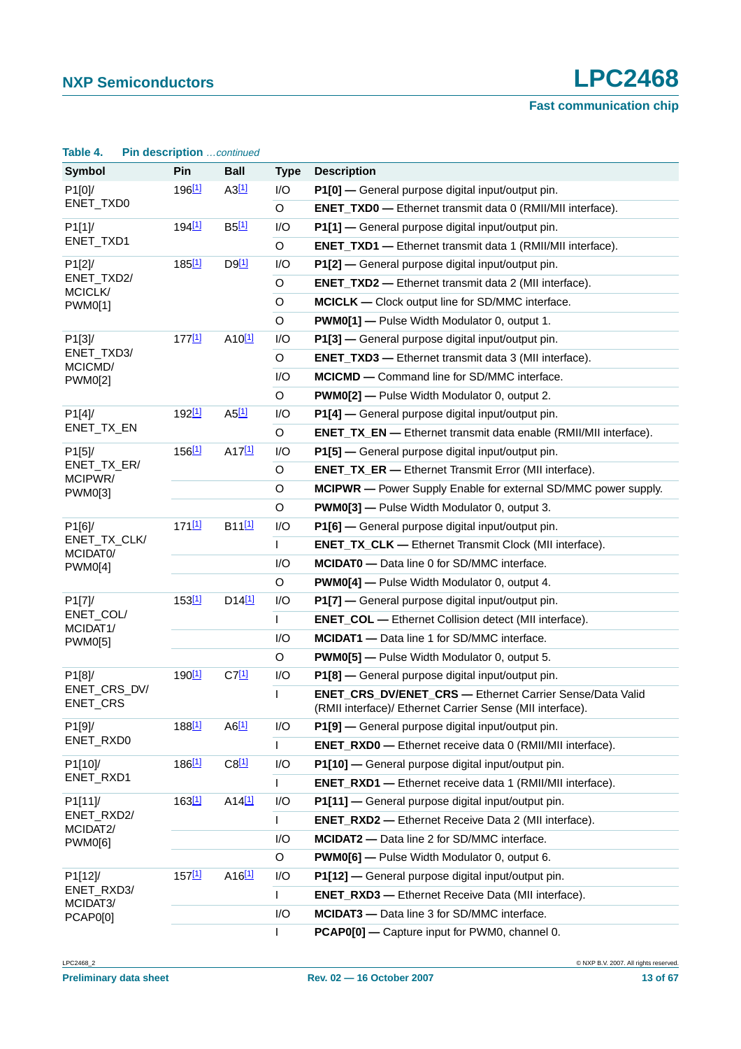**Table 4. Pin description** *...continued*

| Symbol | Pin | Ball | Type | Description |
|---|---|---|---|---|
| P1[0]/ ENET_TXD0 | 196[1] | A3[1] | I/O | **P1[0]** — General purpose digital input/output pin. |
| | | | O | **ENET_TXD0** — Ethernet transmit data 0 (RMII/MII interface). |
| P1[1]/ ENET_TXD1 | 194[1] | B5[1] | I/O | **P1[1]** — General purpose digital input/output pin. |
| | | | O | **ENET_TXD1** — Ethernet transmit data 1 (RMII/MII interface). |
| P1[2]/ ENET_TXD2/ MCICLK/ PWM0[1] | 185[1] | D9[1] | I/O | **P1[2]** — General purpose digital input/output pin. |
| | | | O | **ENET_TXD2** — Ethernet transmit data 2 (MII interface). |
| | | | O | **MCICLK** — Clock output line for SD/MMC interface. |
| | | | O | **PWM0[1]** — Pulse Width Modulator 0, output 1. |
| P1[3]/ ENET_TXD3/ MCICMD/ PWM0[2] | 177[1] | A10[1] | I/O | **P1[3]** — General purpose digital input/output pin. |
| | | | O | **ENET_TXD3** — Ethernet transmit data 3 (MII interface). |
| | | | I/O | **MCICMD** — Command line for SD/MMC interface. |
| | | | O | **PWM0[2]** — Pulse Width Modulator 0, output 2. |
| P1[4]/ ENET_TX_EN | 192[1] | A5[1] | I/O | **P1[4]** — General purpose digital input/output pin. |
| | | | O | **ENET_TX_EN** — Ethernet transmit data enable (RMII/MII interface). |
| P1[5]/ ENET_TX_ER/ MCIPWR/ PWM0[3] | 156[1] | A17[1] | I/O | **P1[5]** — General purpose digital input/output pin. |
| | | | O | **ENET_TX_ER** — Ethernet Transmit Error (MII interface). |
| | | | O | **MCIPWR** — Power Supply Enable for external SD/MMC power supply. |
| | | | O | **PWM0[3]** — Pulse Width Modulator 0, output 3. |
| P1[6]/ ENET_TX_CLK/ MCIDAT0/ PWM0[4] | 171[1] | B11[1] | I/O | **P1[6]** — General purpose digital input/output pin. |
| | | | I | **ENET_TX_CLK** — Ethernet Transmit Clock (MII interface). |
| | | | I/O | **MCIDAT0** — Data line 0 for SD/MMC interface. |
| | | | O | **PWM0[4]** — Pulse Width Modulator 0, output 4. |
| P1[7]/ ENET_COL/ MCIDAT1/ PWM0[5] | 153[1] | D14[1] | I/O | **P1[7]** — General purpose digital input/output pin. |
| | | | I | **ENET_COL** — Ethernet Collision detect (MII interface). |
| | | | I/O | **MCIDAT1** — Data line 1 for SD/MMC interface. |
| | | | O | **PWM0[5]** — Pulse Width Modulator 0, output 5. |
| P1[8]/ ENET_CRS_DV/ ENET_CRS | 190[1] | C7[1] | I/O | **P1[8]** — General purpose digital input/output pin. |
| | | | I | **ENET_CRS_DV/ENET_CRS** — Ethernet Carrier Sense/Data Valid (RMII interface)/ Ethernet Carrier Sense (MII interface). |
| P1[9]/ ENET_RXD0 | 188[1] | A6[1] | I/O | **P1[9]** — General purpose digital input/output pin. |
| | | | I | **ENET_RXD0** — Ethernet receive data 0 (RMII/MII interface). |
| P1[10]/ ENET_RXD1 | 186[1] | C8[1] | I/O | **P1[10]** — General purpose digital input/output pin. |
| | | | I | **ENET_RXD1** — Ethernet receive data 1 (RMII/MII interface). |
| P1[11]/ ENET_RXD2/ MCIDAT2/ PWM0[6] | 163[1] | A14[1] | I/O | **P1[11]** — General purpose digital input/output pin. |
| | | | I | **ENET_RXD2** — Ethernet Receive Data 2 (MII interface). |
| | | | I/O | **MCIDAT2** — Data line 2 for SD/MMC interface. |
| | | | O | **PWM0[6]** — Pulse Width Modulator 0, output 6. |
| P1[12]/ ENET_RXD3/ MCIDAT3/ PCAP0[0] | 157[1] | A16[1] | I/O | **P1[12]** — General purpose digital input/output pin. |
| | | | I | **ENET_RXD3** — Ethernet Receive Data (MII interface). |
| | | | I/O | **MCIDAT3** — Data line 3 for SD/MMC interface. |
| | | | I | **PCAP0[0]** — Capture input for PWM0, channel 0. |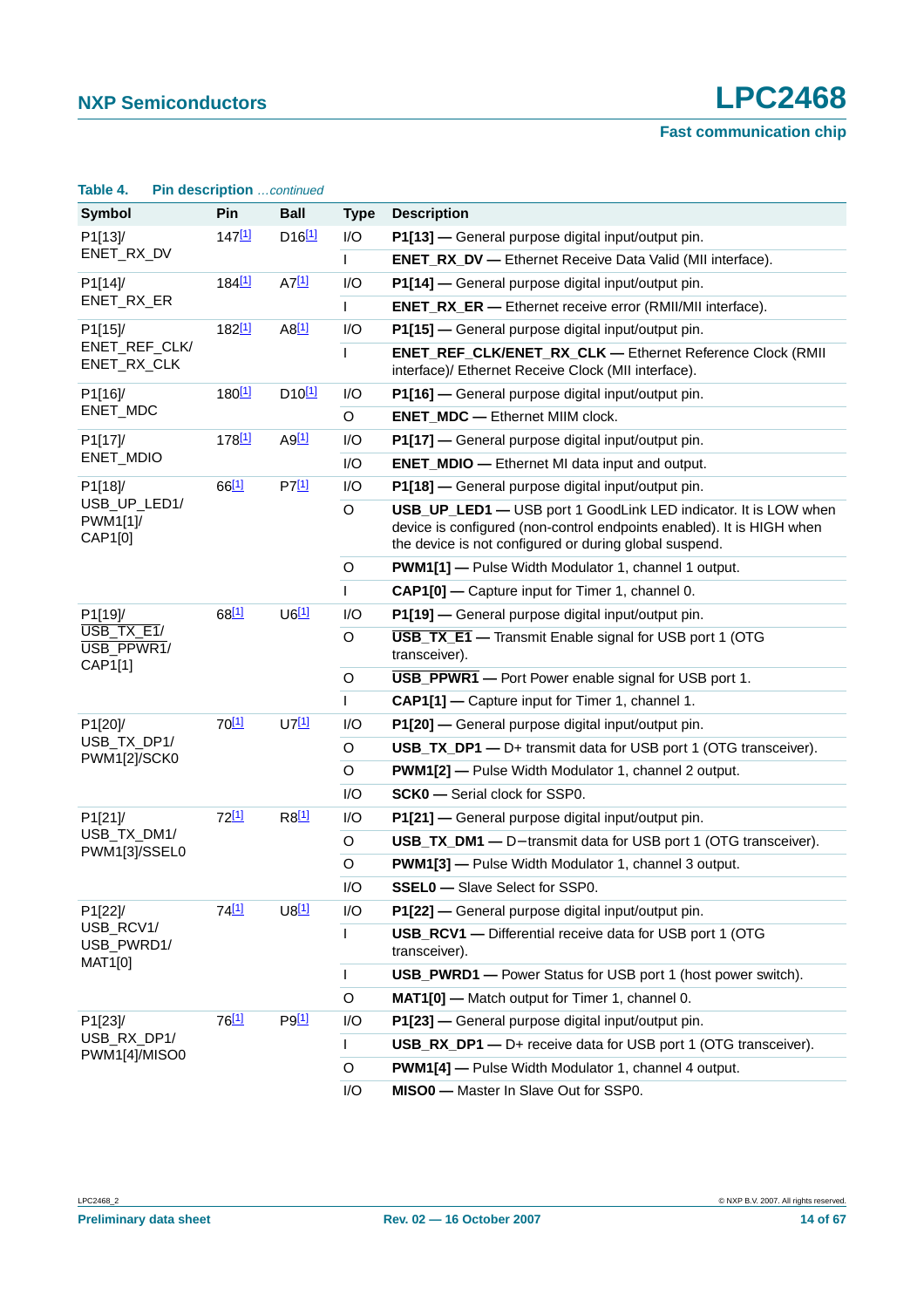**Table 4. Pin description** *...continued*

| Symbol | Pin | Ball | Type | Description |
|---|---|---|---|---|
| P1[13]/ ENET_RX_DV | 147[1] | D16[1] | I/O | **P1[13] —** General purpose digital input/output pin. |
| | | | I | **ENET_RX_DV —** Ethernet Receive Data Valid (MII interface). |
| P1[14]/ ENET_RX_ER | 184[1] | A7[1] | I/O | **P1[14] —** General purpose digital input/output pin. |
| | | | I | **ENET_RX_ER —** Ethernet receive error (RMII/MII interface). |
| P1[15]/ ENET_REF_CLK/ ENET_RX_CLK | 182[1] | A8[1] | I/O | **P1[15] —** General purpose digital input/output pin. |
| | | | I | **ENET_REF_CLK/ENET_RX_CLK —** Ethernet Reference Clock (RMII interface)/ Ethernet Receive Clock (MII interface). |
| P1[16]/ ENET_MDC | 180[1] | D10[1] | I/O | **P1[16] —** General purpose digital input/output pin. |
| | | | O | **ENET_MDC —** Ethernet MIIM clock. |
| P1[17]/ ENET_MDIO | 178[1] | A9[1] | I/O | **P1[17] —** General purpose digital input/output pin. |
| | | | I/O | **ENET_MDIO —** Ethernet MI data input and output. |
| P1[18]/ USB_UP_LED1/ PWM1[1]/ CAP1[0] | 66[1] | P7[1] | I/O | **P1[18] —** General purpose digital input/output pin. |
| | | | O | **USB_UP_LED1 —** USB port 1 GoodLink LED indicator. It is LOW when device is configured (non-control endpoints enabled). It is HIGH when the device is not configured or during global suspend. |
| | | | O | **PWM1[1] —** Pulse Width Modulator 1, channel 1 output. |
| | | | I | **CAP1[0] —** Capture input for Timer 1, channel 0. |
| P1[19]/ $\overline{\text{USB\_TX\_E1}}$/ $\overline{\text{USB\_PPWR1}}$/ CAP1[1] | 68[1] | U6[1] | I/O | **P1[19] —** General purpose digital input/output pin. |
| | | | O | **$\overline{\text{USB\_TX\_E1}}$ —** Transmit Enable signal for USB port 1 (OTG transceiver). |
| | | | O | **$\overline{\text{USB\_PPWR1}}$ —** Port Power enable signal for USB port 1. |
| | | | I | **CAP1[1] —** Capture input for Timer 1, channel 1. |
| P1[20]/ USB_TX_DP1/ PWM1[2]/SCK0 | 70[1] | U7[1] | I/O | **P1[20] —** General purpose digital input/output pin. |
| | | | O | **USB_TX_DP1 —** D+ transmit data for USB port 1 (OTG transceiver). |
| | | | O | **PWM1[2] —** Pulse Width Modulator 1, channel 2 output. |
| | | | I/O | **SCK0 —** Serial clock for SSP0. |
| P1[21]/ USB_TX_DM1/ PWM1[3]/SSEL0 | 72[1] | R8[1] | I/O | **P1[21] —** General purpose digital input/output pin. |
| | | | O | **USB_TX_DM1 —** D−transmit data for USB port 1 (OTG transceiver). |
| | | | O | **PWM1[3] —** Pulse Width Modulator 1, channel 3 output. |
| | | | I/O | **SSEL0 —** Slave Select for SSP0. |
| P1[22]/ USB_RCV1/ USB_PWRD1/ MAT1[0] | 74[1] | U8[1] | I/O | **P1[22] —** General purpose digital input/output pin. |
| | | | I | **USB_RCV1 —** Differential receive data for USB port 1 (OTG transceiver). |
| | | | I | **USB_PWRD1 —** Power Status for USB port 1 (host power switch). |
| | | | O | **MAT1[0] —** Match output for Timer 1, channel 0. |
| P1[23]/ USB_RX_DP1/ PWM1[4]/MISO0 | 76[1] | P9[1] | I/O | **P1[23] —** General purpose digital input/output pin. |
| | | | I | **USB_RX_DP1 —** D+ receive data for USB port 1 (OTG transceiver). |
| | | | O | **PWM1[4] —** Pulse Width Modulator 1, channel 4 output. |
| | | | I/O | **MISO0 —** Master In Slave Out for SSP0. |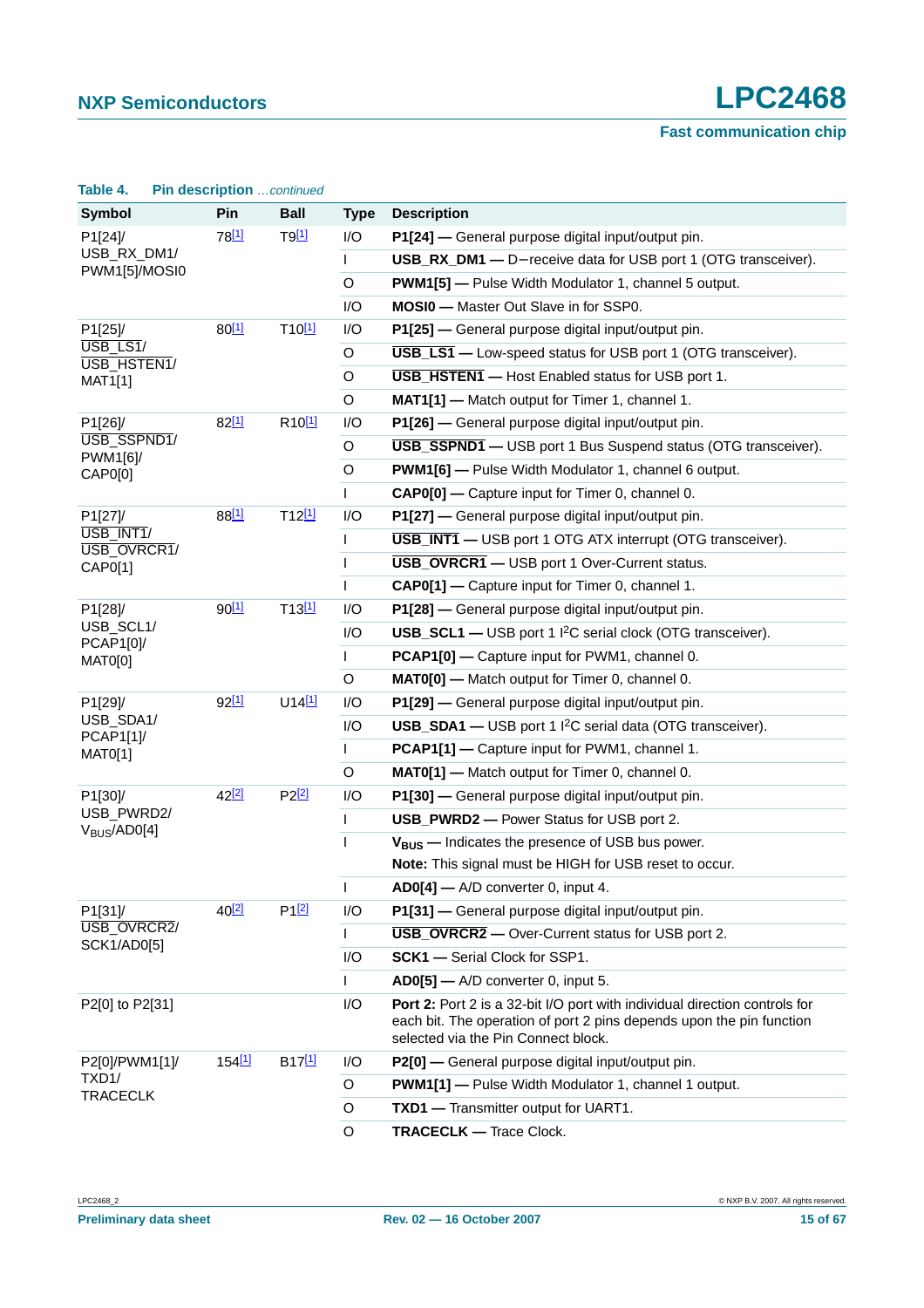**Table 4. Pin description** *...continued*

| Symbol | Pin | Ball | Type | Description |
|---|---|---|---|---|
| P1[24]/ USB_RX_DM1/ PWM1[5]/MOSI0 | 78[1] | T9[1] | I/O | **P1[24] —** General purpose digital input/output pin. |
| | | | I | **USB_RX_DM1 —** D−receive data for USB port 1 (OTG transceiver). |
| | | | O | **PWM1[5] —** Pulse Width Modulator 1, channel 5 output. |
| | | | I/O | **MOSI0 —** Master Out Slave in for SSP0. |
| P1[25]/ $\overline{\text{USB\_LS1}}$/ $\overline{\text{USB\_HSTEN1}}$/ MAT1[1] | 80[1] | T10[1] | I/O | **P1[25] —** General purpose digital input/output pin. |
| | | | O | **$\overline{\text{USB\_LS1}}$ —** Low-speed status for USB port 1 (OTG transceiver). |
| | | | O | **$\overline{\text{USB\_HSTEN1}}$ —** Host Enabled status for USB port 1. |
| | | | O | **MAT1[1] —** Match output for Timer 1, channel 1. |
| P1[26]/ $\overline{\text{USB\_SSPND1}}$/ PWM1[6]/ CAP0[0] | 82[1] | R10[1] | I/O | **P1[26] —** General purpose digital input/output pin. |
| | | | O | **$\overline{\text{USB\_SSPND1}}$ —** USB port 1 Bus Suspend status (OTG transceiver). |
| | | | O | **PWM1[6] —** Pulse Width Modulator 1, channel 6 output. |
| | | | I | **CAP0[0] —** Capture input for Timer 0, channel 0. |
| P1[27]/ $\overline{\text{USB\_INT1}}$/ $\overline{\text{USB\_OVRCR1}}$/ CAP0[1] | 88[1] | T12[1] | I/O | **P1[27] —** General purpose digital input/output pin. |
| | | | I | **$\overline{\text{USB\_INT1}}$ —** USB port 1 OTG ATX interrupt (OTG transceiver). |
| | | | I | **$\overline{\text{USB\_OVRCR1}}$ —** USB port 1 Over-Current status. |
| | | | I | **CAP0[1] —** Capture input for Timer 0, channel 1. |
| P1[28]/ USB_SCL1/ PCAP1[0]/ MAT0[0] | 90[1] | T13[1] | I/O | **P1[28] —** General purpose digital input/output pin. |
| | | | I/O | **USB_SCL1 —** USB port 1 $I^2C$ serial clock (OTG transceiver). |
| | | | I | **PCAP1[0] —** Capture input for PWM1, channel 0. |
| | | | O | **MAT0[0] —** Match output for Timer 0, channel 0. |
| P1[29]/ USB_SDA1/ PCAP1[1]/ MAT0[1] | 92[1] | U14[1] | I/O | **P1[29] —** General purpose digital input/output pin. |
| | | | I/O | **USB_SDA1 —** USB port 1 $I^2C$ serial data (OTG transceiver). |
| | | | I | **PCAP1[1] —** Capture input for PWM1, channel 1. |
| | | | O | **MAT0[1] —** Match output for Timer 0, channel 0. |
| P1[30]/ USB_PWRD2/ $V_{BUS}$/AD0[4] | 42[2] | P2[2] | I/O | **P1[30] —** General purpose digital input/output pin. |
| | | | I | **USB_PWRD2 —** Power Status for USB port 2. |
| | | | I | **$V_{BUS}$ —** Indicates the presence of USB bus power. **Note:** This signal must be HIGH for USB reset to occur. |
| | | | I | **AD0[4] —** A/D converter 0, input 4. |
| P1[31]/ $\overline{\text{USB\_OVRCR2}}$/ SCK1/AD0[5] | 40[2] | P1[2] | I/O | **P1[31] —** General purpose digital input/output pin. |
| | | | I | **$\overline{\text{USB\_OVRCR2}}$ —** Over-Current status for USB port 2. |
| | | | I/O | **SCK1 —** Serial Clock for SSP1. |
| | | | I | **AD0[5] —** A/D converter 0, input 5. |
| P2[0] to P2[31] | | | I/O | **Port 2:** Port 2 is a 32-bit I/O port with individual direction controls for each bit. The operation of port 2 pins depends upon the pin function selected via the Pin Connect block. |
| P2[0]/PWM1[1]/ TXD1/ TRACECLK | 154[1] | B17[1] | I/O | **P2[0] —** General purpose digital input/output pin. |
| | | | O | **PWM1[1] —** Pulse Width Modulator 1, channel 1 output. |
| | | | O | **TXD1 —** Transmitter output for UART1. |
| | | | O | **TRACECLK —** Trace Clock. |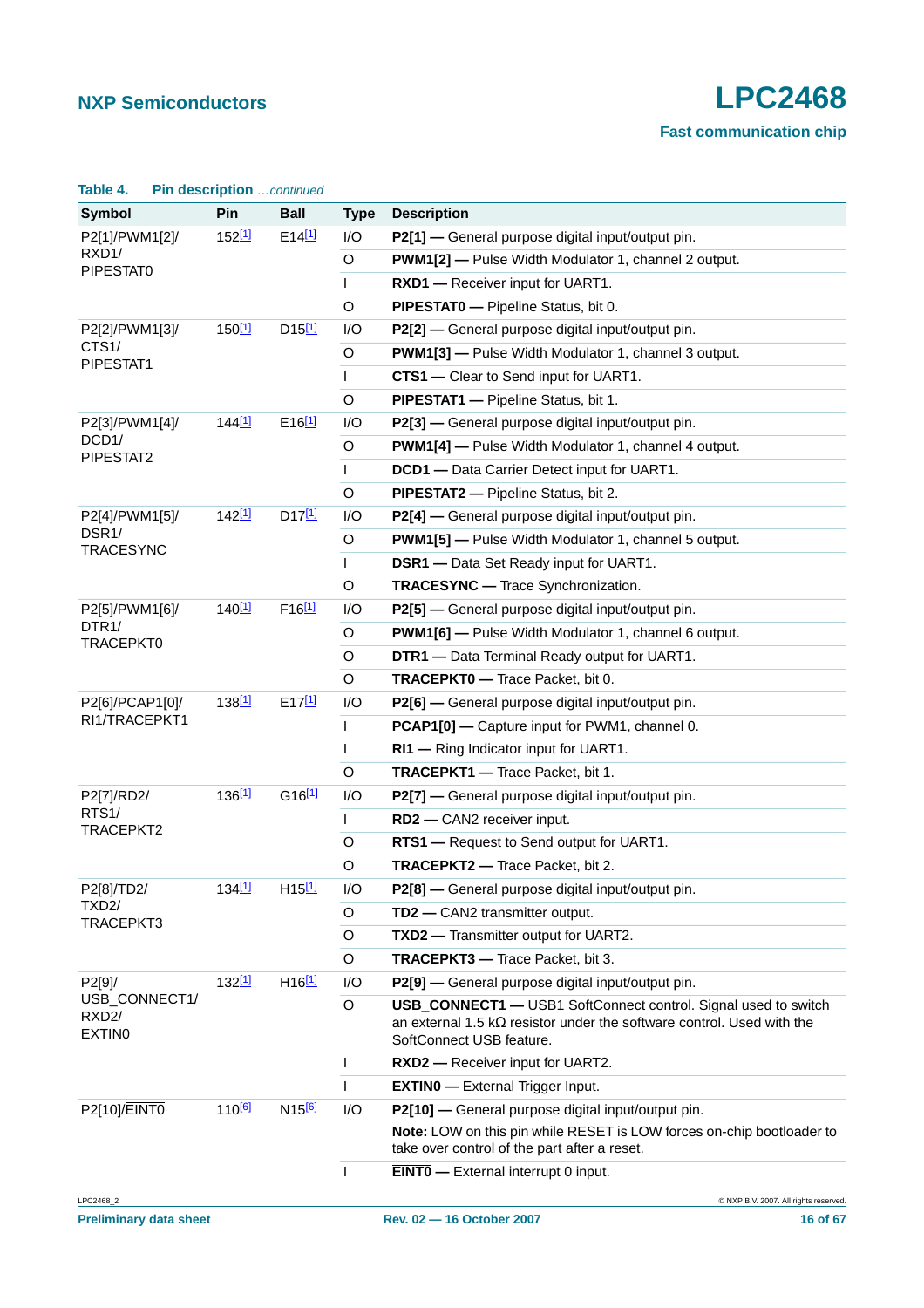**Table 4. Pin description** *...continued*

| Symbol | Pin | Ball | Type | Description |
|---|---|---|---|---|
| P2[1]/PWM1[2]/ RXD1/ PIPESTAT0 | 152[1] | E14[1] | I/O | **P2[1] —** General purpose digital input/output pin. |
| | | | O | **PWM1[2] —** Pulse Width Modulator 1, channel 2 output. |
| | | | I | **RXD1 —** Receiver input for UART1. |
| | | | O | **PIPESTAT0 —** Pipeline Status, bit 0. |
| P2[2]/PWM1[3]/ CTS1/ PIPESTAT1 | 150[1] | D15[1] | I/O | **P2[2] —** General purpose digital input/output pin. |
| | | | O | **PWM1[3] —** Pulse Width Modulator 1, channel 3 output. |
| | | | I | **CTS1 —** Clear to Send input for UART1. |
| | | | O | **PIPESTAT1 —** Pipeline Status, bit 1. |
| P2[3]/PWM1[4]/ DCD1/ PIPESTAT2 | 144[1] | E16[1] | I/O | **P2[3] —** General purpose digital input/output pin. |
| | | | O | **PWM1[4] —** Pulse Width Modulator 1, channel 4 output. |
| | | | I | **DCD1 —** Data Carrier Detect input for UART1. |
| | | | O | **PIPESTAT2 —** Pipeline Status, bit 2. |
| P2[4]/PWM1[5]/ DSR1/ TRACESYNC | 142[1] | D17[1] | I/O | **P2[4] —** General purpose digital input/output pin. |
| | | | O | **PWM1[5] —** Pulse Width Modulator 1, channel 5 output. |
| | | | I | **DSR1 —** Data Set Ready input for UART1. |
| | | | O | **TRACESYNC —** Trace Synchronization. |
| P2[5]/PWM1[6]/ DTR1/ TRACEPKT0 | 140[1] | F16[1] | I/O | **P2[5] —** General purpose digital input/output pin. |
| | | | O | **PWM1[6] —** Pulse Width Modulator 1, channel 6 output. |
| | | | O | **DTR1 —** Data Terminal Ready output for UART1. |
| | | | O | **TRACEPKT0 —** Trace Packet, bit 0. |
| P2[6]/PCAP1[0]/ RI1/TRACEPKT1 | 138[1] | E17[1] | I/O | **P2[6] —** General purpose digital input/output pin. |
| | | | I | **PCAP1[0] —** Capture input for PWM1, channel 0. |
| | | | I | **RI1 —** Ring Indicator input for UART1. |
| | | | O | **TRACEPKT1 —** Trace Packet, bit 1. |
| P2[7]/RD2/ RTS1/ TRACEPKT2 | 136[1] | G16[1] | I/O | **P2[7] —** General purpose digital input/output pin. |
| | | | I | **RD2 —** CAN2 receiver input. |
| | | | O | **RTS1 —** Request to Send output for UART1. |
| | | | O | **TRACEPKT2 —** Trace Packet, bit 2. |
| P2[8]/TD2/ TXD2/ TRACEPKT3 | 134[1] | H15[1] | I/O | **P2[8] —** General purpose digital input/output pin. |
| | | | O | **TD2 —** CAN2 transmitter output. |
| | | | O | **TXD2 —** Transmitter output for UART2. |
| | | | O | **TRACEPKT3 —** Trace Packet, bit 3. |
| P2[9]/ USB_CONNECT1/ RXD2/ EXTIN0 | 132[1] | H16[1] | I/O | **P2[9] —** General purpose digital input/output pin. |
| | | | O | **USB_CONNECT1 —** USB1 SoftConnect control. Signal used to switch an external 1.5 kΩ resistor under the software control. Used with the SoftConnect USB feature. |
| | | | I | **RXD2 —** Receiver input for UART2. |
| | | | I | **EXTIN0 —** External Trigger Input. |
| P2[10]/$\overline{\text{EINT0}}$ | 110[6] | N15[6] | I/O | **P2[10] —** General purpose digital input/output pin. **Note:** LOW on this pin while RESET is LOW forces on-chip bootloader to take over control of the part after a reset. |
| | | | I | **$\overline{\text{EINT0}}$ —** External interrupt 0 input. |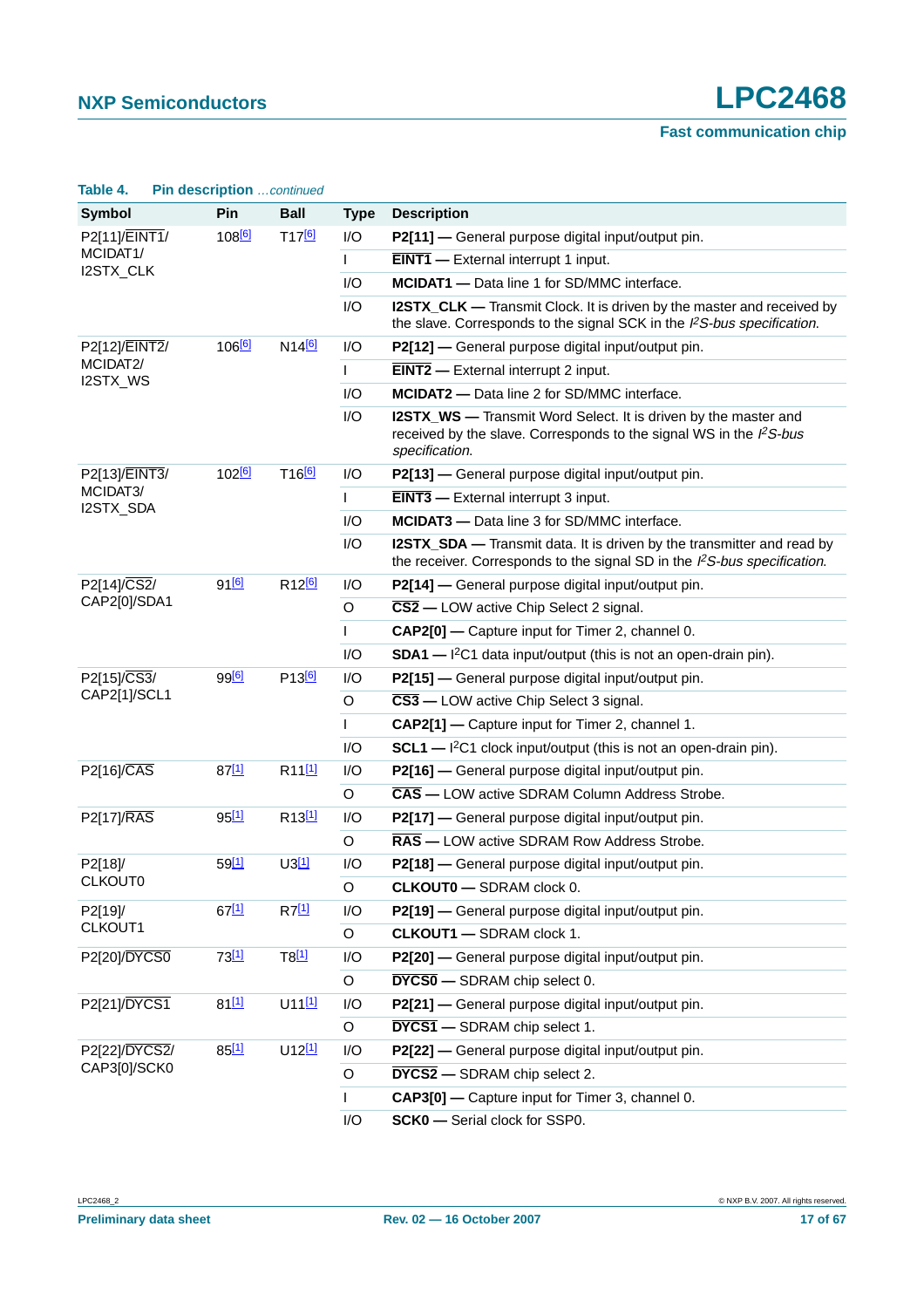**Table 4. Pin description** *…continued*

| Symbol | Pin | Ball | Type | Description |
|---|---|---|---|---|
| P2[11]/EINT1/ MCIDAT1/ I2STX_CLK | 108[6] | T17[6] | I/O | **P2[11] —** General purpose digital input/output pin. |
| | | | I | **EINT1 —** External interrupt 1 input. |
| | | | I/O | **MCIDAT1 —** Data line 1 for SD/MMC interface. |
| | | | I/O | **I2STX_CLK —** Transmit Clock. It is driven by the master and received by the slave. Corresponds to the signal SCK in the *I²S-bus specification*. |
| P2[12]/EINT2/ MCIDAT2/ I2STX_WS | 106[6] | N14[6] | I/O | **P2[12] —** General purpose digital input/output pin. |
| | | | I | **EINT2 —** External interrupt 2 input. |
| | | | I/O | **MCIDAT2 —** Data line 2 for SD/MMC interface. |
| | | | I/O | **I2STX_WS —** Transmit Word Select. It is driven by the master and received by the slave. Corresponds to the signal WS in the *I²S-bus specification*. |
| P2[13]/EINT3/ MCIDAT3/ I2STX_SDA | 102[6] | T16[6] | I/O | **P2[13] —** General purpose digital input/output pin. |
| | | | I | **EINT3 —** External interrupt 3 input. |
| | | | I/O | **MCIDAT3 —** Data line 3 for SD/MMC interface. |
| | | | I/O | **I2STX_SDA —** Transmit data. It is driven by the transmitter and read by the receiver. Corresponds to the signal SD in the *I²S-bus specification*. |
| P2[14]/CS2/ CAP2[0]/SDA1 | 91[6] | R12[6] | I/O | **P2[14] —** General purpose digital input/output pin. |
| | | | O | **CS2 —** LOW active Chip Select 2 signal. |
| | | | I | **CAP2[0] —** Capture input for Timer 2, channel 0. |
| | | | I/O | **SDA1 —** I²C1 data input/output (this is not an open-drain pin). |
| P2[15]/CS3/ CAP2[1]/SCL1 | 99[6] | P13[6] | I/O | **P2[15] —** General purpose digital input/output pin. |
| | | | O | **CS3 —** LOW active Chip Select 3 signal. |
| | | | I | **CAP2[1] —** Capture input for Timer 2, channel 1. |
| | | | I/O | **SCL1 —** I²C1 clock input/output (this is not an open-drain pin). |
| P2[16]/CAS | 87[1] | R11[1] | I/O | **P2[16] —** General purpose digital input/output pin. |
| | | | O | **CAS —** LOW active SDRAM Column Address Strobe. |
| P2[17]/RAS | 95[1] | R13[1] | I/O | **P2[17] —** General purpose digital input/output pin. |
| | | | O | **RAS —** LOW active SDRAM Row Address Strobe. |
| P2[18]/ CLKOUT0 | 59[1] | U3[1] | I/O | **P2[18] —** General purpose digital input/output pin. |
| | | | O | **CLKOUT0 —** SDRAM clock 0. |
| P2[19]/ CLKOUT1 | 67[1] | R7[1] | I/O | **P2[19] —** General purpose digital input/output pin. |
| | | | O | **CLKOUT1 —** SDRAM clock 1. |
| P2[20]/DYCS0 | 73[1] | T8[1] | I/O | **P2[20] —** General purpose digital input/output pin. |
| | | | O | **DYCS0 —** SDRAM chip select 0. |
| P2[21]/DYCS1 | 81[1] | U11[1] | I/O | **P2[21] —** General purpose digital input/output pin. |
| | | | O | **DYCS1 —** SDRAM chip select 1. |
| P2[22]/DYCS2/ CAP3[0]/SCK0 | 85[1] | U12[1] | I/O | **P2[22] —** General purpose digital input/output pin. |
| | | | O | **DYCS2 —** SDRAM chip select 2. |
| | | | I | **CAP3[0] —** Capture input for Timer 3, channel 0. |
| | | | I/O | **SCK0 —** Serial clock for SSP0. |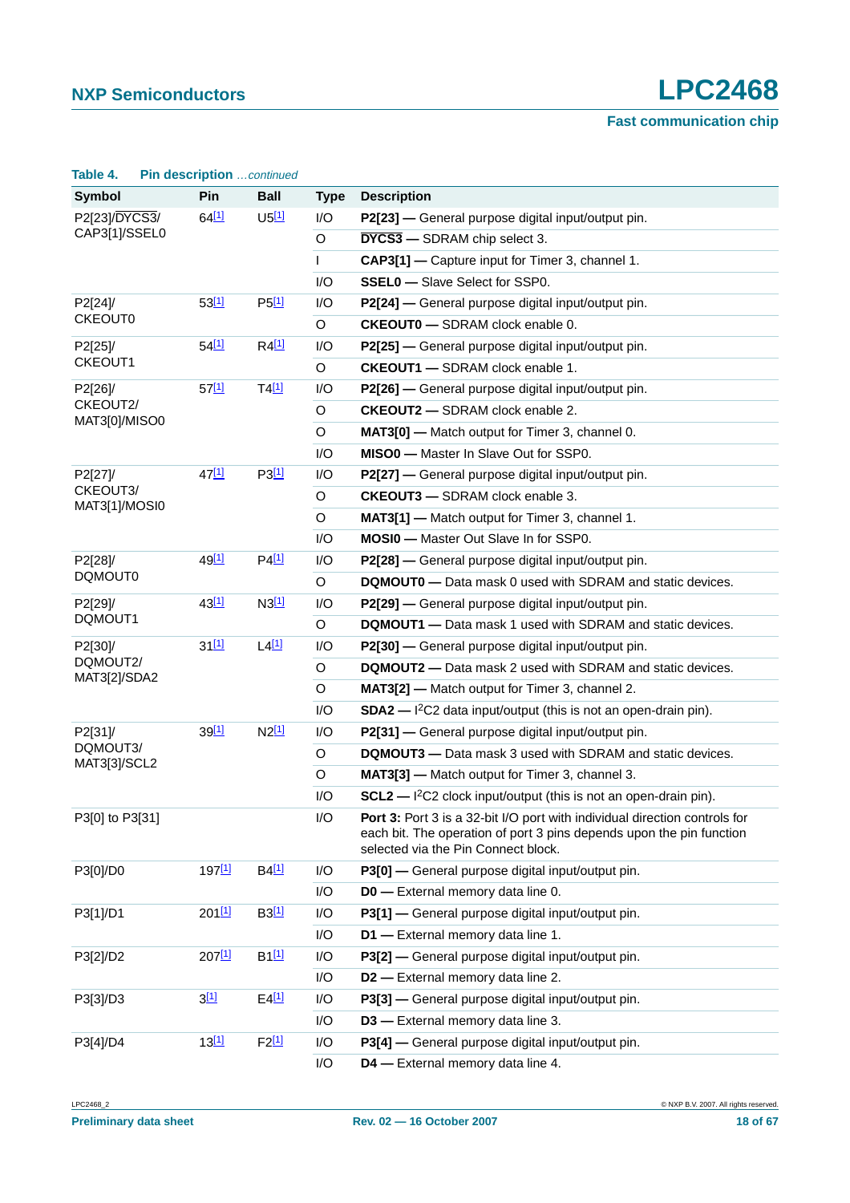**Table 4. Pin description** *…continued*

| Symbol | Pin | Ball | Type | Description |
|---|---|---|---|---|
| P2[23]/DYCS3/ CAP3[1]/SSEL0 | 64[1] | U5[1] | I/O | **P2[23] —** General purpose digital input/output pin. |
| | | | O | **DYCS3 —** SDRAM chip select 3. |
| | | | I | **CAP3[1] —** Capture input for Timer 3, channel 1. |
| | | | I/O | **SSEL0 —** Slave Select for SSP0. |
| P2[24]/ CKEOUT0 | 53[1] | P5[1] | I/O | **P2[24] —** General purpose digital input/output pin. |
| | | | O | **CKEOUT0 —** SDRAM clock enable 0. |
| P2[25]/ CKEOUT1 | 54[1] | R4[1] | I/O | **P2[25] —** General purpose digital input/output pin. |
| | | | O | **CKEOUT1 —** SDRAM clock enable 1. |
| P2[26]/ CKEOUT2/ MAT3[0]/MISO0 | 57[1] | T4[1] | I/O | **P2[26] —** General purpose digital input/output pin. |
| | | | O | **CKEOUT2 —** SDRAM clock enable 2. |
| | | | O | **MAT3[0] —** Match output for Timer 3, channel 0. |
| | | | I/O | **MISO0 —** Master In Slave Out for SSP0. |
| P2[27]/ CKEOUT3/ MAT3[1]/MOSI0 | 47[1] | P3[1] | I/O | **P2[27] —** General purpose digital input/output pin. |
| | | | O | **CKEOUT3 —** SDRAM clock enable 3. |
| | | | O | **MAT3[1] —** Match output for Timer 3, channel 1. |
| | | | I/O | **MOSI0 —** Master Out Slave In for SSP0. |
| P2[28]/ DQMOUT0 | 49[1] | P4[1] | I/O | **P2[28] —** General purpose digital input/output pin. |
| | | | O | **DQMOUT0 —** Data mask 0 used with SDRAM and static devices. |
| P2[29]/ DQMOUT1 | 43[1] | N3[1] | I/O | **P2[29] —** General purpose digital input/output pin. |
| | | | O | **DQMOUT1 —** Data mask 1 used with SDRAM and static devices. |
| P2[30]/ DQMOUT2/ MAT3[2]/SDA2 | 31[1] | L4[1] | I/O | **P2[30] —** General purpose digital input/output pin. |
| | | | O | **DQMOUT2 —** Data mask 2 used with SDRAM and static devices. |
| | | | O | **MAT3[2] —** Match output for Timer 3, channel 2. |
| | | | I/O | **SDA2 —** I$^2$C2 data input/output (this is not an open-drain pin). |
| P2[31]/ DQMOUT3/ MAT3[3]/SCL2 | 39[1] | N2[1] | I/O | **P2[31] —** General purpose digital input/output pin. |
| | | | O | **DQMOUT3 —** Data mask 3 used with SDRAM and static devices. |
| | | | O | **MAT3[3] —** Match output for Timer 3, channel 3. |
| | | | I/O | **SCL2 —** I$^2$C2 clock input/output (this is not an open-drain pin). |
| P3[0] to P3[31] | | | I/O | **Port 3:** Port 3 is a 32-bit I/O port with individual direction controls for each bit. The operation of port 3 pins depends upon the pin function selected via the Pin Connect block. |
| P3[0]/D0 | 197[1] | B4[1] | I/O | **P3[0] —** General purpose digital input/output pin. |
| | | | I/O | **D0 —** External memory data line 0. |
| P3[1]/D1 | 201[1] | B3[1] | I/O | **P3[1] —** General purpose digital input/output pin. |
| | | | I/O | **D1 —** External memory data line 1. |
| P3[2]/D2 | 207[1] | B1[1] | I/O | **P3[2] —** General purpose digital input/output pin. |
| | | | I/O | **D2 —** External memory data line 2. |
| P3[3]/D3 | 3[1] | E4[1] | I/O | **P3[3] —** General purpose digital input/output pin. |
| | | | I/O | **D3 —** External memory data line 3. |
| P3[4]/D4 | 13[1] | F2[1] | I/O | **P3[4] —** General purpose digital input/output pin. |
| | | | I/O | **D4 —** External memory data line 4. |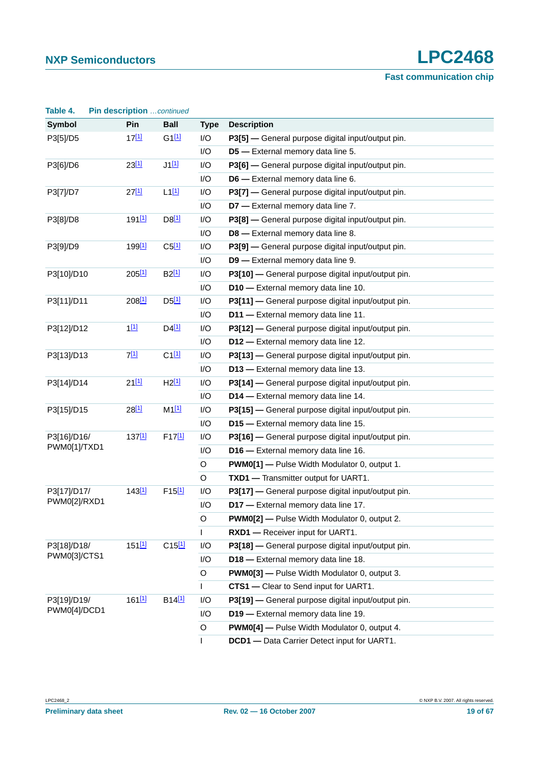**Table 4. Pin description** *...continued*

| Symbol | Pin | Ball | Type | Description |
|---|---|---|---|---|
| P3[5]/D5 | 17[1] | G1[1] | I/O | **P3[5] —** General purpose digital input/output pin. |
| | | | I/O | **D5 —** External memory data line 5. |
| P3[6]/D6 | 23[1] | J1[1] | I/O | **P3[6] —** General purpose digital input/output pin. |
| | | | I/O | **D6 —** External memory data line 6. |
| P3[7]/D7 | 27[1] | L1[1] | I/O | **P3[7] —** General purpose digital input/output pin. |
| | | | I/O | **D7 —** External memory data line 7. |
| P3[8]/D8 | 191[1] | D8[1] | I/O | **P3[8] —** General purpose digital input/output pin. |
| | | | I/O | **D8 —** External memory data line 8. |
| P3[9]/D9 | 199[1] | C5[1] | I/O | **P3[9] —** General purpose digital input/output pin. |
| | | | I/O | **D9 —** External memory data line 9. |
| P3[10]/D10 | 205[1] | B2[1] | I/O | **P3[10] —** General purpose digital input/output pin. |
| | | | I/O | **D10 —** External memory data line 10. |
| P3[11]/D11 | 208[1] | D5[1] | I/O | **P3[11] —** General purpose digital input/output pin. |
| | | | I/O | **D11 —** External memory data line 11. |
| P3[12]/D12 | 1[1] | D4[1] | I/O | **P3[12] —** General purpose digital input/output pin. |
| | | | I/O | **D12 —** External memory data line 12. |
| P3[13]/D13 | 7[1] | C1[1] | I/O | **P3[13] —** General purpose digital input/output pin. |
| | | | I/O | **D13 —** External memory data line 13. |
| P3[14]/D14 | 21[1] | H2[1] | I/O | **P3[14] —** General purpose digital input/output pin. |
| | | | I/O | **D14 —** External memory data line 14. |
| P3[15]/D15 | 28[1] | M1[1] | I/O | **P3[15] —** General purpose digital input/output pin. |
| | | | I/O | **D15 —** External memory data line 15. |
| P3[16]/D16/ PWM0[1]/TXD1 | 137[1] | F17[1] | I/O | **P3[16] —** General purpose digital input/output pin. |
| | | | I/O | **D16 —** External memory data line 16. |
| | | | O | **PWM0[1] —** Pulse Width Modulator 0, output 1. |
| | | | O | **TXD1 —** Transmitter output for UART1. |
| P3[17]/D17/ PWM0[2]/RXD1 | 143[1] | F15[1] | I/O | **P3[17] —** General purpose digital input/output pin. |
| | | | I/O | **D17 —** External memory data line 17. |
| | | | O | **PWM0[2] —** Pulse Width Modulator 0, output 2. |
| | | | I | **RXD1 —** Receiver input for UART1. |
| P3[18]/D18/ PWM0[3]/CTS1 | 151[1] | C15[1] | I/O | **P3[18] —** General purpose digital input/output pin. |
| | | | I/O | **D18 —** External memory data line 18. |
| | | | O | **PWM0[3] —** Pulse Width Modulator 0, output 3. |
| | | | I | **CTS1 —** Clear to Send input for UART1. |
| P3[19]/D19/ PWM0[4]/DCD1 | 161[1] | B14[1] | I/O | **P3[19] —** General purpose digital input/output pin. |
| | | | I/O | **D19 —** External memory data line 19. |
| | | | O | **PWM0[4] —** Pulse Width Modulator 0, output 4. |
| | | | I | **DCD1 —** Data Carrier Detect input for UART1. |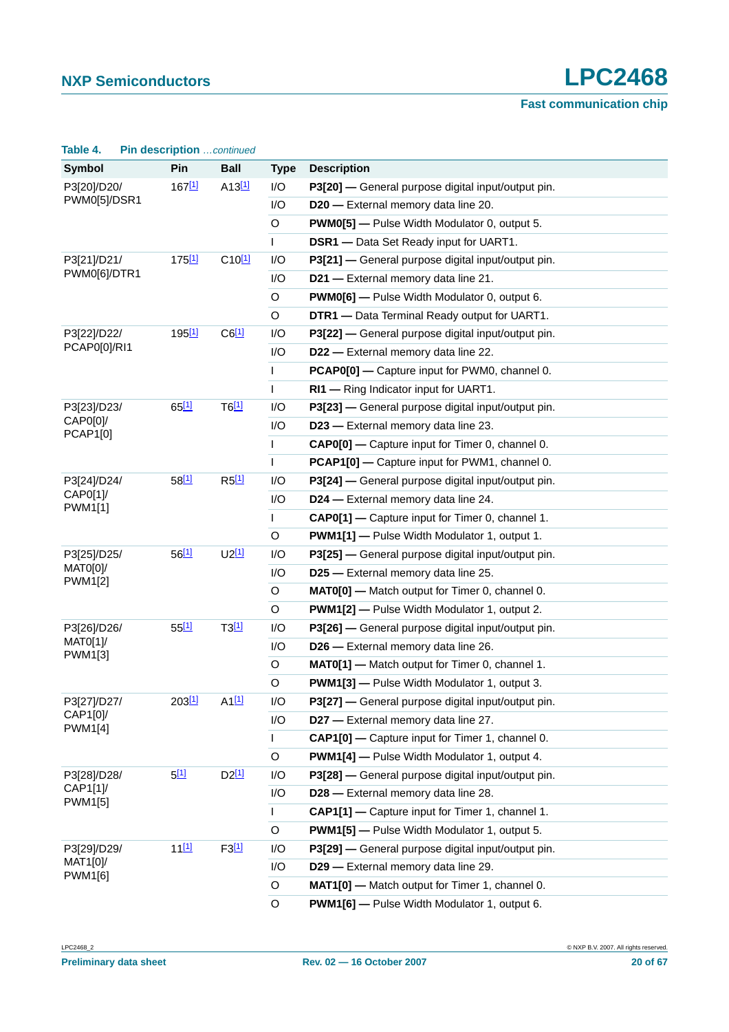**Table 4. Pin description** *…continued*

| Symbol | Pin | Ball | Type | Description |
|---|---|---|---|---|
| P3[20]/D20/PWM0[5]/DSR1 | 167[1] | A13[1] | I/O | **P3[20] —** General purpose digital input/output pin. |
| | | | I/O | **D20 —** External memory data line 20. |
| | | | O | **PWM0[5] —** Pulse Width Modulator 0, output 5. |
| | | | I | **DSR1 —** Data Set Ready input for UART1. |
| P3[21]/D21/PWM0[6]/DTR1 | 175[1] | C10[1] | I/O | **P3[21] —** General purpose digital input/output pin. |
| | | | I/O | **D21 —** External memory data line 21. |
| | | | O | **PWM0[6] —** Pulse Width Modulator 0, output 6. |
| | | | O | **DTR1 —** Data Terminal Ready output for UART1. |
| P3[22]/D22/PCAP0[0]/RI1 | 195[1] | C6[1] | I/O | **P3[22] —** General purpose digital input/output pin. |
| | | | I/O | **D22 —** External memory data line 22. |
| | | | I | **PCAP0[0] —** Capture input for PWM0, channel 0. |
| | | | I | **RI1 —** Ring Indicator input for UART1. |
| P3[23]/D23/CAP0[0]/PCAP1[0] | 65[1] | T6[1] | I/O | **P3[23] —** General purpose digital input/output pin. |
| | | | I/O | **D23 —** External memory data line 23. |
| | | | I | **CAP0[0] —** Capture input for Timer 0, channel 0. |
| | | | I | **PCAP1[0] —** Capture input for PWM1, channel 0. |
| P3[24]/D24/CAP0[1]/PWM1[1] | 58[1] | R5[1] | I/O | **P3[24] —** General purpose digital input/output pin. |
| | | | I/O | **D24 —** External memory data line 24. |
| | | | I | **CAP0[1] —** Capture input for Timer 0, channel 1. |
| | | | O | **PWM1[1] —** Pulse Width Modulator 1, output 1. |
| P3[25]/D25/MAT0[0]/PWM1[2] | 56[1] | U2[1] | I/O | **P3[25] —** General purpose digital input/output pin. |
| | | | I/O | **D25 —** External memory data line 25. |
| | | | O | **MAT0[0] —** Match output for Timer 0, channel 0. |
| | | | O | **PWM1[2] —** Pulse Width Modulator 1, output 2. |
| P3[26]/D26/MAT0[1]/PWM1[3] | 55[1] | T3[1] | I/O | **P3[26] —** General purpose digital input/output pin. |
| | | | I/O | **D26 —** External memory data line 26. |
| | | | O | **MAT0[1] —** Match output for Timer 0, channel 1. |
| | | | O | **PWM1[3] —** Pulse Width Modulator 1, output 3. |
| P3[27]/D27/CAP1[0]/PWM1[4] | 203[1] | A1[1] | I/O | **P3[27] —** General purpose digital input/output pin. |
| | | | I/O | **D27 —** External memory data line 27. |
| | | | I | **CAP1[0] —** Capture input for Timer 1, channel 0. |
| | | | O | **PWM1[4] —** Pulse Width Modulator 1, output 4. |
| P3[28]/D28/CAP1[1]/PWM1[5] | 5[1] | D2[1] | I/O | **P3[28] —** General purpose digital input/output pin. |
| | | | I/O | **D28 —** External memory data line 28. |
| | | | I | **CAP1[1] —** Capture input for Timer 1, channel 1. |
| | | | O | **PWM1[5] —** Pulse Width Modulator 1, output 5. |
| P3[29]/D29/MAT1[0]/PWM1[6] | 11[1] | F3[1] | I/O | **P3[29] —** General purpose digital input/output pin. |
| | | | I/O | **D29 —** External memory data line 29. |
| | | | O | **MAT1[0] —** Match output for Timer 1, channel 0. |
| | | | O | **PWM1[6] —** Pulse Width Modulator 1, output 6. |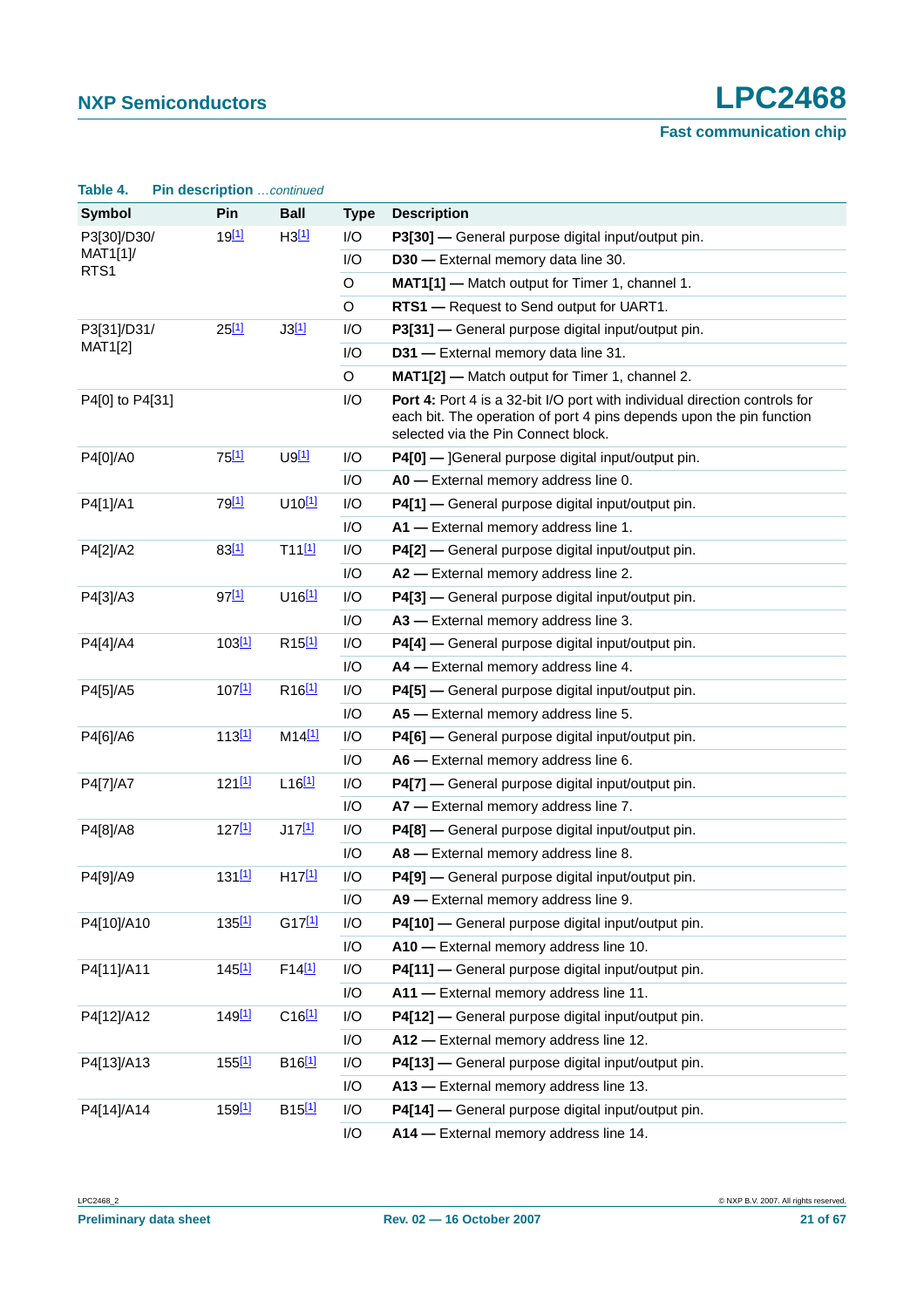**Table 4. Pin description** *...continued*

| Symbol | Pin | Ball | Type | Description |
|---|---|---|---|---|
| P3[30]/D30/ MAT1[1]/ RTS1 | 19[1] | H3[1] | I/O | **P3[30] —** General purpose digital input/output pin. |
| | | | I/O | **D30 —** External memory data line 30. |
| | | | O | **MAT1[1] —** Match output for Timer 1, channel 1. |
| | | | O | **RTS1 —** Request to Send output for UART1. |
| P3[31]/D31/ MAT1[2] | 25[1] | J3[1] | I/O | **P3[31] —** General purpose digital input/output pin. |
| | | | I/O | **D31 —** External memory data line 31. |
| | | | O | **MAT1[2] —** Match output for Timer 1, channel 2. |
| P4[0] to P4[31] | | | I/O | **Port 4:** Port 4 is a 32-bit I/O port with individual direction controls for each bit. The operation of port 4 pins depends upon the pin function selected via the Pin Connect block. |
| P4[0]/A0 | 75[1] | U9[1] | I/O | **P4[0] —** ]General purpose digital input/output pin. |
| | | | I/O | **A0 —** External memory address line 0. |
| P4[1]/A1 | 79[1] | U10[1] | I/O | **P4[1] —** General purpose digital input/output pin. |
| | | | I/O | **A1 —** External memory address line 1. |
| P4[2]/A2 | 83[1] | T11[1] | I/O | **P4[2] —** General purpose digital input/output pin. |
| | | | I/O | **A2 —** External memory address line 2. |
| P4[3]/A3 | 97[1] | U16[1] | I/O | **P4[3] —** General purpose digital input/output pin. |
| | | | I/O | **A3 —** External memory address line 3. |
| P4[4]/A4 | 103[1] | R15[1] | I/O | **P4[4] —** General purpose digital input/output pin. |
| | | | I/O | **A4 —** External memory address line 4. |
| P4[5]/A5 | 107[1] | R16[1] | I/O | **P4[5] —** General purpose digital input/output pin. |
| | | | I/O | **A5 —** External memory address line 5. |
| P4[6]/A6 | 113[1] | M14[1] | I/O | **P4[6] —** General purpose digital input/output pin. |
| | | | I/O | **A6 —** External memory address line 6. |
| P4[7]/A7 | 121[1] | L16[1] | I/O | **P4[7] —** General purpose digital input/output pin. |
| | | | I/O | **A7 —** External memory address line 7. |
| P4[8]/A8 | 127[1] | J17[1] | I/O | **P4[8] —** General purpose digital input/output pin. |
| | | | I/O | **A8 —** External memory address line 8. |
| P4[9]/A9 | 131[1] | H17[1] | I/O | **P4[9] —** General purpose digital input/output pin. |
| | | | I/O | **A9 —** External memory address line 9. |
| P4[10]/A10 | 135[1] | G17[1] | I/O | **P4[10] —** General purpose digital input/output pin. |
| | | | I/O | **A10 —** External memory address line 10. |
| P4[11]/A11 | 145[1] | F14[1] | I/O | **P4[11] —** General purpose digital input/output pin. |
| | | | I/O | **A11 —** External memory address line 11. |
| P4[12]/A12 | 149[1] | C16[1] | I/O | **P4[12] —** General purpose digital input/output pin. |
| | | | I/O | **A12 —** External memory address line 12. |
| P4[13]/A13 | 155[1] | B16[1] | I/O | **P4[13] —** General purpose digital input/output pin. |
| | | | I/O | **A13 —** External memory address line 13. |
| P4[14]/A14 | 159[1] | B15[1] | I/O | **P4[14] —** General purpose digital input/output pin. |
| | | | I/O | **A14 —** External memory address line 14. |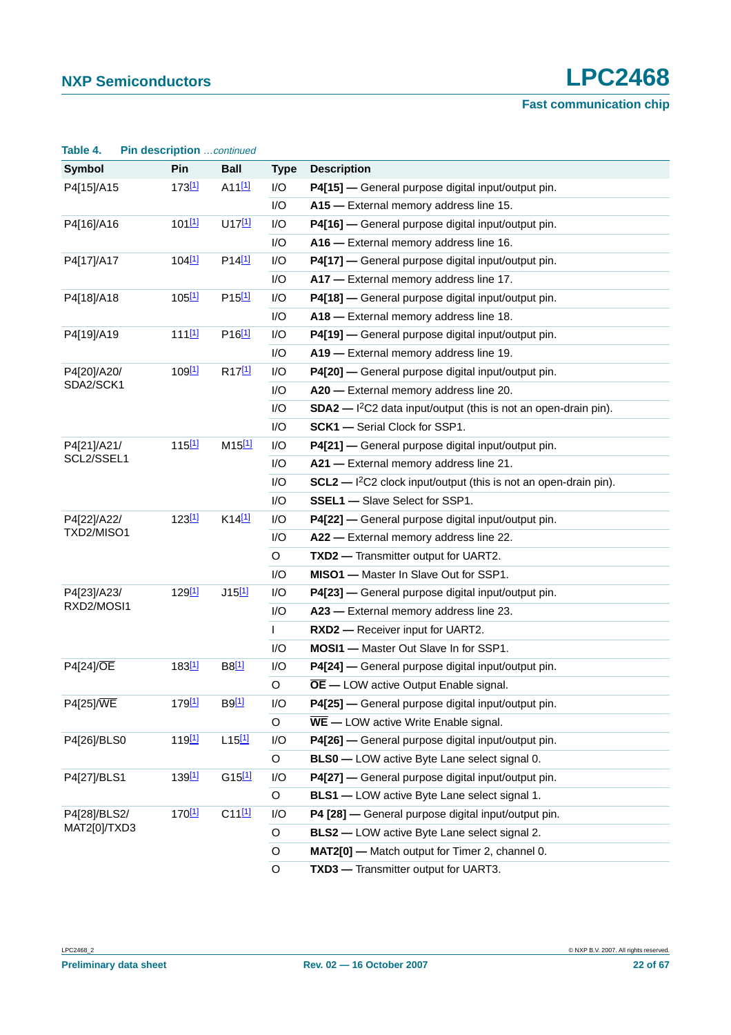**Table 4. Pin description** *...continued*

| Symbol | Pin | Ball | Type | Description |
|---|---|---|---|---|
| P4[15]/A15 | 173[1] | A11[1] | I/O | **P4[15] —** General purpose digital input/output pin. |
| | | | I/O | **A15 —** External memory address line 15. |
| P4[16]/A16 | 101[1] | U17[1] | I/O | **P4[16] —** General purpose digital input/output pin. |
| | | | I/O | **A16 —** External memory address line 16. |
| P4[17]/A17 | 104[1] | P14[1] | I/O | **P4[17] —** General purpose digital input/output pin. |
| | | | I/O | **A17 —** External memory address line 17. |
| P4[18]/A18 | 105[1] | P15[1] | I/O | **P4[18] —** General purpose digital input/output pin. |
| | | | I/O | **A18 —** External memory address line 18. |
| P4[19]/A19 | 111[1] | P16[1] | I/O | **P4[19] —** General purpose digital input/output pin. |
| | | | I/O | **A19 —** External memory address line 19. |
| P4[20]/A20/ SDA2/SCK1 | 109[1] | R17[1] | I/O | **P4[20] —** General purpose digital input/output pin. |
| | | | I/O | **A20 —** External memory address line 20. |
| | | | I/O | **SDA2 —** $I^2C2$ data input/output (this is not an open-drain pin). |
| | | | I/O | **SCK1 —** Serial Clock for SSP1. |
| P4[21]/A21/ SCL2/SSEL1 | 115[1] | M15[1] | I/O | **P4[21] —** General purpose digital input/output pin. |
| | | | I/O | **A21 —** External memory address line 21. |
| | | | I/O | **SCL2 —** $I^2C2$ clock input/output (this is not an open-drain pin). |
| | | | I/O | **SSEL1 —** Slave Select for SSP1. |
| P4[22]/A22/ TXD2/MISO1 | 123[1] | K14[1] | I/O | **P4[22] —** General purpose digital input/output pin. |
| | | | I/O | **A22 —** External memory address line 22. |
| | | | O | **TXD2 —** Transmitter output for UART2. |
| | | | I/O | **MISO1 —** Master In Slave Out for SSP1. |
| P4[23]/A23/ RXD2/MOSI1 | 129[1] | J15[1] | I/O | **P4[23] —** General purpose digital input/output pin. |
| | | | I/O | **A23 —** External memory address line 23. |
| | | | I | **RXD2 —** Receiver input for UART2. |
| | | | I/O | **MOSI1 —** Master Out Slave In for SSP1. |
| P4[24]/$\overline{OE}$ | 183[1] | B8[1] | I/O | **P4[24] —** General purpose digital input/output pin. |
| | | | O | **$\overline{OE}$ —** LOW active Output Enable signal. |
| P4[25]/$\overline{WE}$ | 179[1] | B9[1] | I/O | **P4[25] —** General purpose digital input/output pin. |
| | | | O | **$\overline{WE}$ —** LOW active Write Enable signal. |
| P4[26]/BLS0 | 119[1] | L15[1] | I/O | **P4[26] —** General purpose digital input/output pin. |
| | | | O | **BLS0 —** LOW active Byte Lane select signal 0. |
| P4[27]/BLS1 | 139[1] | G15[1] | I/O | **P4[27] —** General purpose digital input/output pin. |
| | | | O | **BLS1 —** LOW active Byte Lane select signal 1. |
| P4[28]/BLS2/ MAT2[0]/TXD3 | 170[1] | C11[1] | I/O | **P4 [28] —** General purpose digital input/output pin. |
| | | | O | **BLS2 —** LOW active Byte Lane select signal 2. |
| | | | O | **MAT2[0] —** Match output for Timer 2, channel 0. |
| | | | O | **TXD3 —** Transmitter output for UART3. |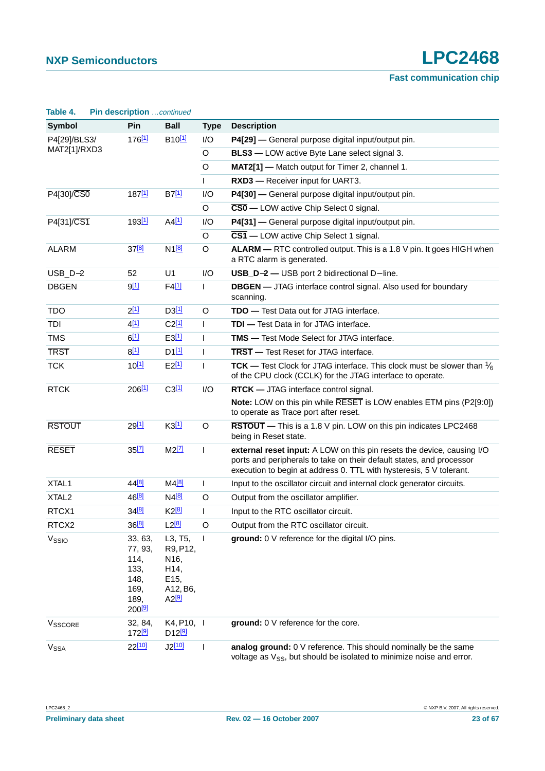**Table 4. Pin description** *…continued*

| Symbol | Pin | Ball | Type | Description |
|---|---|---|---|---|
| P4[29]/BLS3/ MAT2[1]/RXD3 | 176[1] | B10[1] | I/O | **P4[29] —** General purpose digital input/output pin. |
| | | | O | **BLS3 —** LOW active Byte Lane select signal 3. |
| | | | O | **MAT2[1] —** Match output for Timer 2, channel 1. |
| | | | I | **RXD3 —** Receiver input for UART3. |
| P4[30]/$\overline{\text{CS0}}$ | 187[1] | B7[1] | I/O | **P4[30] —** General purpose digital input/output pin. |
| | | | O | **$\overline{\text{CS0}}$ —** LOW active Chip Select 0 signal. |
| P4[31]/$\overline{\text{CS1}}$ | 193[1] | A4[1] | I/O | **P4[31] —** General purpose digital input/output pin. |
| | | | O | **$\overline{\text{CS1}}$ —** LOW active Chip Select 1 signal. |
| ALARM | 37[8] | N1[8] | O | **ALARM —** RTC controlled output. This is a 1.8 V pin. It goes HIGH when a RTC alarm is generated. |
| USB_D−2 | 52 | U1 | I/O | **USB_D−2 —** USB port 2 bidirectional D− line. |
| DBGEN | 9[1] | F4[1] | I | **DBGEN —** JTAG interface control signal. Also used for boundary scanning. |
| TDO | 2[1] | D3[1] | O | **TDO —** Test Data out for JTAG interface. |
| TDI | 4[1] | C2[1] | I | **TDI —** Test Data in for JTAG interface. |
| TMS | 6[1] | E3[1] | I | **TMS —** Test Mode Select for JTAG interface. |
| $\overline{\text{TRST}}$ | 8[1] | D1[1] | I | **$\overline{\text{TRST}}$ —** Test Reset for JTAG interface. |
| TCK | 10[1] | E2[1] | I | **TCK —** Test Clock for JTAG interface. This clock must be slower than $\frac{1}{6}$ of the CPU clock (CCLK) for the JTAG interface to operate. |
| RTCK | 206[1] | C3[1] | I/O | **RTCK —** JTAG interface control signal. **Note:** LOW on this pin while $\overline{\text{RESET}}$ is LOW enables ETM pins (P2[9:0]) to operate as Trace port after reset. |
| $\overline{\text{RSTOUT}}$ | 29[1] | K3[1] | O | **$\overline{\text{RSTOUT}}$ —** This is a 1.8 V pin. LOW on this pin indicates LPC2468 being in Reset state. |
| $\overline{\text{RESET}}$ | 35[7] | M2[7] | I | **external reset input:** A LOW on this pin resets the device, causing I/O ports and peripherals to take on their default states, and processor execution to begin at address 0. TTL with hysteresis, 5 V tolerant. |
| XTAL1 | 44[8] | M4[8] | I | Input to the oscillator circuit and internal clock generator circuits. |
| XTAL2 | 46[8] | N4[8] | O | Output from the oscillator amplifier. |
| RTCX1 | 34[8] | K2[8] | I | Input to the RTC oscillator circuit. |
| RTCX2 | 36[8] | L2[8] | O | Output from the RTC oscillator circuit. |
| $V_{SSIO}$ | 33, 63, 77, 93, 114, 133, 148, 169, 189, 200[9] | L3, T5, R9, P12, N16, H14, E15, A12, B6, A2[9] | I | **ground:** 0 V reference for the digital I/O pins. |
| $V_{SSCORE}$ | 32, 84, 172[9] | K4, P10, D12[9] | I | **ground:** 0 V reference for the core. |
| $V_{SSA}$ | 22[10] | J2[10] | I | **analog ground:** 0 V reference. This should nominally be the same voltage as $V_{SS}$, but should be isolated to minimize noise and error. |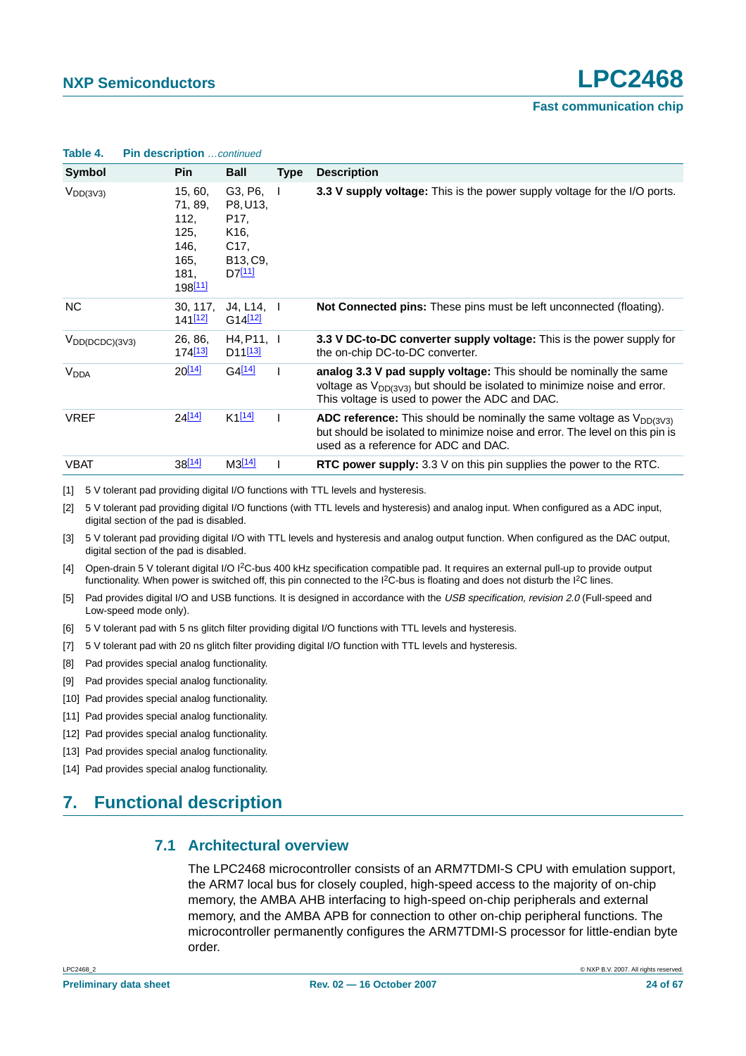**Table 4. Pin description** *...continued*

| Symbol | Pin | Ball | Type | Description |
|---|---|---|---|---|
| $V_{DD(3V3)}$ | 15, 60, 71, 89, 112, 125, 146, 165, 181, 198[11] | G3, P6, P8, U13, P17, K16, C17, B13, C9, D7[11] | I | **3.3 V supply voltage:** This is the power supply voltage for the I/O ports. |
| NC | 30, 117, 141[12] | J4, L14, G14[12] | I | **Not Connected pins:** These pins must be left unconnected (floating). |
| $V_{DD(DCDC)(3V3)}$ | 26, 86, 174[13] | H4, P11, D11[13] | I | **3.3 V DC-to-DC converter supply voltage:** This is the power supply for the on-chip DC-to-DC converter. |
| $V_{DDA}$ | 20[14] | G4[14] | I | **analog 3.3 V pad supply voltage:** This should be nominally the same voltage as $V_{DD(3V3)}$ but should be isolated to minimize noise and error. This voltage is used to power the ADC and DAC. |
| VREF | 24[14] | K1[14] | I | **ADC reference:** This should be nominally the same voltage as $V_{DD(3V3)}$ but should be isolated to minimize noise and error. The level on this pin is used as a reference for ADC and DAC. |
| VBAT | 38[14] | M3[14] | I | **RTC power supply:** 3.3 V on this pin supplies the power to the RTC. |

[1] 5 V tolerant pad providing digital I/O functions with TTL levels and hysteresis.

[2] 5 V tolerant pad providing digital I/O functions (with TTL levels and hysteresis) and analog input. When configured as a ADC input, digital section of the pad is disabled.

[3] 5 V tolerant pad providing digital I/O with TTL levels and hysteresis and analog output function. When configured as the DAC output, digital section of the pad is disabled.

[4] Open-drain 5 V tolerant digital I/O $I^2C$-bus 400 kHz specification compatible pad. It requires an external pull-up to provide output functionality. When power is switched off, this pin connected to the $I^2C$-bus is floating and does not disturb the $I^2C$ lines.

[5] Pad provides digital I/O and USB functions. It is designed in accordance with the *USB specification, revision 2.0* (Full-speed and Low-speed mode only).

[6] 5 V tolerant pad with 5 ns glitch filter providing digital I/O functions with TTL levels and hysteresis.

[7] 5 V tolerant pad with 20 ns glitch filter providing digital I/O function with TTL levels and hysteresis.

[8] Pad provides special analog functionality.

[9] Pad provides special analog functionality.

[10] Pad provides special analog functionality.

[11] Pad provides special analog functionality.

[12] Pad provides special analog functionality.

[13] Pad provides special analog functionality.

[14] Pad provides special analog functionality.

# 7. Functional description

## 7.1 Architectural overview

The LPC2468 microcontroller consists of an ARM7TDMI-S CPU with emulation support, the ARM7 local bus for closely coupled, high-speed access to the majority of on-chip memory, the AMBA AHB interfacing to high-speed on-chip peripherals and external memory, and the AMBA APB for connection to other on-chip peripheral functions. The microcontroller permanently configures the ARM7TDMI-S processor for little-endian byte order.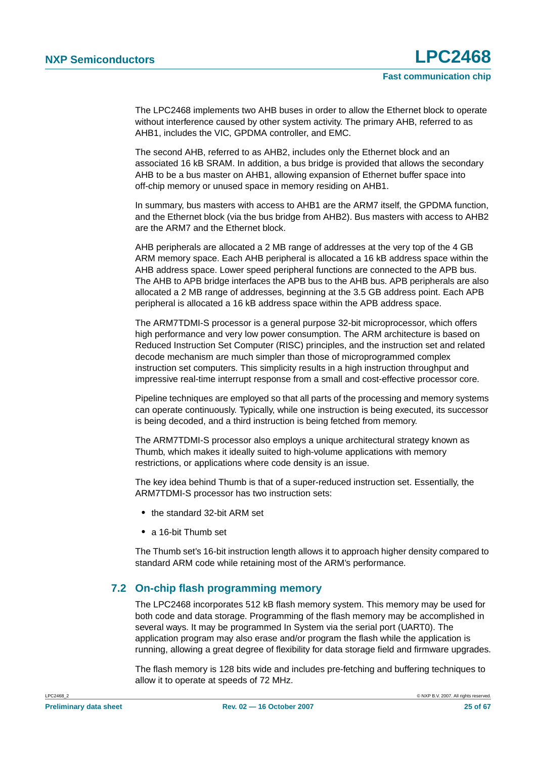The LPC2468 implements two AHB buses in order to allow the Ethernet block to operate without interference caused by other system activity. The primary AHB, referred to as AHB1, includes the VIC, GPDMA controller, and EMC.

The second AHB, referred to as AHB2, includes only the Ethernet block and an associated 16 kB SRAM. In addition, a bus bridge is provided that allows the secondary AHB to be a bus master on AHB1, allowing expansion of Ethernet buffer space into off-chip memory or unused space in memory residing on AHB1.

In summary, bus masters with access to AHB1 are the ARM7 itself, the GPDMA function, and the Ethernet block (via the bus bridge from AHB2). Bus masters with access to AHB2 are the ARM7 and the Ethernet block.

AHB peripherals are allocated a 2 MB range of addresses at the very top of the 4 GB ARM memory space. Each AHB peripheral is allocated a 16 kB address space within the AHB address space. Lower speed peripheral functions are connected to the APB bus. The AHB to APB bridge interfaces the APB bus to the AHB bus. APB peripherals are also allocated a 2 MB range of addresses, beginning at the 3.5 GB address point. Each APB peripheral is allocated a 16 kB address space within the APB address space.

The ARM7TDMI-S processor is a general purpose 32-bit microprocessor, which offers high performance and very low power consumption. The ARM architecture is based on Reduced Instruction Set Computer (RISC) principles, and the instruction set and related decode mechanism are much simpler than those of microprogrammed complex instruction set computers. This simplicity results in a high instruction throughput and impressive real-time interrupt response from a small and cost-effective processor core.

Pipeline techniques are employed so that all parts of the processing and memory systems can operate continuously. Typically, while one instruction is being executed, its successor is being decoded, and a third instruction is being fetched from memory.

The ARM7TDMI-S processor also employs a unique architectural strategy known as Thumb, which makes it ideally suited to high-volume applications with memory restrictions, or applications where code density is an issue.

The key idea behind Thumb is that of a super-reduced instruction set. Essentially, the ARM7TDMI-S processor has two instruction sets:

- the standard 32-bit ARM set
- a 16-bit Thumb set

The Thumb set's 16-bit instruction length allows it to approach higher density compared to standard ARM code while retaining most of the ARM's performance.

## 7.2 On-chip flash programming memory

The LPC2468 incorporates 512 kB flash memory system. This memory may be used for both code and data storage. Programming of the flash memory may be accomplished in several ways. It may be programmed In System via the serial port (UART0). The application program may also erase and/or program the flash while the application is running, allowing a great degree of flexibility for data storage field and firmware upgrades.

The flash memory is 128 bits wide and includes pre-fetching and buffering techniques to allow it to operate at speeds of 72 MHz.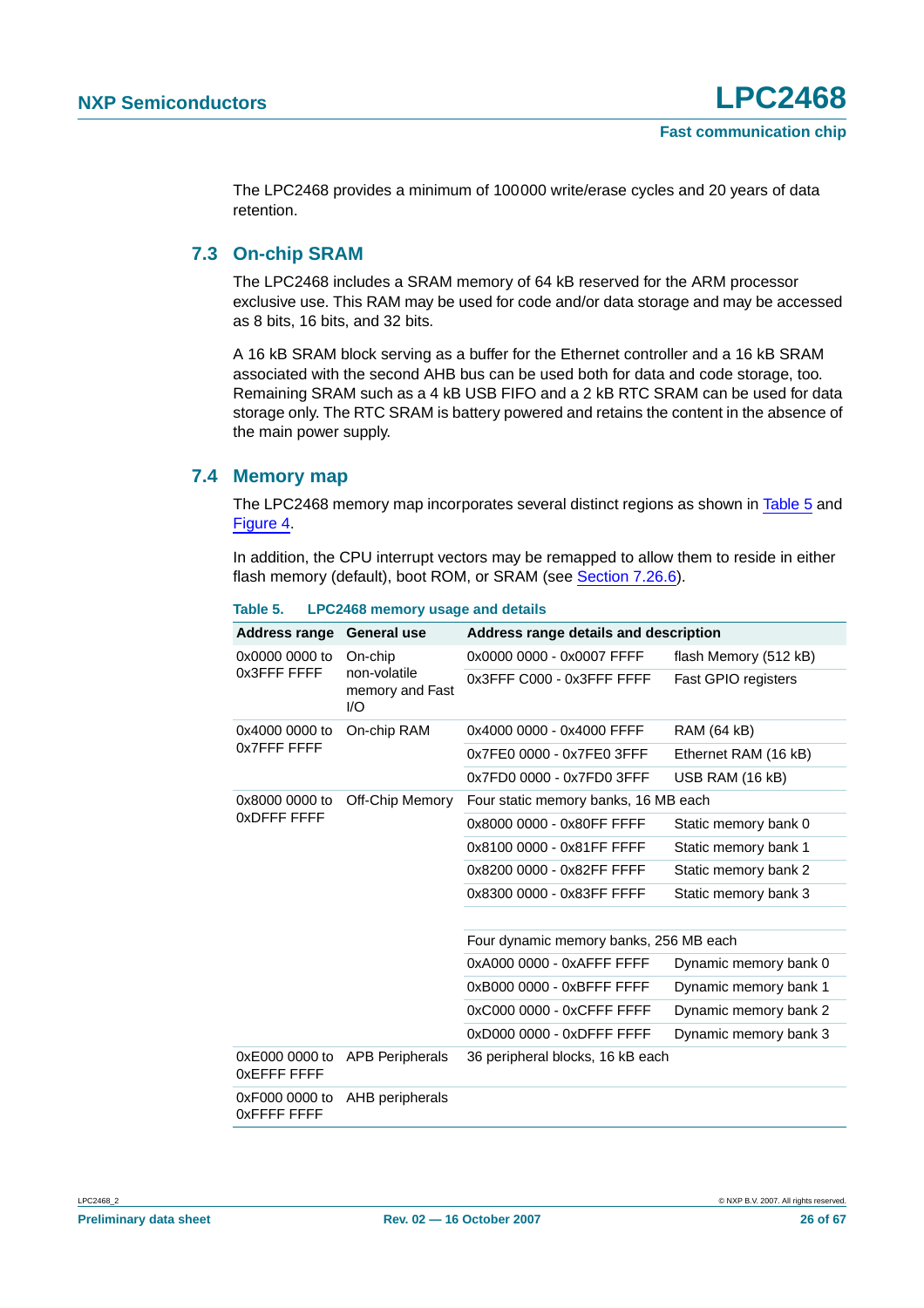The LPC2468 provides a minimum of 100000 write/erase cycles and 20 years of data retention.

## 7.3 On-chip SRAM

The LPC2468 includes a SRAM memory of 64 kB reserved for the ARM processor exclusive use. This RAM may be used for code and/or data storage and may be accessed as 8 bits, 16 bits, and 32 bits.

A 16 kB SRAM block serving as a buffer for the Ethernet controller and a 16 kB SRAM associated with the second AHB bus can be used both for data and code storage, too. Remaining SRAM such as a 4 kB USB FIFO and a 2 kB RTC SRAM can be used for data storage only. The RTC SRAM is battery powered and retains the content in the absence of the main power supply.

## 7.4 Memory map

The LPC2468 memory map incorporates several distinct regions as shown in Table 5 and Figure 4.

In addition, the CPU interrupt vectors may be remapped to allow them to reside in either flash memory (default), boot ROM, or SRAM (see Section 7.26.6).

**Table 5. LPC2468 memory usage and details**

| Address range | General use | Address range details and description | |
|---|---|---|---|
| 0x0000 0000 to 0x3FFF FFFF | On-chip non-volatile memory and Fast I/O | 0x0000 0000 - 0x0007 FFFF | flash Memory (512 kB) |
| | | 0x3FFF C000 - 0x3FFF FFFF | Fast GPIO registers |
| 0x4000 0000 to 0x7FFF FFFF | On-chip RAM | 0x4000 0000 - 0x4000 FFFF | RAM (64 kB) |
| | | 0x7FE0 0000 - 0x7FE0 3FFF | Ethernet RAM (16 kB) |
| | | 0x7FD0 0000 - 0x7FD0 3FFF | USB RAM (16 kB) |
| 0x8000 0000 to 0xDFFF FFFF | Off-Chip Memory | Four static memory banks, 16 MB each | |
| | | 0x8000 0000 - 0x80FF FFFF | Static memory bank 0 |
| | | 0x8100 0000 - 0x81FF FFFF | Static memory bank 1 |
| | | 0x8200 0000 - 0x82FF FFFF | Static memory bank 2 |
| | | 0x8300 0000 - 0x83FF FFFF | Static memory bank 3 |
| | | | |
| | | Four dynamic memory banks, 256 MB each | |
| | | 0xA000 0000 - 0xAFFF FFFF | Dynamic memory bank 0 |
| | | 0xB000 0000 - 0xBFFF FFFF | Dynamic memory bank 1 |
| | | 0xC000 0000 - 0xCFFF FFFF | Dynamic memory bank 2 |
| | | 0xD000 0000 - 0xDFFF FFFF | Dynamic memory bank 3 |
| 0xE000 0000 to 0xEFFF FFFF | APB Peripherals | 36 peripheral blocks, 16 kB each | |
| 0xF000 0000 to 0xFFFF FFFF | AHB peripherals | | |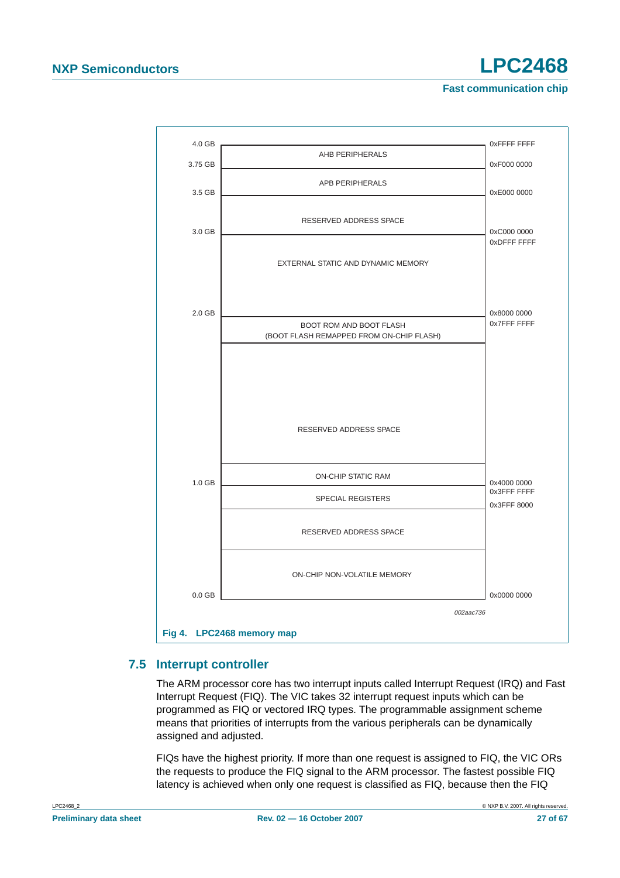| GB | Region | Address |
|---|---|---|
| 4.0 GB | | 0xFFFF FFFF |
| | AHB PERIPHERALS | |
| 3.75 GB | | 0xF000 0000 |
| | APB PERIPHERALS | |
| 3.5 GB | | 0xE000 0000 |
| | RESERVED ADDRESS SPACE | |
| 3.0 GB | | 0xC000 0000 |
| | | 0xDFFF FFFF |
| | EXTERNAL STATIC AND DYNAMIC MEMORY | |
| 2.0 GB | | 0x8000 0000 |
| | | 0x7FFF FFFF |
| | BOOT ROM AND BOOT FLASH (BOOT FLASH REMAPPED FROM ON-CHIP FLASH) | |
| | RESERVED ADDRESS SPACE | |
| | ON-CHIP STATIC RAM | |
| 1.0 GB | | 0x4000 0000 |
| | | 0x3FFF FFFF |
| | SPECIAL REGISTERS | |
| | | 0x3FFF 8000 |
| | RESERVED ADDRESS SPACE | |
| | ON-CHIP NON-VOLATILE MEMORY | |
| 0.0 GB | | 0x0000 0000 |

002aac736

**Fig 4. LPC2468 memory map**

## 7.5 Interrupt controller

The ARM processor core has two interrupt inputs called Interrupt Request (IRQ) and Fast Interrupt Request (FIQ). The VIC takes 32 interrupt request inputs which can be programmed as FIQ or vectored IRQ types. The programmable assignment scheme means that priorities of interrupts from the various peripherals can be dynamically assigned and adjusted.

FIQs have the highest priority. If more than one request is assigned to FIQ, the VIC ORs the requests to produce the FIQ signal to the ARM processor. The fastest possible FIQ latency is achieved when only one request is classified as FIQ, because then the FIQ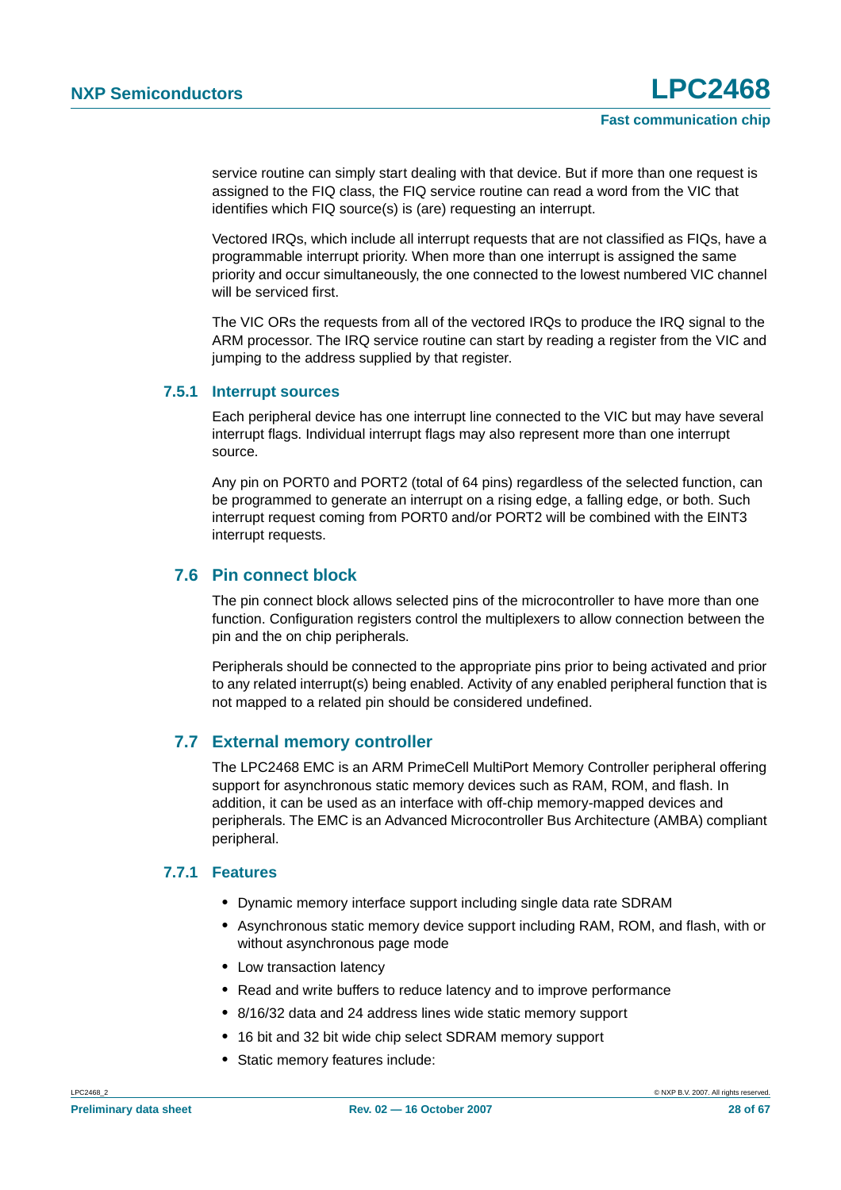service routine can simply start dealing with that device. But if more than one request is assigned to the FIQ class, the FIQ service routine can read a word from the VIC that identifies which FIQ source(s) is (are) requesting an interrupt.

Vectored IRQs, which include all interrupt requests that are not classified as FIQs, have a programmable interrupt priority. When more than one interrupt is assigned the same priority and occur simultaneously, the one connected to the lowest numbered VIC channel will be serviced first.

The VIC ORs the requests from all of the vectored IRQs to produce the IRQ signal to the ARM processor. The IRQ service routine can start by reading a register from the VIC and jumping to the address supplied by that register.

### 7.5.1 Interrupt sources

Each peripheral device has one interrupt line connected to the VIC but may have several interrupt flags. Individual interrupt flags may also represent more than one interrupt source.

Any pin on PORT0 and PORT2 (total of 64 pins) regardless of the selected function, can be programmed to generate an interrupt on a rising edge, a falling edge, or both. Such interrupt request coming from PORT0 and/or PORT2 will be combined with the EINT3 interrupt requests.

## 7.6 Pin connect block

The pin connect block allows selected pins of the microcontroller to have more than one function. Configuration registers control the multiplexers to allow connection between the pin and the on chip peripherals.

Peripherals should be connected to the appropriate pins prior to being activated and prior to any related interrupt(s) being enabled. Activity of any enabled peripheral function that is not mapped to a related pin should be considered undefined.

## 7.7 External memory controller

The LPC2468 EMC is an ARM PrimeCell MultiPort Memory Controller peripheral offering support for asynchronous static memory devices such as RAM, ROM, and flash. In addition, it can be used as an interface with off-chip memory-mapped devices and peripherals. The EMC is an Advanced Microcontroller Bus Architecture (AMBA) compliant peripheral.

### 7.7.1 Features

- Dynamic memory interface support including single data rate SDRAM
- Asynchronous static memory device support including RAM, ROM, and flash, with or without asynchronous page mode
- Low transaction latency
- Read and write buffers to reduce latency and to improve performance
- 8/16/32 data and 24 address lines wide static memory support
- 16 bit and 32 bit wide chip select SDRAM memory support
- Static memory features include: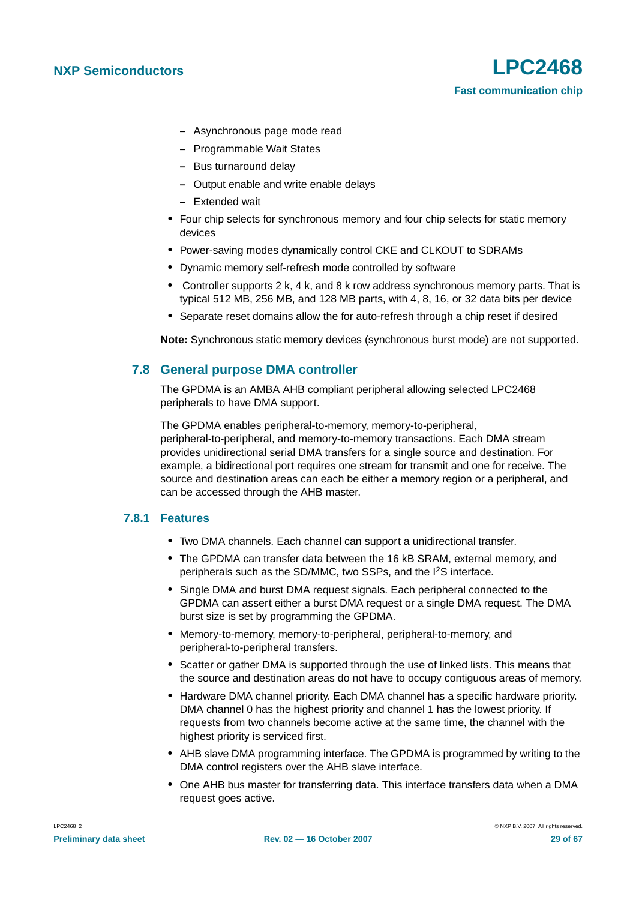- Asynchronous page mode read
  - Programmable Wait States
  - Bus turnaround delay
  - Output enable and write enable delays
  - Extended wait
- Four chip selects for synchronous memory and four chip selects for static memory devices
- Power-saving modes dynamically control CKE and CLKOUT to SDRAMs
- Dynamic memory self-refresh mode controlled by software
- Controller supports 2 k, 4 k, and 8 k row address synchronous memory parts. That is typical 512 MB, 256 MB, and 128 MB parts, with 4, 8, 16, or 32 data bits per device
- Separate reset domains allow the for auto-refresh through a chip reset if desired

**Note:** Synchronous static memory devices (synchronous burst mode) are not supported.

## 7.8 General purpose DMA controller

The GPDMA is an AMBA AHB compliant peripheral allowing selected LPC2468 peripherals to have DMA support.

The GPDMA enables peripheral-to-memory, memory-to-peripheral, peripheral-to-peripheral, and memory-to-memory transactions. Each DMA stream provides unidirectional serial DMA transfers for a single source and destination. For example, a bidirectional port requires one stream for transmit and one for receive. The source and destination areas can each be either a memory region or a peripheral, and can be accessed through the AHB master.

### 7.8.1 Features

- Two DMA channels. Each channel can support a unidirectional transfer.
- The GPDMA can transfer data between the 16 kB SRAM, external memory, and peripherals such as the SD/MMC, two SSPs, and the I$^2$S interface.
- Single DMA and burst DMA request signals. Each peripheral connected to the GPDMA can assert either a burst DMA request or a single DMA request. The DMA burst size is set by programming the GPDMA.
- Memory-to-memory, memory-to-peripheral, peripheral-to-memory, and peripheral-to-peripheral transfers.
- Scatter or gather DMA is supported through the use of linked lists. This means that the source and destination areas do not have to occupy contiguous areas of memory.
- Hardware DMA channel priority. Each DMA channel has a specific hardware priority. DMA channel 0 has the highest priority and channel 1 has the lowest priority. If requests from two channels become active at the same time, the channel with the highest priority is serviced first.
- AHB slave DMA programming interface. The GPDMA is programmed by writing to the DMA control registers over the AHB slave interface.
- One AHB bus master for transferring data. This interface transfers data when a DMA request goes active.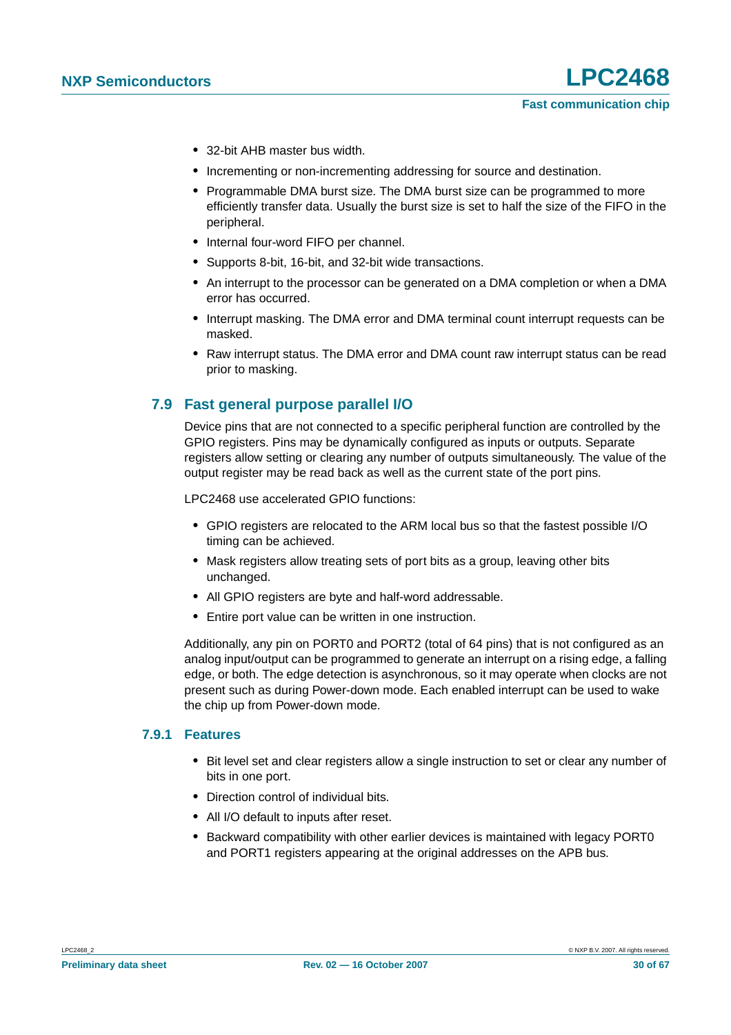- 32-bit AHB master bus width.
- Incrementing or non-incrementing addressing for source and destination.
- Programmable DMA burst size. The DMA burst size can be programmed to more efficiently transfer data. Usually the burst size is set to half the size of the FIFO in the peripheral.
- Internal four-word FIFO per channel.
- Supports 8-bit, 16-bit, and 32-bit wide transactions.
- An interrupt to the processor can be generated on a DMA completion or when a DMA error has occurred.
- Interrupt masking. The DMA error and DMA terminal count interrupt requests can be masked.
- Raw interrupt status. The DMA error and DMA count raw interrupt status can be read prior to masking.

## 7.9 Fast general purpose parallel I/O

Device pins that are not connected to a specific peripheral function are controlled by the GPIO registers. Pins may be dynamically configured as inputs or outputs. Separate registers allow setting or clearing any number of outputs simultaneously. The value of the output register may be read back as well as the current state of the port pins.

LPC2468 use accelerated GPIO functions:

- GPIO registers are relocated to the ARM local bus so that the fastest possible I/O timing can be achieved.
- Mask registers allow treating sets of port bits as a group, leaving other bits unchanged.
- All GPIO registers are byte and half-word addressable.
- Entire port value can be written in one instruction.

Additionally, any pin on PORT0 and PORT2 (total of 64 pins) that is not configured as an analog input/output can be programmed to generate an interrupt on a rising edge, a falling edge, or both. The edge detection is asynchronous, so it may operate when clocks are not present such as during Power-down mode. Each enabled interrupt can be used to wake the chip up from Power-down mode.

### 7.9.1 Features

- Bit level set and clear registers allow a single instruction to set or clear any number of bits in one port.
- Direction control of individual bits.
- All I/O default to inputs after reset.
- Backward compatibility with other earlier devices is maintained with legacy PORT0 and PORT1 registers appearing at the original addresses on the APB bus.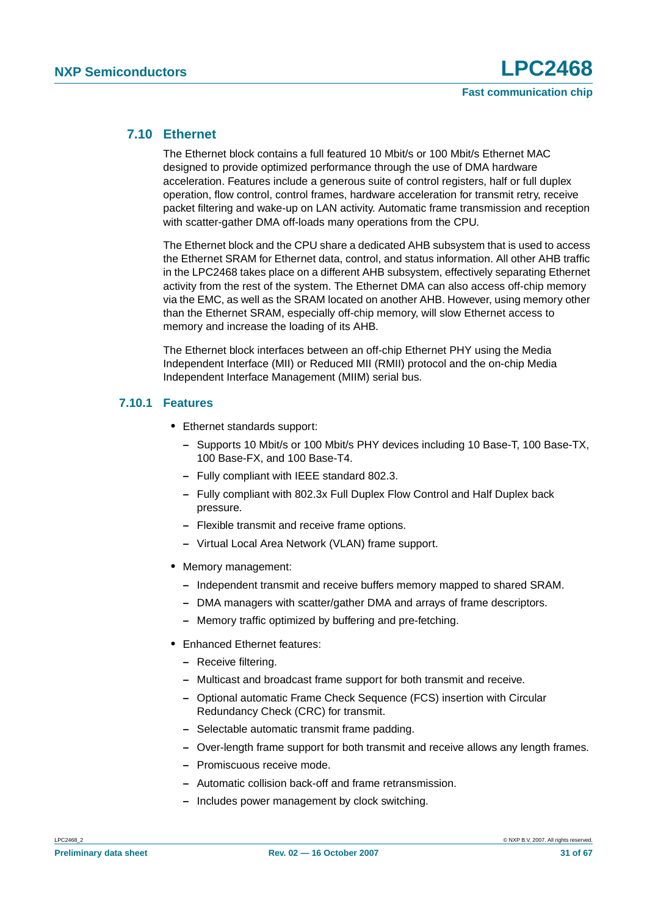### 7.10 Ethernet

The Ethernet block contains a full featured 10 Mbit/s or 100 Mbit/s Ethernet MAC designed to provide optimized performance through the use of DMA hardware acceleration. Features include a generous suite of control registers, half or full duplex operation, flow control, control frames, hardware acceleration for transmit retry, receive packet filtering and wake-up on LAN activity. Automatic frame transmission and reception with scatter-gather DMA off-loads many operations from the CPU.

The Ethernet block and the CPU share a dedicated AHB subsystem that is used to access the Ethernet SRAM for Ethernet data, control, and status information. All other AHB traffic in the LPC2468 takes place on a different AHB subsystem, effectively separating Ethernet activity from the rest of the system. The Ethernet DMA can also access off-chip memory via the EMC, as well as the SRAM located on another AHB. However, using memory other than the Ethernet SRAM, especially off-chip memory, will slow Ethernet access to memory and increase the loading of its AHB.

The Ethernet block interfaces between an off-chip Ethernet PHY using the Media Independent Interface (MII) or Reduced MII (RMII) protocol and the on-chip Media Independent Interface Management (MIIM) serial bus.

#### 7.10.1 Features

- Ethernet standards support:
  - Supports 10 Mbit/s or 100 Mbit/s PHY devices including 10 Base-T, 100 Base-TX, 100 Base-FX, and 100 Base-T4.
  - Fully compliant with IEEE standard 802.3.
  - Fully compliant with 802.3x Full Duplex Flow Control and Half Duplex back pressure.
  - Flexible transmit and receive frame options.
  - Virtual Local Area Network (VLAN) frame support.
- Memory management:
  - Independent transmit and receive buffers memory mapped to shared SRAM.
  - DMA managers with scatter/gather DMA and arrays of frame descriptors.
  - Memory traffic optimized by buffering and pre-fetching.
- Enhanced Ethernet features:
  - Receive filtering.
  - Multicast and broadcast frame support for both transmit and receive.
  - Optional automatic Frame Check Sequence (FCS) insertion with Circular Redundancy Check (CRC) for transmit.
  - Selectable automatic transmit frame padding.
  - Over-length frame support for both transmit and receive allows any length frames.
  - Promiscuous receive mode.
  - Automatic collision back-off and frame retransmission.
  - Includes power management by clock switching.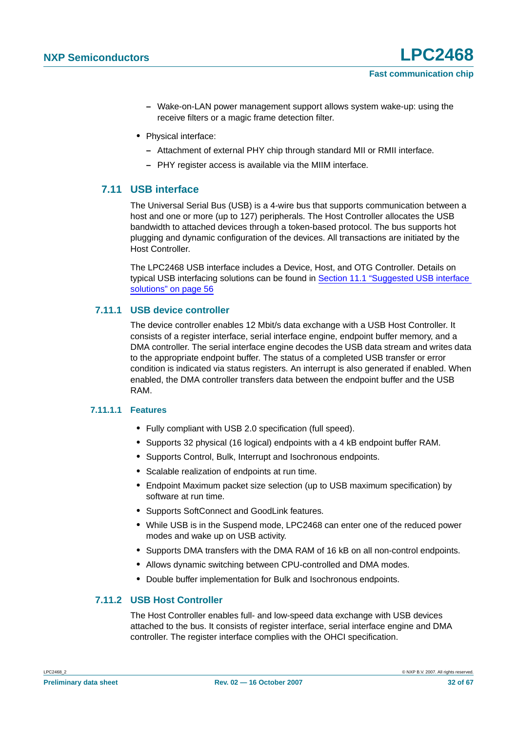- Wake-on-LAN power management support allows system wake-up: using the receive filters or a magic frame detection filter.
- Physical interface:
   - Attachment of external PHY chip through standard MII or RMII interface.
   - PHY register access is available via the MIIM interface.

## 7.11 USB interface

The Universal Serial Bus (USB) is a 4-wire bus that supports communication between a host and one or more (up to 127) peripherals. The Host Controller allocates the USB bandwidth to attached devices through a token-based protocol. The bus supports hot plugging and dynamic configuration of the devices. All transactions are initiated by the Host Controller.

The LPC2468 USB interface includes a Device, Host, and OTG Controller. Details on typical USB interfacing solutions can be found in Section 11.1 “Suggested USB interface solutions” on page 56

### 7.11.1 USB device controller

The device controller enables 12 Mbit/s data exchange with a USB Host Controller. It consists of a register interface, serial interface engine, endpoint buffer memory, and a DMA controller. The serial interface engine decodes the USB data stream and writes data to the appropriate endpoint buffer. The status of a completed USB transfer or error condition is indicated via status registers. An interrupt is also generated if enabled. When enabled, the DMA controller transfers data between the endpoint buffer and the USB RAM.

#### 7.11.1.1 Features

- Fully compliant with USB 2.0 specification (full speed).
- Supports 32 physical (16 logical) endpoints with a 4 kB endpoint buffer RAM.
- Supports Control, Bulk, Interrupt and Isochronous endpoints.
- Scalable realization of endpoints at run time.
- Endpoint Maximum packet size selection (up to USB maximum specification) by software at run time.
- Supports SoftConnect and GoodLink features.
- While USB is in the Suspend mode, LPC2468 can enter one of the reduced power modes and wake up on USB activity.
- Supports DMA transfers with the DMA RAM of 16 kB on all non-control endpoints.
- Allows dynamic switching between CPU-controlled and DMA modes.
- Double buffer implementation for Bulk and Isochronous endpoints.

### 7.11.2 USB Host Controller

The Host Controller enables full- and low-speed data exchange with USB devices attached to the bus. It consists of register interface, serial interface engine and DMA controller. The register interface complies with the OHCI specification.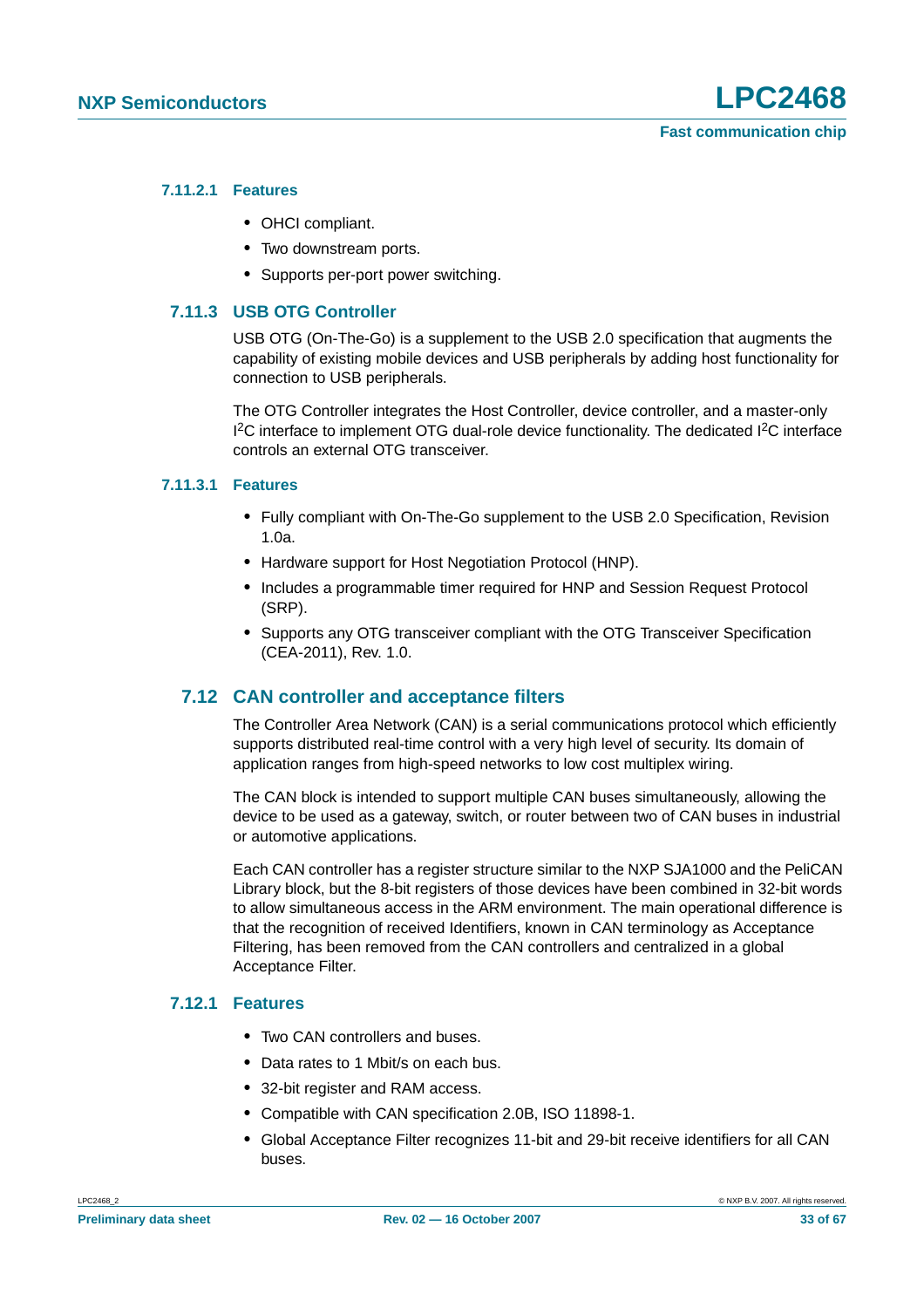#### 7.11.2.1 Features

- OHCI compliant.
- Two downstream ports.
- Supports per-port power switching.

### 7.11.3 USB OTG Controller

USB OTG (On-The-Go) is a supplement to the USB 2.0 specification that augments the capability of existing mobile devices and USB peripherals by adding host functionality for connection to USB peripherals.

The OTG Controller integrates the Host Controller, device controller, and a master-only $I^2C$ interface to implement OTG dual-role device functionality. The dedicated $I^2C$ interface controls an external OTG transceiver.

#### 7.11.3.1 Features

- Fully compliant with On-The-Go supplement to the USB 2.0 Specification, Revision 1.0a.
- Hardware support for Host Negotiation Protocol (HNP).
- Includes a programmable timer required for HNP and Session Request Protocol (SRP).
- Supports any OTG transceiver compliant with the OTG Transceiver Specification (CEA-2011), Rev. 1.0.

## 7.12 CAN controller and acceptance filters

The Controller Area Network (CAN) is a serial communications protocol which efficiently supports distributed real-time control with a very high level of security. Its domain of application ranges from high-speed networks to low cost multiplex wiring.

The CAN block is intended to support multiple CAN buses simultaneously, allowing the device to be used as a gateway, switch, or router between two of CAN buses in industrial or automotive applications.

Each CAN controller has a register structure similar to the NXP SJA1000 and the PeliCAN Library block, but the 8-bit registers of those devices have been combined in 32-bit words to allow simultaneous access in the ARM environment. The main operational difference is that the recognition of received Identifiers, known in CAN terminology as Acceptance Filtering, has been removed from the CAN controllers and centralized in a global Acceptance Filter.

### 7.12.1 Features

- Two CAN controllers and buses.
- Data rates to 1 Mbit/s on each bus.
- 32-bit register and RAM access.
- Compatible with CAN specification 2.0B, ISO 11898-1.
- Global Acceptance Filter recognizes 11-bit and 29-bit receive identifiers for all CAN buses.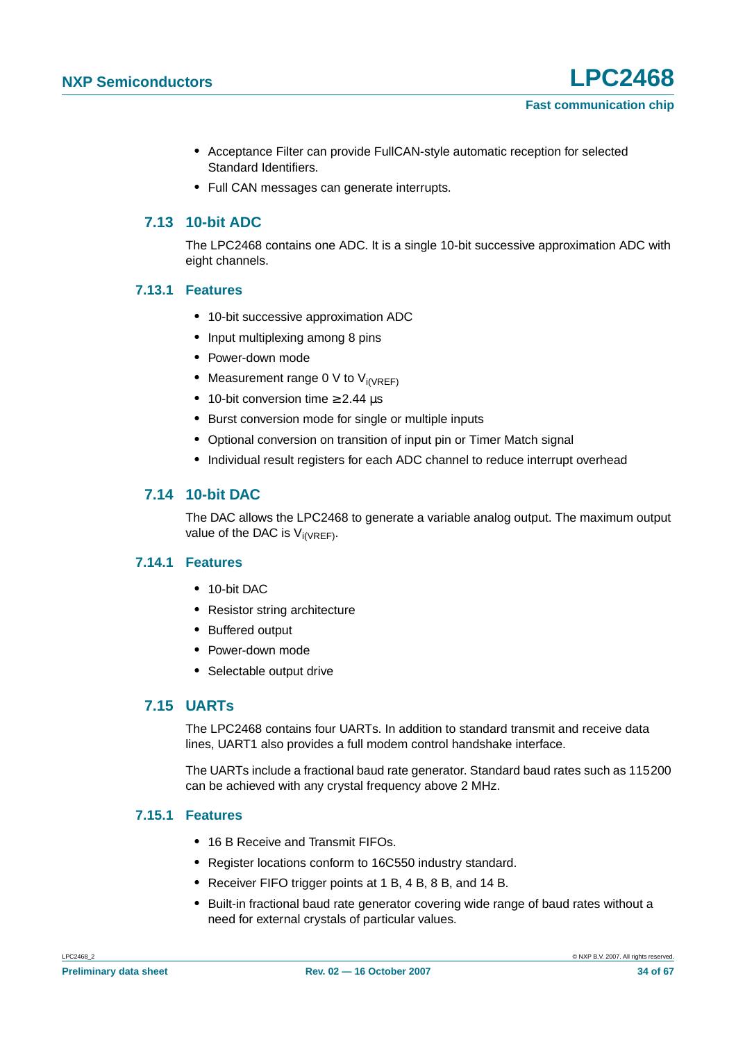- Acceptance Filter can provide FullCAN-style automatic reception for selected Standard Identifiers.
- Full CAN messages can generate interrupts.

## 7.13 10-bit ADC

The LPC2468 contains one ADC. It is a single 10-bit successive approximation ADC with eight channels.

### 7.13.1 Features

- 10-bit successive approximation ADC
- Input multiplexing among 8 pins
- Power-down mode
- Measurement range 0 V to $V_{i(VREF)}$
- 10-bit conversion time ≥ 2.44 μs
- Burst conversion mode for single or multiple inputs
- Optional conversion on transition of input pin or Timer Match signal
- Individual result registers for each ADC channel to reduce interrupt overhead

## 7.14 10-bit DAC

The DAC allows the LPC2468 to generate a variable analog output. The maximum output value of the DAC is $V_{i(VREF)}$.

### 7.14.1 Features

- 10-bit DAC
- Resistor string architecture
- Buffered output
- Power-down mode
- Selectable output drive

## 7.15 UARTs

The LPC2468 contains four UARTs. In addition to standard transmit and receive data lines, UART1 also provides a full modem control handshake interface.

The UARTs include a fractional baud rate generator. Standard baud rates such as 115200 can be achieved with any crystal frequency above 2 MHz.

### 7.15.1 Features

- 16 B Receive and Transmit FIFOs.
- Register locations conform to 16C550 industry standard.
- Receiver FIFO trigger points at 1 B, 4 B, 8 B, and 14 B.
- Built-in fractional baud rate generator covering wide range of baud rates without a need for external crystals of particular values.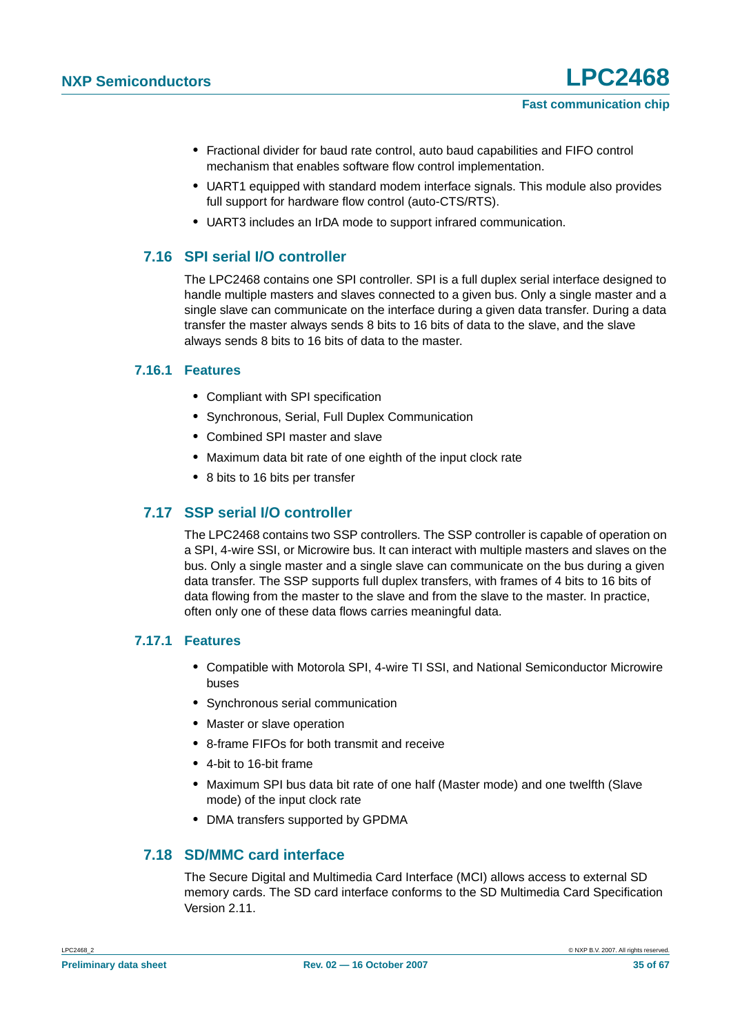- Fractional divider for baud rate control, auto baud capabilities and FIFO control mechanism that enables software flow control implementation.
- UART1 equipped with standard modem interface signals. This module also provides full support for hardware flow control (auto-CTS/RTS).
- UART3 includes an IrDA mode to support infrared communication.

## 7.16 SPI serial I/O controller

The LPC2468 contains one SPI controller. SPI is a full duplex serial interface designed to handle multiple masters and slaves connected to a given bus. Only a single master and a single slave can communicate on the interface during a given data transfer. During a data transfer the master always sends 8 bits to 16 bits of data to the slave, and the slave always sends 8 bits to 16 bits of data to the master.

### 7.16.1 Features

- Compliant with SPI specification
- Synchronous, Serial, Full Duplex Communication
- Combined SPI master and slave
- Maximum data bit rate of one eighth of the input clock rate
- 8 bits to 16 bits per transfer

## 7.17 SSP serial I/O controller

The LPC2468 contains two SSP controllers. The SSP controller is capable of operation on a SPI, 4-wire SSI, or Microwire bus. It can interact with multiple masters and slaves on the bus. Only a single master and a single slave can communicate on the bus during a given data transfer. The SSP supports full duplex transfers, with frames of 4 bits to 16 bits of data flowing from the master to the slave and from the slave to the master. In practice, often only one of these data flows carries meaningful data.

### 7.17.1 Features

- Compatible with Motorola SPI, 4-wire TI SSI, and National Semiconductor Microwire buses
- Synchronous serial communication
- Master or slave operation
- 8-frame FIFOs for both transmit and receive
- 4-bit to 16-bit frame
- Maximum SPI bus data bit rate of one half (Master mode) and one twelfth (Slave mode) of the input clock rate
- DMA transfers supported by GPDMA

## 7.18 SD/MMC card interface

The Secure Digital and Multimedia Card Interface (MCI) allows access to external SD memory cards. The SD card interface conforms to the SD Multimedia Card Specification Version 2.11.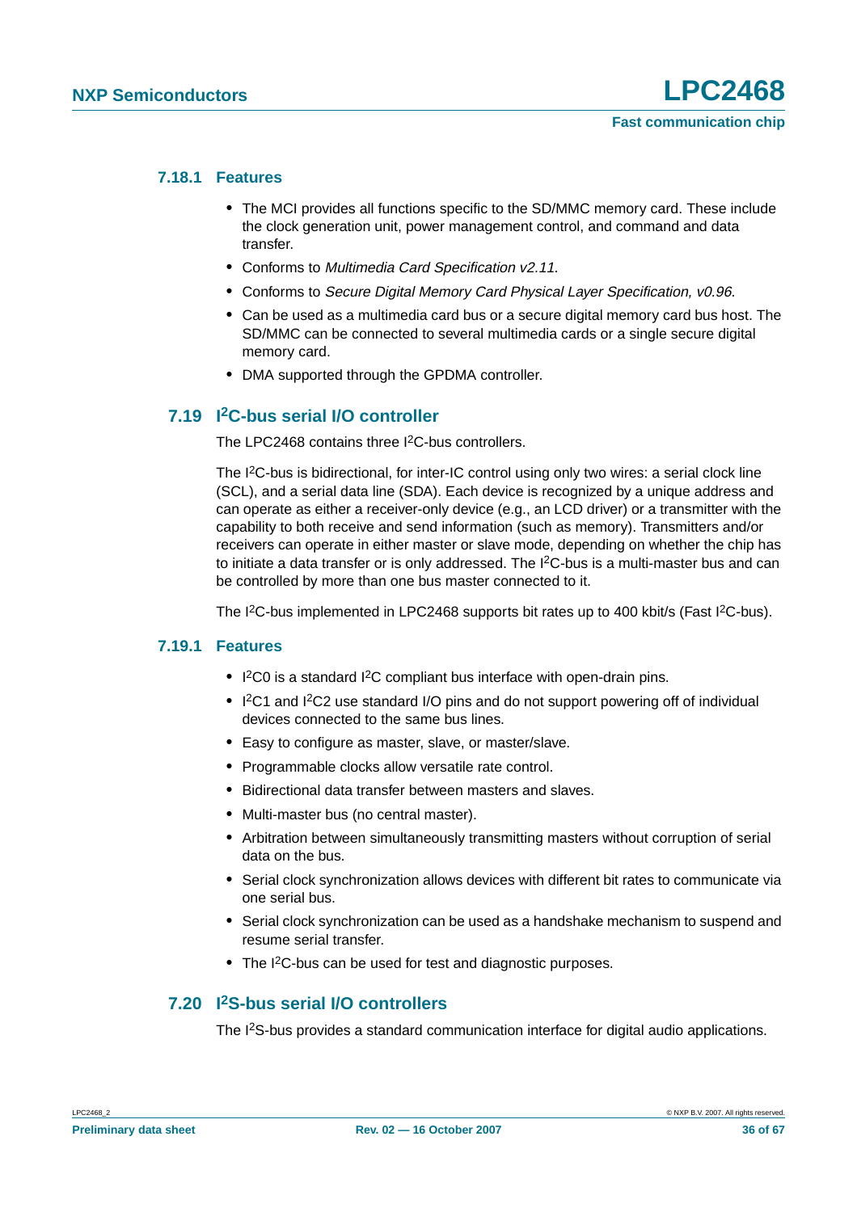### 7.18.1 Features

- The MCI provides all functions specific to the SD/MMC memory card. These include the clock generation unit, power management control, and command and data transfer.
- Conforms to *Multimedia Card Specification v2.11*.
- Conforms to *Secure Digital Memory Card Physical Layer Specification, v0.96*.
- Can be used as a multimedia card bus or a secure digital memory card bus host. The SD/MMC can be connected to several multimedia cards or a single secure digital memory card.
- DMA supported through the GPDMA controller.

## 7.19 I$^2$C-bus serial I/O controller

The LPC2468 contains three I$^2$C-bus controllers.

The I$^2$C-bus is bidirectional, for inter-IC control using only two wires: a serial clock line (SCL), and a serial data line (SDA). Each device is recognized by a unique address and can operate as either a receiver-only device (e.g., an LCD driver) or a transmitter with the capability to both receive and send information (such as memory). Transmitters and/or receivers can operate in either master or slave mode, depending on whether the chip has to initiate a data transfer or is only addressed. The I$^2$C-bus is a multi-master bus and can be controlled by more than one bus master connected to it.

The I$^2$C-bus implemented in LPC2468 supports bit rates up to 400 kbit/s (Fast I$^2$C-bus).

### 7.19.1 Features

- I$^2$C0 is a standard I$^2$C compliant bus interface with open-drain pins.
- I$^2$C1 and I$^2$C2 use standard I/O pins and do not support powering off of individual devices connected to the same bus lines.
- Easy to configure as master, slave, or master/slave.
- Programmable clocks allow versatile rate control.
- Bidirectional data transfer between masters and slaves.
- Multi-master bus (no central master).
- Arbitration between simultaneously transmitting masters without corruption of serial data on the bus.
- Serial clock synchronization allows devices with different bit rates to communicate via one serial bus.
- Serial clock synchronization can be used as a handshake mechanism to suspend and resume serial transfer.
- The I$^2$C-bus can be used for test and diagnostic purposes.

## 7.20 I$^2$S-bus serial I/O controllers

The I$^2$S-bus provides a standard communication interface for digital audio applications.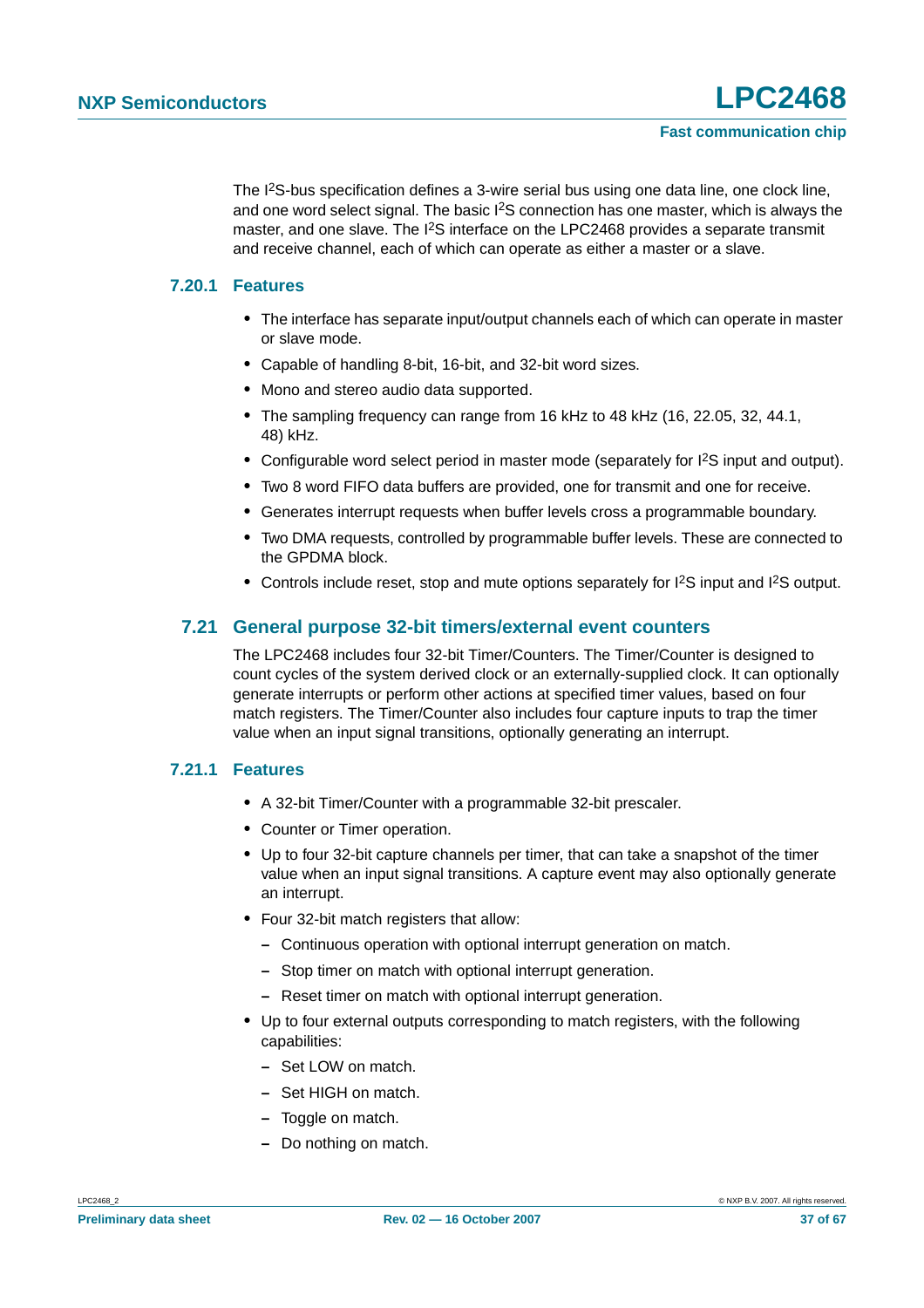The I$^2$S-bus specification defines a 3-wire serial bus using one data line, one clock line, and one word select signal. The basic I$^2$S connection has one master, which is always the master, and one slave. The I$^2$S interface on the LPC2468 provides a separate transmit and receive channel, each of which can operate as either a master or a slave.

### 7.20.1 Features

- The interface has separate input/output channels each of which can operate in master or slave mode.
- Capable of handling 8-bit, 16-bit, and 32-bit word sizes.
- Mono and stereo audio data supported.
- The sampling frequency can range from 16 kHz to 48 kHz (16, 22.05, 32, 44.1, 48) kHz.
- Configurable word select period in master mode (separately for I$^2$S input and output).
- Two 8 word FIFO data buffers are provided, one for transmit and one for receive.
- Generates interrupt requests when buffer levels cross a programmable boundary.
- Two DMA requests, controlled by programmable buffer levels. These are connected to the GPDMA block.
- Controls include reset, stop and mute options separately for I$^2$S input and I$^2$S output.

## 7.21 General purpose 32-bit timers/external event counters

The LPC2468 includes four 32-bit Timer/Counters. The Timer/Counter is designed to count cycles of the system derived clock or an externally-supplied clock. It can optionally generate interrupts or perform other actions at specified timer values, based on four match registers. The Timer/Counter also includes four capture inputs to trap the timer value when an input signal transitions, optionally generating an interrupt.

### 7.21.1 Features

- A 32-bit Timer/Counter with a programmable 32-bit prescaler.
- Counter or Timer operation.
- Up to four 32-bit capture channels per timer, that can take a snapshot of the timer value when an input signal transitions. A capture event may also optionally generate an interrupt.
- Four 32-bit match registers that allow:
  - Continuous operation with optional interrupt generation on match.
  - Stop timer on match with optional interrupt generation.
  - Reset timer on match with optional interrupt generation.
- Up to four external outputs corresponding to match registers, with the following capabilities:
  - Set LOW on match.
  - Set HIGH on match.
  - Toggle on match.
  - Do nothing on match.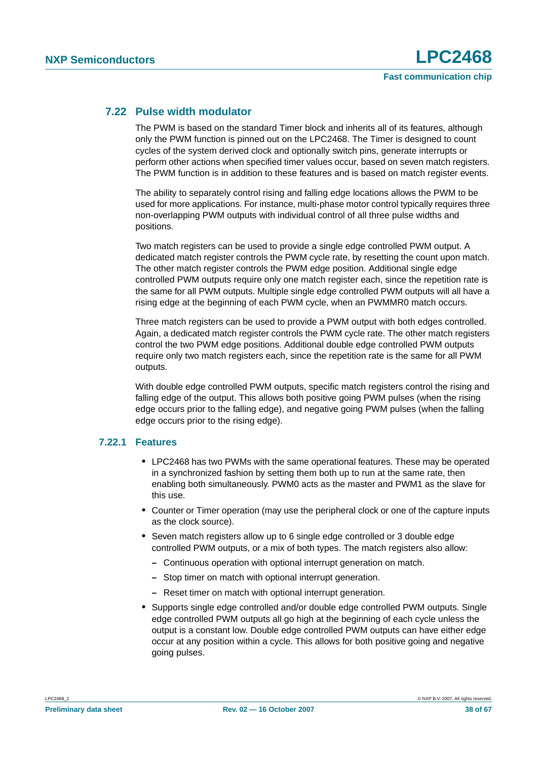### 7.22 Pulse width modulator

The PWM is based on the standard Timer block and inherits all of its features, although only the PWM function is pinned out on the LPC2468. The Timer is designed to count cycles of the system derived clock and optionally switch pins, generate interrupts or perform other actions when specified timer values occur, based on seven match registers. The PWM function is in addition to these features and is based on match register events.

The ability to separately control rising and falling edge locations allows the PWM to be used for more applications. For instance, multi-phase motor control typically requires three non-overlapping PWM outputs with individual control of all three pulse widths and positions.

Two match registers can be used to provide a single edge controlled PWM output. A dedicated match register controls the PWM cycle rate, by resetting the count upon match. The other match register controls the PWM edge position. Additional single edge controlled PWM outputs require only one match register each, since the repetition rate is the same for all PWM outputs. Multiple single edge controlled PWM outputs will all have a rising edge at the beginning of each PWM cycle, when an PWMMR0 match occurs.

Three match registers can be used to provide a PWM output with both edges controlled. Again, a dedicated match register controls the PWM cycle rate. The other match registers control the two PWM edge positions. Additional double edge controlled PWM outputs require only two match registers each, since the repetition rate is the same for all PWM outputs.

With double edge controlled PWM outputs, specific match registers control the rising and falling edge of the output. This allows both positive going PWM pulses (when the rising edge occurs prior to the falling edge), and negative going PWM pulses (when the falling edge occurs prior to the rising edge).

#### 7.22.1 Features

- LPC2468 has two PWMs with the same operational features. These may be operated in a synchronized fashion by setting them both up to run at the same rate, then enabling both simultaneously. PWM0 acts as the master and PWM1 as the slave for this use.
- Counter or Timer operation (may use the peripheral clock or one of the capture inputs as the clock source).
- Seven match registers allow up to 6 single edge controlled or 3 double edge controlled PWM outputs, or a mix of both types. The match registers also allow:
  - Continuous operation with optional interrupt generation on match.
  - Stop timer on match with optional interrupt generation.
  - Reset timer on match with optional interrupt generation.
- Supports single edge controlled and/or double edge controlled PWM outputs. Single edge controlled PWM outputs all go high at the beginning of each cycle unless the output is a constant low. Double edge controlled PWM outputs can have either edge occur at any position within a cycle. This allows for both positive going and negative going pulses.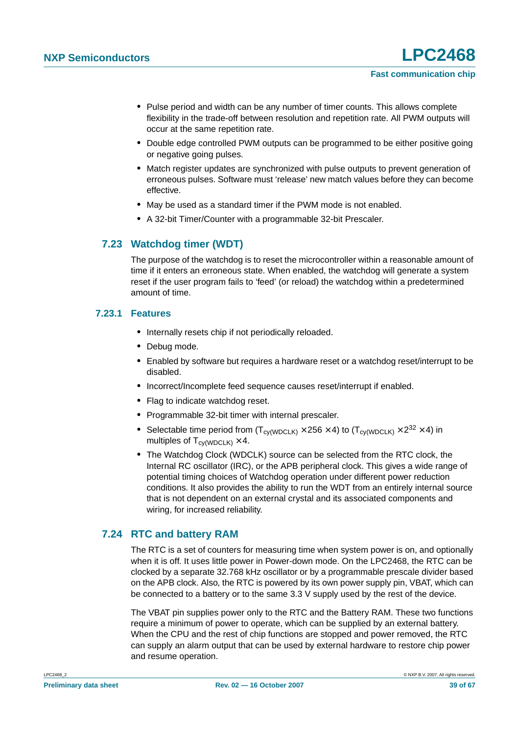- Pulse period and width can be any number of timer counts. This allows complete flexibility in the trade-off between resolution and repetition rate. All PWM outputs will occur at the same repetition rate.
- Double edge controlled PWM outputs can be programmed to be either positive going or negative going pulses.
- Match register updates are synchronized with pulse outputs to prevent generation of erroneous pulses. Software must 'release' new match values before they can become effective.
- May be used as a standard timer if the PWM mode is not enabled.
- A 32-bit Timer/Counter with a programmable 32-bit Prescaler.

## 7.23 Watchdog timer (WDT)

The purpose of the watchdog is to reset the microcontroller within a reasonable amount of time if it enters an erroneous state. When enabled, the watchdog will generate a system reset if the user program fails to 'feed' (or reload) the watchdog within a predetermined amount of time.

### 7.23.1 Features

- Internally resets chip if not periodically reloaded.
- Debug mode.
- Enabled by software but requires a hardware reset or a watchdog reset/interrupt to be disabled.
- Incorrect/Incomplete feed sequence causes reset/interrupt if enabled.
- Flag to indicate watchdog reset.
- Programmable 32-bit timer with internal prescaler.
- Selectable time period from ($T_{cy(WDCLK)} \times 256 \times 4$) to ($T_{cy(WDCLK)} \times 2^{32} \times 4$) in multiples of $T_{cy(WDCLK)} \times 4$.
- The Watchdog Clock (WDCLK) source can be selected from the RTC clock, the Internal RC oscillator (IRC), or the APB peripheral clock. This gives a wide range of potential timing choices of Watchdog operation under different power reduction conditions. It also provides the ability to run the WDT from an entirely internal source that is not dependent on an external crystal and its associated components and wiring, for increased reliability.

## 7.24 RTC and battery RAM

The RTC is a set of counters for measuring time when system power is on, and optionally when it is off. It uses little power in Power-down mode. On the LPC2468, the RTC can be clocked by a separate 32.768 kHz oscillator or by a programmable prescale divider based on the APB clock. Also, the RTC is powered by its own power supply pin, VBAT, which can be connected to a battery or to the same 3.3 V supply used by the rest of the device.

The VBAT pin supplies power only to the RTC and the Battery RAM. These two functions require a minimum of power to operate, which can be supplied by an external battery. When the CPU and the rest of chip functions are stopped and power removed, the RTC can supply an alarm output that can be used by external hardware to restore chip power and resume operation.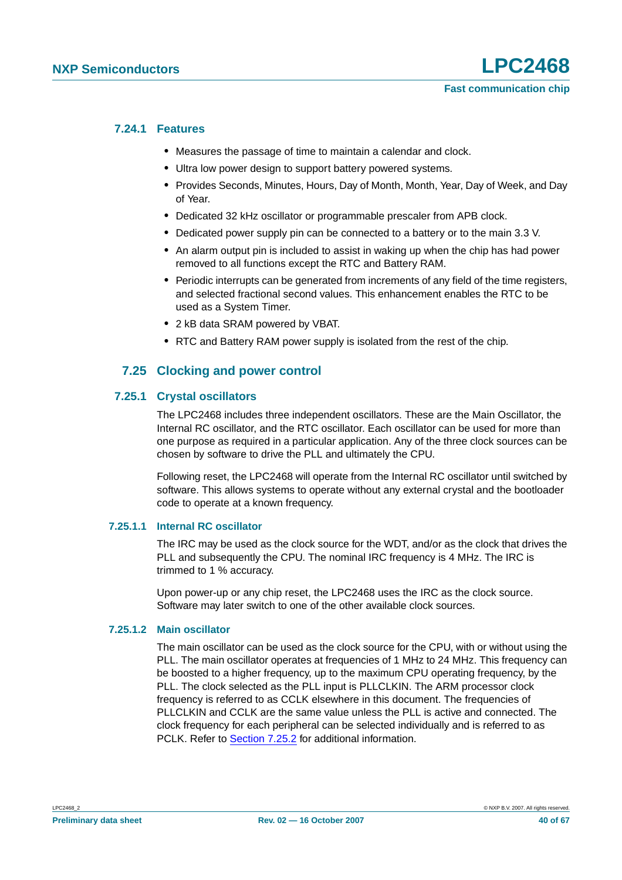#### 7.24.1 Features

- Measures the passage of time to maintain a calendar and clock.
- Ultra low power design to support battery powered systems.
- Provides Seconds, Minutes, Hours, Day of Month, Month, Year, Day of Week, and Day of Year.
- Dedicated 32 kHz oscillator or programmable prescaler from APB clock.
- Dedicated power supply pin can be connected to a battery or to the main 3.3 V.
- An alarm output pin is included to assist in waking up when the chip has had power removed to all functions except the RTC and Battery RAM.
- Periodic interrupts can be generated from increments of any field of the time registers, and selected fractional second values. This enhancement enables the RTC to be used as a System Timer.
- 2 kB data SRAM powered by VBAT.
- RTC and Battery RAM power supply is isolated from the rest of the chip.

### 7.25 Clocking and power control

#### 7.25.1 Crystal oscillators

The LPC2468 includes three independent oscillators. These are the Main Oscillator, the Internal RC oscillator, and the RTC oscillator. Each oscillator can be used for more than one purpose as required in a particular application. Any of the three clock sources can be chosen by software to drive the PLL and ultimately the CPU.

Following reset, the LPC2468 will operate from the Internal RC oscillator until switched by software. This allows systems to operate without any external crystal and the bootloader code to operate at a known frequency.

##### 7.25.1.1 Internal RC oscillator

The IRC may be used as the clock source for the WDT, and/or as the clock that drives the PLL and subsequently the CPU. The nominal IRC frequency is 4 MHz. The IRC is trimmed to 1 % accuracy.

Upon power-up or any chip reset, the LPC2468 uses the IRC as the clock source. Software may later switch to one of the other available clock sources.

##### 7.25.1.2 Main oscillator

The main oscillator can be used as the clock source for the CPU, with or without using the PLL. The main oscillator operates at frequencies of 1 MHz to 24 MHz. This frequency can be boosted to a higher frequency, up to the maximum CPU operating frequency, by the PLL. The clock selected as the PLL input is PLLCLKIN. The ARM processor clock frequency is referred to as CCLK elsewhere in this document. The frequencies of PLLCLKIN and CCLK are the same value unless the PLL is active and connected. The clock frequency for each peripheral can be selected individually and is referred to as PCLK. Refer to Section 7.25.2 for additional information.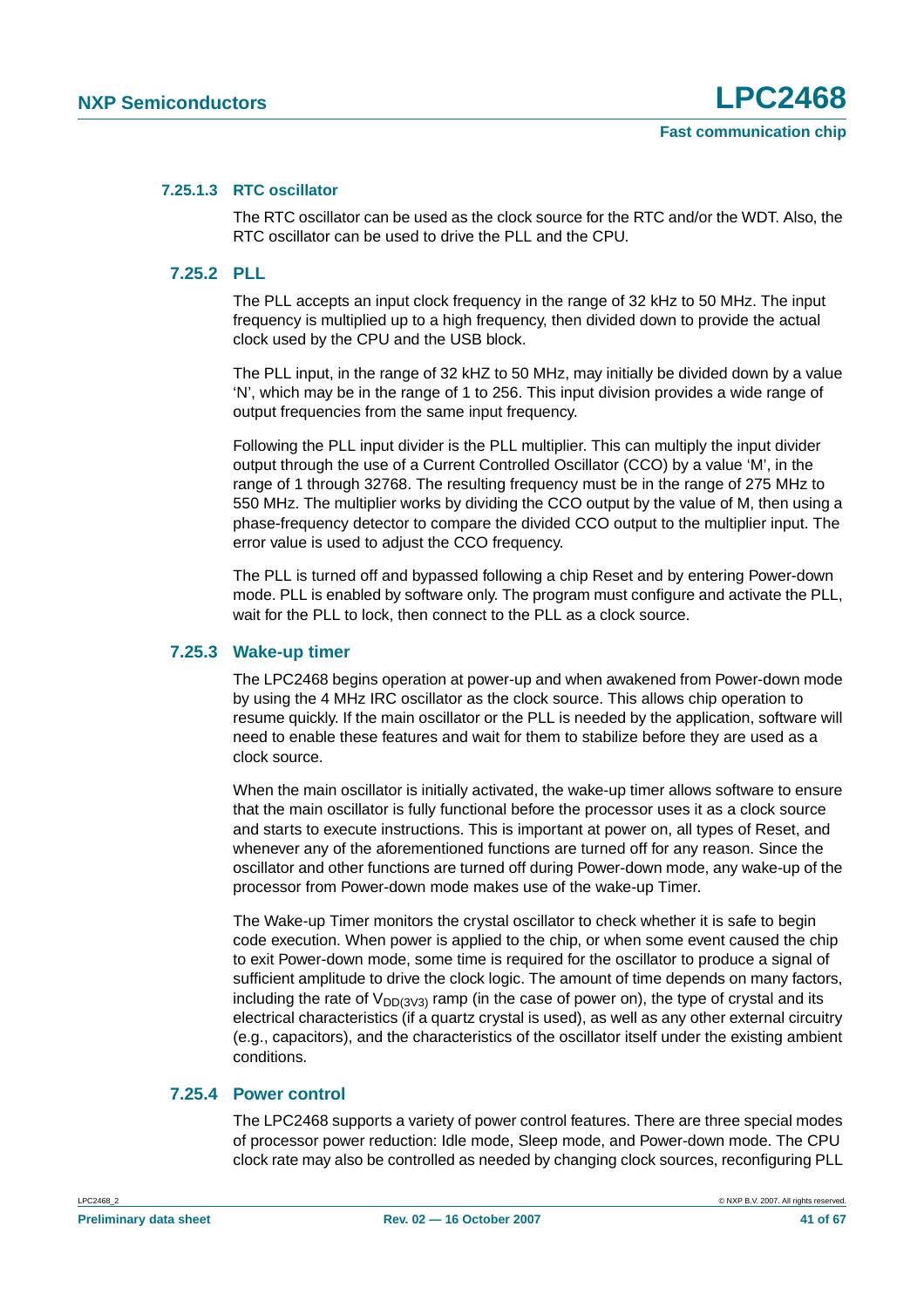#### 7.25.1.3 RTC oscillator

The RTC oscillator can be used as the clock source for the RTC and/or the WDT. Also, the RTC oscillator can be used to drive the PLL and the CPU.

### 7.25.2 PLL

The PLL accepts an input clock frequency in the range of 32 kHz to 50 MHz. The input frequency is multiplied up to a high frequency, then divided down to provide the actual clock used by the CPU and the USB block.

The PLL input, in the range of 32 kHZ to 50 MHz, may initially be divided down by a value 'N', which may be in the range of 1 to 256. This input division provides a wide range of output frequencies from the same input frequency.

Following the PLL input divider is the PLL multiplier. This can multiply the input divider output through the use of a Current Controlled Oscillator (CCO) by a value 'M', in the range of 1 through 32768. The resulting frequency must be in the range of 275 MHz to 550 MHz. The multiplier works by dividing the CCO output by the value of M, then using a phase-frequency detector to compare the divided CCO output to the multiplier input. The error value is used to adjust the CCO frequency.

The PLL is turned off and bypassed following a chip Reset and by entering Power-down mode. PLL is enabled by software only. The program must configure and activate the PLL, wait for the PLL to lock, then connect to the PLL as a clock source.

### 7.25.3 Wake-up timer

The LPC2468 begins operation at power-up and when awakened from Power-down mode by using the 4 MHz IRC oscillator as the clock source. This allows chip operation to resume quickly. If the main oscillator or the PLL is needed by the application, software will need to enable these features and wait for them to stabilize before they are used as a clock source.

When the main oscillator is initially activated, the wake-up timer allows software to ensure that the main oscillator is fully functional before the processor uses it as a clock source and starts to execute instructions. This is important at power on, all types of Reset, and whenever any of the aforementioned functions are turned off for any reason. Since the oscillator and other functions are turned off during Power-down mode, any wake-up of the processor from Power-down mode makes use of the wake-up Timer.

The Wake-up Timer monitors the crystal oscillator to check whether it is safe to begin code execution. When power is applied to the chip, or when some event caused the chip to exit Power-down mode, some time is required for the oscillator to produce a signal of sufficient amplitude to drive the clock logic. The amount of time depends on many factors, including the rate of $V_{DD(3V3)}$ ramp (in the case of power on), the type of crystal and its electrical characteristics (if a quartz crystal is used), as well as any other external circuitry (e.g., capacitors), and the characteristics of the oscillator itself under the existing ambient conditions.

### 7.25.4 Power control

The LPC2468 supports a variety of power control features. There are three special modes of processor power reduction: Idle mode, Sleep mode, and Power-down mode. The CPU clock rate may also be controlled as needed by changing clock sources, reconfiguring PLL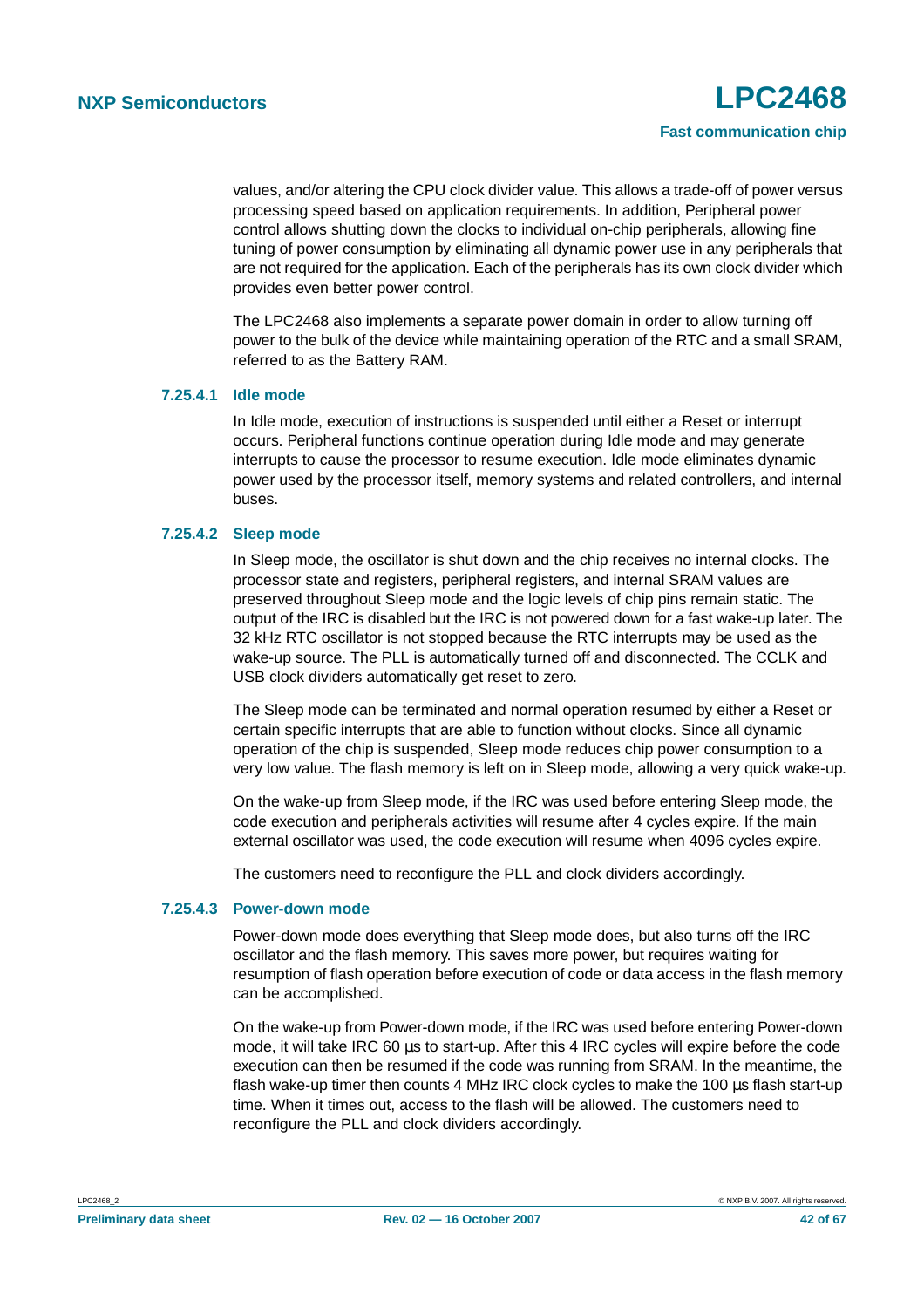values, and/or altering the CPU clock divider value. This allows a trade-off of power versus processing speed based on application requirements. In addition, Peripheral power control allows shutting down the clocks to individual on-chip peripherals, allowing fine tuning of power consumption by eliminating all dynamic power use in any peripherals that are not required for the application. Each of the peripherals has its own clock divider which provides even better power control.

The LPC2468 also implements a separate power domain in order to allow turning off power to the bulk of the device while maintaining operation of the RTC and a small SRAM, referred to as the Battery RAM.

#### 7.25.4.1 Idle mode

In Idle mode, execution of instructions is suspended until either a Reset or interrupt occurs. Peripheral functions continue operation during Idle mode and may generate interrupts to cause the processor to resume execution. Idle mode eliminates dynamic power used by the processor itself, memory systems and related controllers, and internal buses.

#### 7.25.4.2 Sleep mode

In Sleep mode, the oscillator is shut down and the chip receives no internal clocks. The processor state and registers, peripheral registers, and internal SRAM values are preserved throughout Sleep mode and the logic levels of chip pins remain static. The output of the IRC is disabled but the IRC is not powered down for a fast wake-up later. The 32 kHz RTC oscillator is not stopped because the RTC interrupts may be used as the wake-up source. The PLL is automatically turned off and disconnected. The CCLK and USB clock dividers automatically get reset to zero.

The Sleep mode can be terminated and normal operation resumed by either a Reset or certain specific interrupts that are able to function without clocks. Since all dynamic operation of the chip is suspended, Sleep mode reduces chip power consumption to a very low value. The flash memory is left on in Sleep mode, allowing a very quick wake-up.

On the wake-up from Sleep mode, if the IRC was used before entering Sleep mode, the code execution and peripherals activities will resume after 4 cycles expire. If the main external oscillator was used, the code execution will resume when 4096 cycles expire.

The customers need to reconfigure the PLL and clock dividers accordingly.

#### 7.25.4.3 Power-down mode

Power-down mode does everything that Sleep mode does, but also turns off the IRC oscillator and the flash memory. This saves more power, but requires waiting for resumption of flash operation before execution of code or data access in the flash memory can be accomplished.

On the wake-up from Power-down mode, if the IRC was used before entering Power-down mode, it will take IRC 60 µs to start-up. After this 4 IRC cycles will expire before the code execution can then be resumed if the code was running from SRAM. In the meantime, the flash wake-up timer then counts 4 MHz IRC clock cycles to make the 100 µs flash start-up time. When it times out, access to the flash will be allowed. The customers need to reconfigure the PLL and clock dividers accordingly.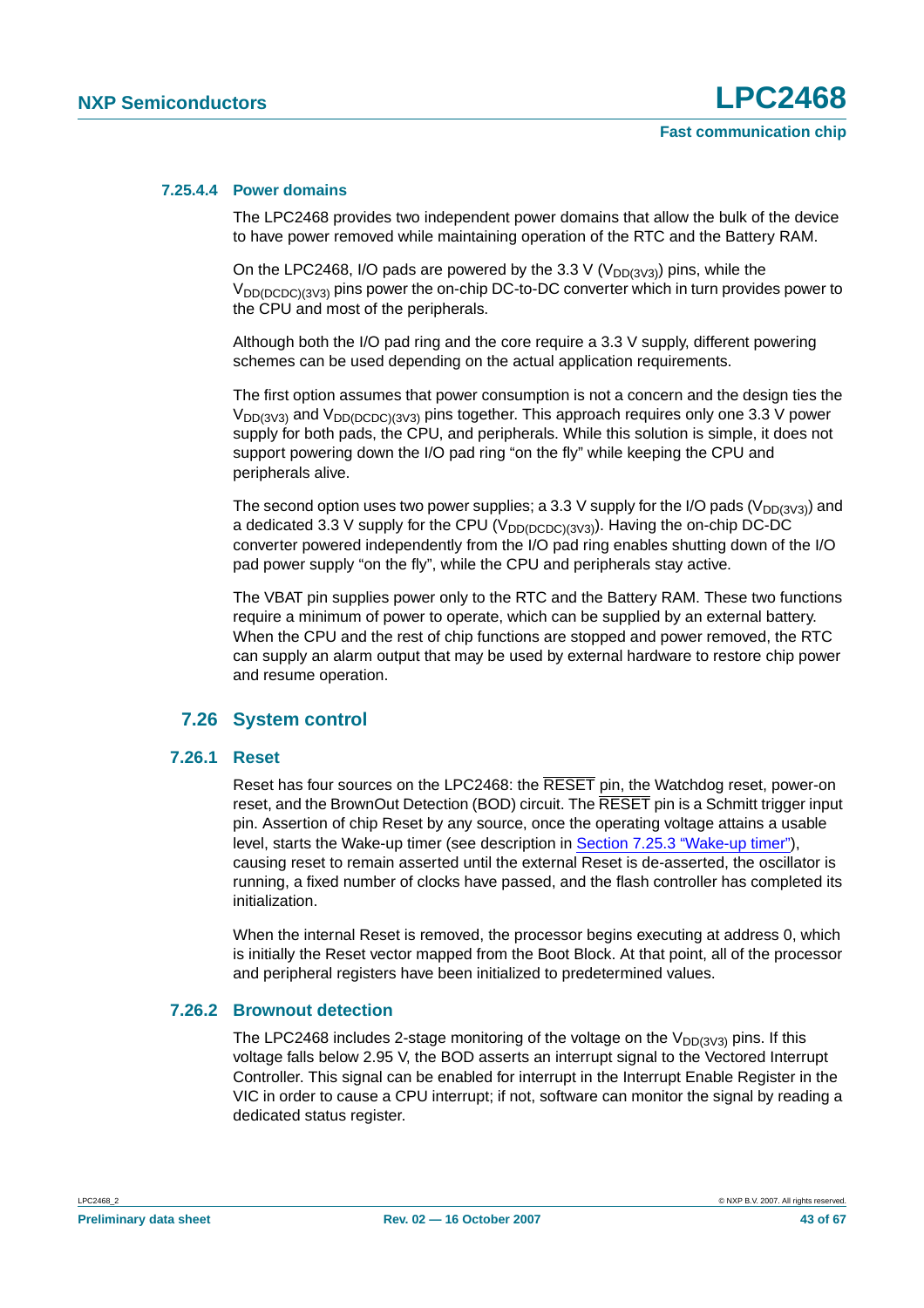#### 7.25.4.4 Power domains

The LPC2468 provides two independent power domains that allow the bulk of the device to have power removed while maintaining operation of the RTC and the Battery RAM.

On the LPC2468, I/O pads are powered by the 3.3 V ($V_{DD(3V3)}$) pins, while the $V_{DD(DCDC)(3V3)}$ pins power the on-chip DC-to-DC converter which in turn provides power to the CPU and most of the peripherals.

Although both the I/O pad ring and the core require a 3.3 V supply, different powering schemes can be used depending on the actual application requirements.

The first option assumes that power consumption is not a concern and the design ties the $V_{DD(3V3)}$ and $V_{DD(DCDC)(3V3)}$ pins together. This approach requires only one 3.3 V power supply for both pads, the CPU, and peripherals. While this solution is simple, it does not support powering down the I/O pad ring “on the fly” while keeping the CPU and peripherals alive.

The second option uses two power supplies; a 3.3 V supply for the I/O pads ($V_{DD(3V3)}$) and a dedicated 3.3 V supply for the CPU ($V_{DD(DCDC)(3V3)}$). Having the on-chip DC-DC converter powered independently from the I/O pad ring enables shutting down of the I/O pad power supply “on the fly”, while the CPU and peripherals stay active.

The VBAT pin supplies power only to the RTC and the Battery RAM. These two functions require a minimum of power to operate, which can be supplied by an external battery. When the CPU and the rest of chip functions are stopped and power removed, the RTC can supply an alarm output that may be used by external hardware to restore chip power and resume operation.

## 7.26 System control

### 7.26.1 Reset

Reset has four sources on the LPC2468: the $\overline{\text{RESET}}$ pin, the Watchdog reset, power-on reset, and the BrownOut Detection (BOD) circuit. The $\overline{\text{RESET}}$ pin is a Schmitt trigger input pin. Assertion of chip Reset by any source, once the operating voltage attains a usable level, starts the Wake-up timer (see description in Section 7.25.3 “Wake-up timer”), causing reset to remain asserted until the external Reset is de-asserted, the oscillator is running, a fixed number of clocks have passed, and the flash controller has completed its initialization.

When the internal Reset is removed, the processor begins executing at address 0, which is initially the Reset vector mapped from the Boot Block. At that point, all of the processor and peripheral registers have been initialized to predetermined values.

### 7.26.2 Brownout detection

The LPC2468 includes 2-stage monitoring of the voltage on the $V_{DD(3V3)}$ pins. If this voltage falls below 2.95 V, the BOD asserts an interrupt signal to the Vectored Interrupt Controller. This signal can be enabled for interrupt in the Interrupt Enable Register in the VIC in order to cause a CPU interrupt; if not, software can monitor the signal by reading a dedicated status register.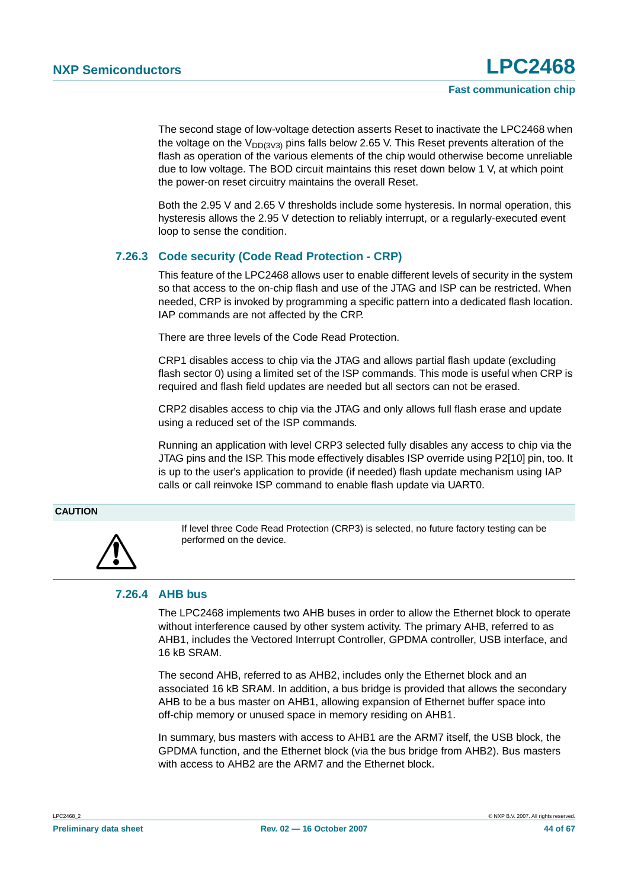The second stage of low-voltage detection asserts Reset to inactivate the LPC2468 when the voltage on the $V_{DD(3V3)}$ pins falls below 2.65 V. This Reset prevents alteration of the flash as operation of the various elements of the chip would otherwise become unreliable due to low voltage. The BOD circuit maintains this reset down below 1 V, at which point the power-on reset circuitry maintains the overall Reset.

Both the 2.95 V and 2.65 V thresholds include some hysteresis. In normal operation, this hysteresis allows the 2.95 V detection to reliably interrupt, or a regularly-executed event loop to sense the condition.

### 7.26.3 Code security (Code Read Protection - CRP)

This feature of the LPC2468 allows user to enable different levels of security in the system so that access to the on-chip flash and use of the JTAG and ISP can be restricted. When needed, CRP is invoked by programming a specific pattern into a dedicated flash location. IAP commands are not affected by the CRP.

There are three levels of the Code Read Protection.

CRP1 disables access to chip via the JTAG and allows partial flash update (excluding flash sector 0) using a limited set of the ISP commands. This mode is useful when CRP is required and flash field updates are needed but all sectors can not be erased.

CRP2 disables access to chip via the JTAG and only allows full flash erase and update using a reduced set of the ISP commands.

Running an application with level CRP3 selected fully disables any access to chip via the JTAG pins and the ISP. This mode effectively disables ISP override using P2[10] pin, too. It is up to the user's application to provide (if needed) flash update mechanism using IAP calls or call reinvoke ISP command to enable flash update via UART0.

**CAUTION**

If level three Code Read Protection (CRP3) is selected, no future factory testing can be performed on the device.

### 7.26.4 AHB bus

The LPC2468 implements two AHB buses in order to allow the Ethernet block to operate without interference caused by other system activity. The primary AHB, referred to as AHB1, includes the Vectored Interrupt Controller, GPDMA controller, USB interface, and 16 kB SRAM.

The second AHB, referred to as AHB2, includes only the Ethernet block and an associated 16 kB SRAM. In addition, a bus bridge is provided that allows the secondary AHB to be a bus master on AHB1, allowing expansion of Ethernet buffer space into off-chip memory or unused space in memory residing on AHB1.

In summary, bus masters with access to AHB1 are the ARM7 itself, the USB block, the GPDMA function, and the Ethernet block (via the bus bridge from AHB2). Bus masters with access to AHB2 are the ARM7 and the Ethernet block.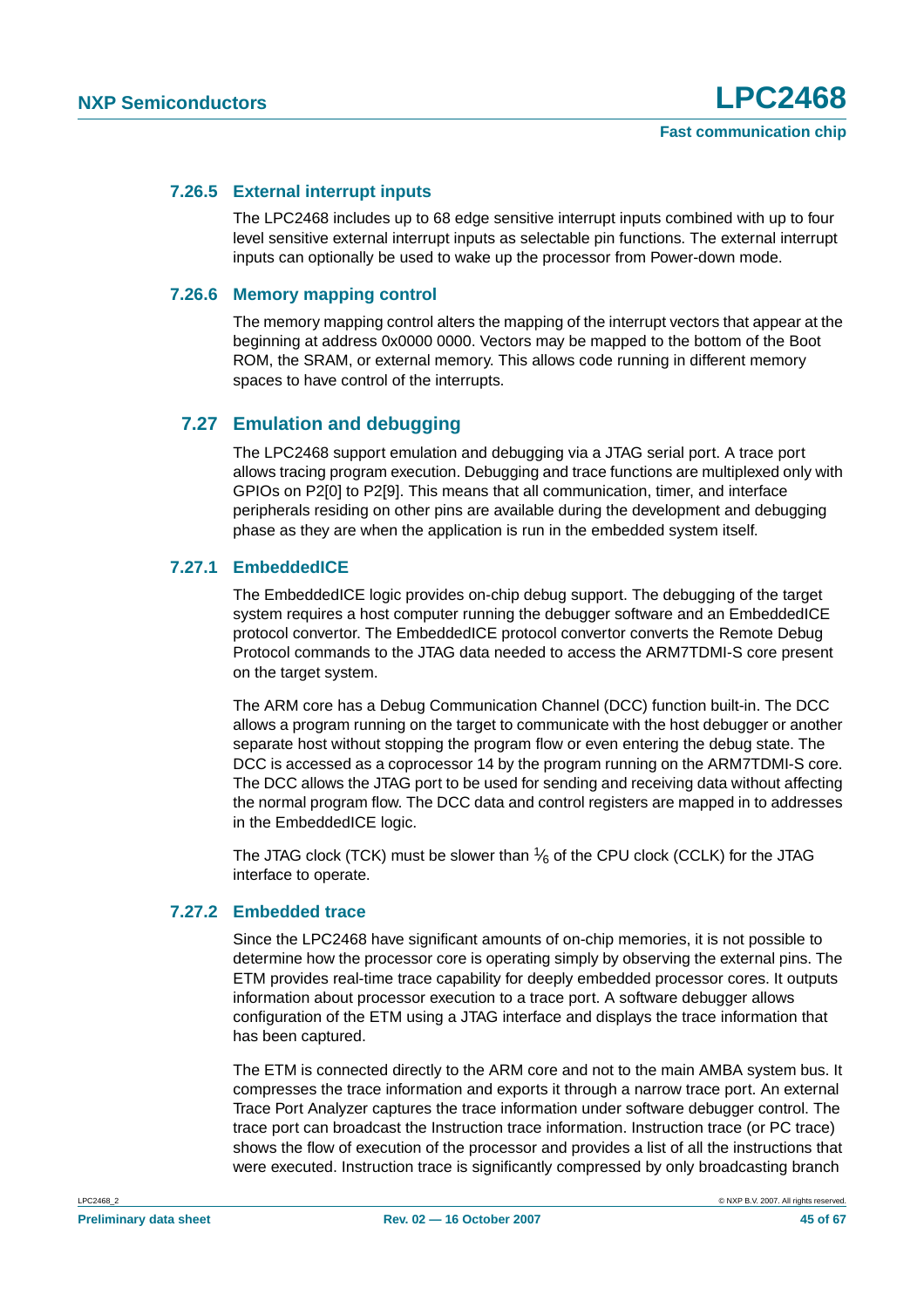### 7.26.5 External interrupt inputs

The LPC2468 includes up to 68 edge sensitive interrupt inputs combined with up to four level sensitive external interrupt inputs as selectable pin functions. The external interrupt inputs can optionally be used to wake up the processor from Power-down mode.

### 7.26.6 Memory mapping control

The memory mapping control alters the mapping of the interrupt vectors that appear at the beginning at address 0x0000 0000. Vectors may be mapped to the bottom of the Boot ROM, the SRAM, or external memory. This allows code running in different memory spaces to have control of the interrupts.

## 7.27 Emulation and debugging

The LPC2468 support emulation and debugging via a JTAG serial port. A trace port allows tracing program execution. Debugging and trace functions are multiplexed only with GPIOs on P2[0] to P2[9]. This means that all communication, timer, and interface peripherals residing on other pins are available during the development and debugging phase as they are when the application is run in the embedded system itself.

### 7.27.1 EmbeddedICE

The EmbeddedICE logic provides on-chip debug support. The debugging of the target system requires a host computer running the debugger software and an EmbeddedICE protocol convertor. The EmbeddedICE protocol convertor converts the Remote Debug Protocol commands to the JTAG data needed to access the ARM7TDMI-S core present on the target system.

The ARM core has a Debug Communication Channel (DCC) function built-in. The DCC allows a program running on the target to communicate with the host debugger or another separate host without stopping the program flow or even entering the debug state. The DCC is accessed as a coprocessor 14 by the program running on the ARM7TDMI-S core. The DCC allows the JTAG port to be used for sending and receiving data without affecting the normal program flow. The DCC data and control registers are mapped in to addresses in the EmbeddedICE logic.

The JTAG clock (TCK) must be slower than $\frac{1}{6}$ of the CPU clock (CCLK) for the JTAG interface to operate.

### 7.27.2 Embedded trace

Since the LPC2468 have significant amounts of on-chip memories, it is not possible to determine how the processor core is operating simply by observing the external pins. The ETM provides real-time trace capability for deeply embedded processor cores. It outputs information about processor execution to a trace port. A software debugger allows configuration of the ETM using a JTAG interface and displays the trace information that has been captured.

The ETM is connected directly to the ARM core and not to the main AMBA system bus. It compresses the trace information and exports it through a narrow trace port. An external Trace Port Analyzer captures the trace information under software debugger control. The trace port can broadcast the Instruction trace information. Instruction trace (or PC trace) shows the flow of execution of the processor and provides a list of all the instructions that were executed. Instruction trace is significantly compressed by only broadcasting branch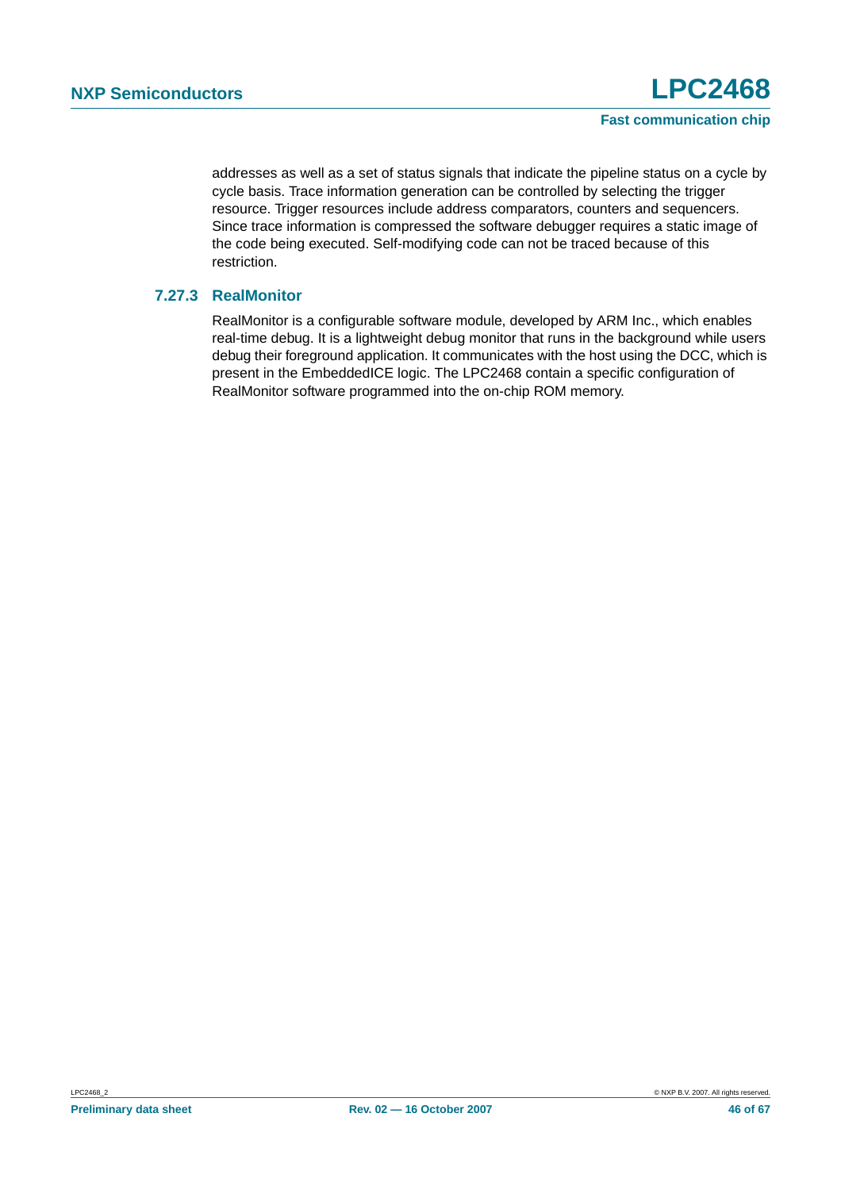addresses as well as a set of status signals that indicate the pipeline status on a cycle by cycle basis. Trace information generation can be controlled by selecting the trigger resource. Trigger resources include address comparators, counters and sequencers. Since trace information is compressed the software debugger requires a static image of the code being executed. Self-modifying code can not be traced because of this restriction.

### 7.27.3 RealMonitor

RealMonitor is a configurable software module, developed by ARM Inc., which enables real-time debug. It is a lightweight debug monitor that runs in the background while users debug their foreground application. It communicates with the host using the DCC, which is present in the EmbeddedICE logic. The LPC2468 contain a specific configuration of RealMonitor software programmed into the on-chip ROM memory.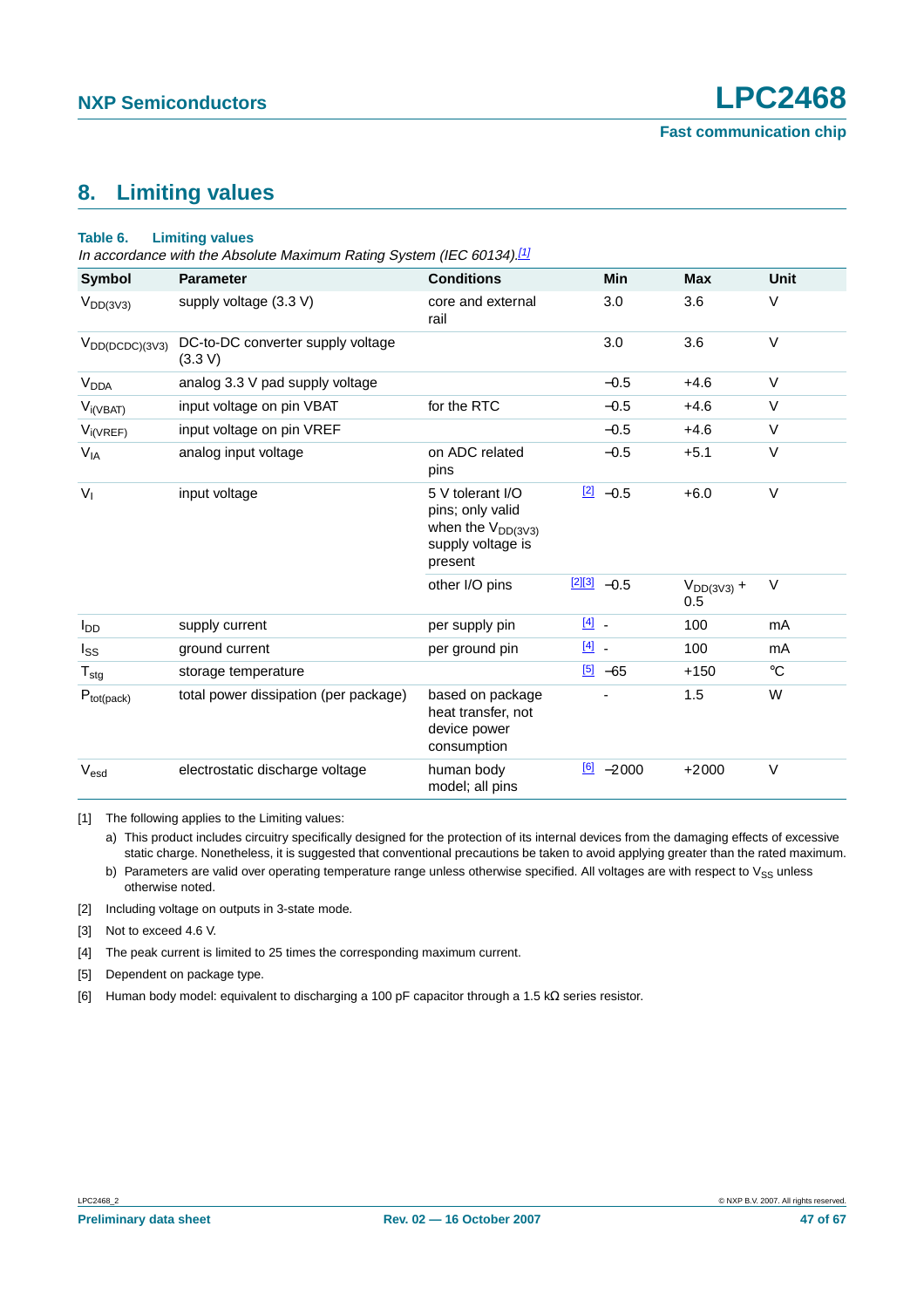## 8. Limiting values

**Table 6. Limiting values**

*In accordance with the Absolute Maximum Rating System (IEC 60134).*[1]

| Symbol | Parameter | Conditions | | Min | Max | Unit |
|---|---|---|---|---|---|---|
| $V_{DD(3V3)}$ | supply voltage (3.3 V) | core and external rail | | 3.0 | 3.6 | V |
| $V_{DD(DCDC)(3V3)}$ | DC-to-DC converter supply voltage (3.3 V) | | | 3.0 | 3.6 | V |
| $V_{DDA}$ | analog 3.3 V pad supply voltage | | | −0.5 | +4.6 | V |
| $V_{i(VBAT)}$ | input voltage on pin VBAT | for the RTC | | −0.5 | +4.6 | V |
| $V_{i(VREF)}$ | input voltage on pin VREF | | | −0.5 | +4.6 | V |
| $V_{IA}$ | analog input voltage | on ADC related pins | | −0.5 | +5.1 | V |
| $V_I$ | input voltage | 5 V tolerant I/O pins; only valid when the $V_{DD(3V3)}$ supply voltage is present | [2] | −0.5 | +6.0 | V |
| | | other I/O pins | [2][3] | −0.5 | $V_{DD(3V3)}$ + 0.5 | V |
| $I_{DD}$ | supply current | per supply pin | [4] | - | 100 | mA |
| $I_{SS}$ | ground current | per ground pin | [4] | - | 100 | mA |
| $T_{stg}$ | storage temperature | | [5] | −65 | +150 | °C |
| $P_{tot(pack)}$ | total power dissipation (per package) | based on package heat transfer, not device power consumption | | - | 1.5 | W |
| $V_{esd}$ | electrostatic discharge voltage | human body model; all pins | [6] | −2000 | +2000 | V |

[1] The following applies to the Limiting values:

a) This product includes circuitry specifically designed for the protection of its internal devices from the damaging effects of excessive static charge. Nonetheless, it is suggested that conventional precautions be taken to avoid applying greater than the rated maximum.

b) Parameters are valid over operating temperature range unless otherwise specified. All voltages are with respect to $V_{SS}$ unless otherwise noted.

[2] Including voltage on outputs in 3-state mode.

[3] Not to exceed 4.6 V.

[4] The peak current is limited to 25 times the corresponding maximum current.

[5] Dependent on package type.

[6] Human body model: equivalent to discharging a 100 pF capacitor through a 1.5 kΩ series resistor.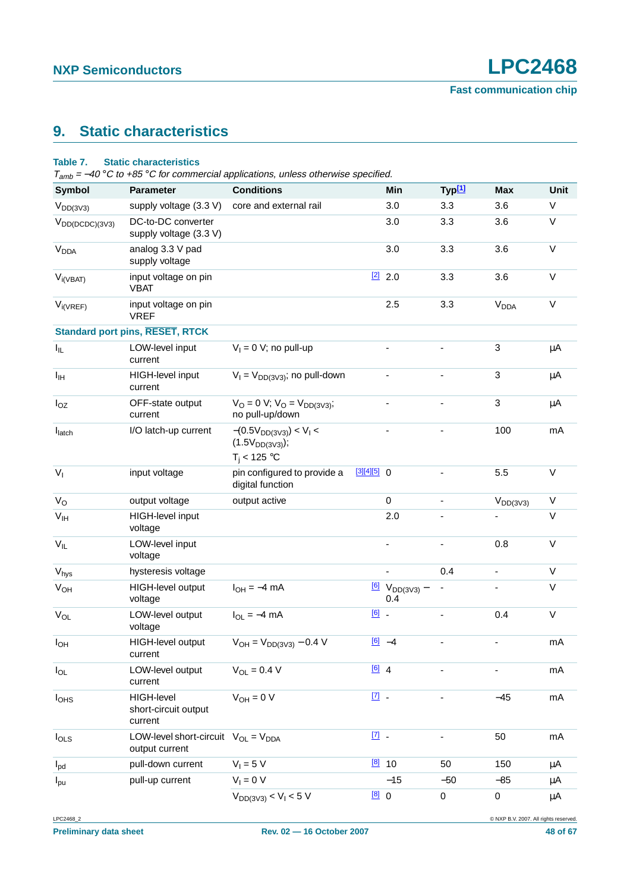## 9. Static characteristics

**Table 7. Static characteristics**

*$T_{amb}$ = −40 °C to +85 °C for commercial applications, unless otherwise specified.*

| Symbol | Parameter | Conditions | | Min | Typ[1] | Max | Unit |
|---|---|---|---|---|---|---|---|
| $V_{DD(3V3)}$ | supply voltage (3.3 V) | core and external rail | | 3.0 | 3.3 | 3.6 | V |
| $V_{DD(DCDC)(3V3)}$ | DC-to-DC converter supply voltage (3.3 V) | | | 3.0 | 3.3 | 3.6 | V |
| $V_{DDA}$ | analog 3.3 V pad supply voltage | | | 3.0 | 3.3 | 3.6 | V |
| $V_{i(VBAT)}$ | input voltage on pin VBAT | | [2] | 2.0 | 3.3 | 3.6 | V |
| $V_{i(VREF)}$ | input voltage on pin VREF | | | 2.5 | 3.3 | $V_{DDA}$ | V |
| **Standard port pins, RESET, RTCK** | | | | | | | |
| $I_{IL}$ | LOW-level input current | $V_I$ = 0 V; no pull-up | | - | - | 3 | μA |
| $I_{IH}$ | HIGH-level input current | $V_I = V_{DD(3V3)}$; no pull-down | | - | - | 3 | μA |
| $I_{OZ}$ | OFF-state output current | $V_O$ = 0 V; $V_O = V_{DD(3V3)}$; no pull-up/down | | - | - | 3 | μA |
| $I_{latch}$ | I/O latch-up current | $-(0.5V_{DD(3V3)}) < V_I < (1.5V_{DD(3V3)})$; $T_j$ < 125 °C | | - | - | 100 | mA |
| $V_I$ | input voltage | pin configured to provide a digital function | [3][4][5] | 0 | - | 5.5 | V |
| $V_O$ | output voltage | output active | | 0 | - | $V_{DD(3V3)}$ | V |
| $V_{IH}$ | HIGH-level input voltage | | | 2.0 | - | - | V |
| $V_{IL}$ | LOW-level input voltage | | | - | - | 0.8 | V |
| $V_{hys}$ | hysteresis voltage | | | - | 0.4 | - | V |
| $V_{OH}$ | HIGH-level output voltage | $I_{OH}$ = −4 mA | [6] | $V_{DD(3V3)}$ − 0.4 | - | - | V |
| $V_{OL}$ | LOW-level output voltage | $I_{OL}$ = −4 mA | [6] | - | - | 0.4 | V |
| $I_{OH}$ | HIGH-level output current | $V_{OH} = V_{DD(3V3)}$ − 0.4 V | [6] | −4 | - | - | mA |
| $I_{OL}$ | LOW-level output current | $V_{OL}$ = 0.4 V | [6] | 4 | - | - | mA |
| $I_{OHS}$ | HIGH-level short-circuit output current | $V_{OH}$ = 0 V | [7] | - | - | −45 | mA |
| $I_{OLS}$ | LOW-level short-circuit output current | $V_{OL} = V_{DDA}$ | [7] | - | - | 50 | mA |
| $I_{pd}$ | pull-down current | $V_I$ = 5 V | [8] | 10 | 50 | 150 | μA |
| $I_{pu}$ | pull-up current | $V_I$ = 0 V | | −15 | −50 | −85 | μA |
| | | $V_{DD(3V3)} < V_I <$ 5 V | [8] | 0 | 0 | 0 | μA |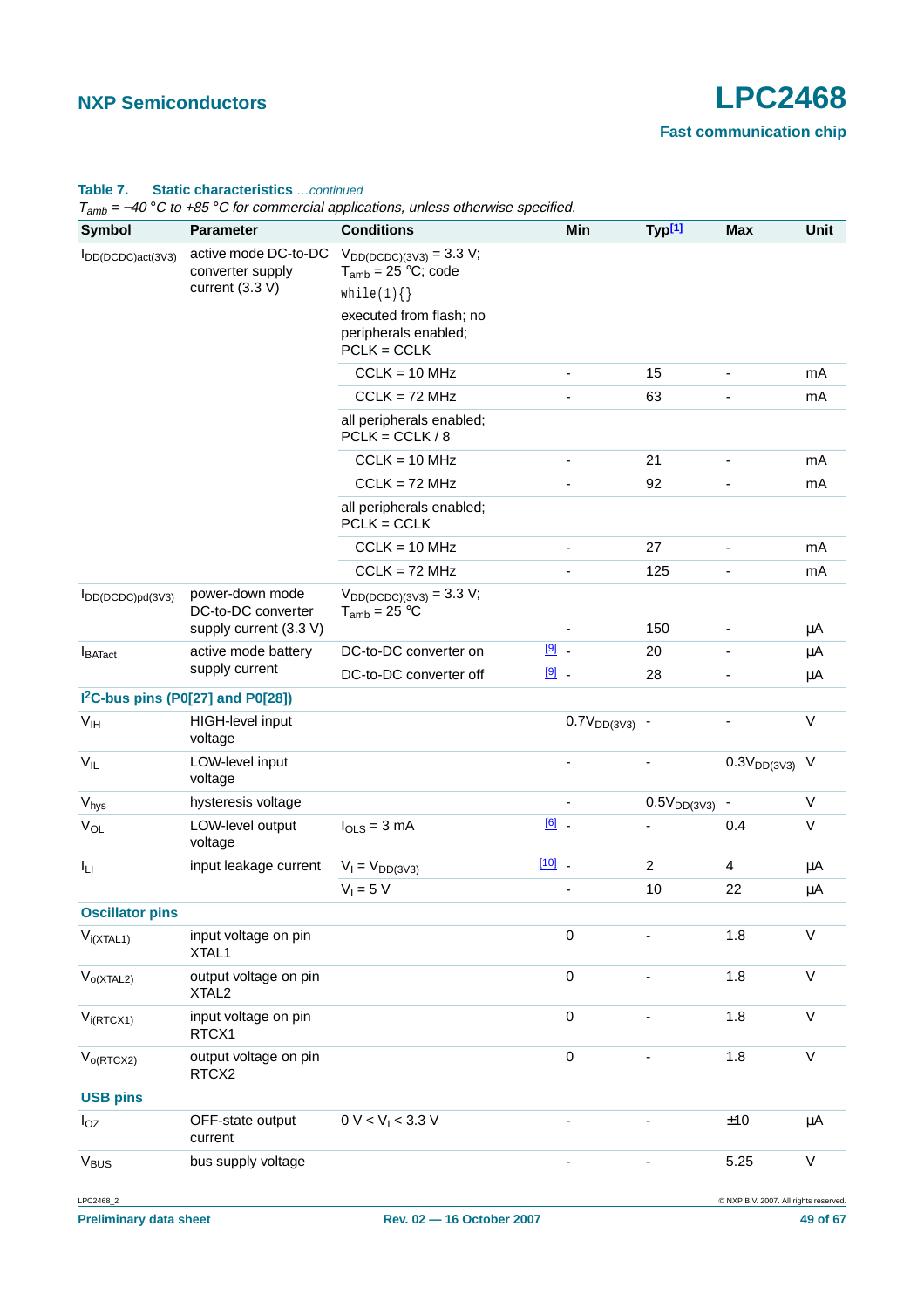**Table 7. Static characteristics** *…continued*

*$T_{amb}$ = −40 °C to +85 °C for commercial applications, unless otherwise specified.*

| Symbol | Parameter | Conditions | | Min | Typ[1] | Max | Unit |
|---|---|---|---|---|---|---|---|
| $I_{DD(DCDC)act(3V3)}$ | active mode DC-to-DC converter supply current (3.3 V) | $V_{DD(DCDC)(3V3)}$ = 3.3 V; $T_{amb}$ = 25 °C; code `while(1){}` executed from flash; no peripherals enabled; PCLK = CCLK | | | | | |
| | | CCLK = 10 MHz | | - | 15 | - | mA |
| | | CCLK = 72 MHz | | - | 63 | - | mA |
| | | all peripherals enabled; PCLK = CCLK / 8 | | | | | |
| | | CCLK = 10 MHz | | - | 21 | - | mA |
| | | CCLK = 72 MHz | | - | 92 | - | mA |
| | | all peripherals enabled; PCLK = CCLK | | | | | |
| | | CCLK = 10 MHz | | - | 27 | - | mA |
| | | CCLK = 72 MHz | | - | 125 | - | mA |
| $I_{DD(DCDC)pd(3V3)}$ | power-down mode DC-to-DC converter supply current (3.3 V) | $V_{DD(DCDC)(3V3)}$ = 3.3 V; $T_{amb}$ = 25 °C | | - | 150 | - | μA |
| $I_{BATact}$ | active mode battery supply current | DC-to-DC converter on | [9] | - | 20 | - | μA |
| | | DC-to-DC converter off | [9] | - | 28 | - | μA |
| **I²C-bus pins (P0[27] and P0[28])** | | | | | | | |
| $V_{IH}$ | HIGH-level input voltage | | | $0.7V_{DD(3V3)}$ | - | - | V |
| $V_{IL}$ | LOW-level input voltage | | | - | - | $0.3V_{DD(3V3)}$ | V |
| $V_{hys}$ | hysteresis voltage | | | - | $0.5V_{DD(3V3)}$ | - | V |
| $V_{OL}$ | LOW-level output voltage | $I_{OLS}$ = 3 mA | [6] | - | - | 0.4 | V |
| $I_{LI}$ | input leakage current | $V_I = V_{DD(3V3)}$ | [10] | - | 2 | 4 | μA |
| | | $V_I$ = 5 V | | - | 10 | 22 | μA |
| **Oscillator pins** | | | | | | | |
| $V_{i(XTAL1)}$ | input voltage on pin XTAL1 | | | 0 | - | 1.8 | V |
| $V_{o(XTAL2)}$ | output voltage on pin XTAL2 | | | 0 | - | 1.8 | V |
| $V_{i(RTCX1)}$ | input voltage on pin RTCX1 | | | 0 | - | 1.8 | V |
| $V_{o(RTCX2)}$ | output voltage on pin RTCX2 | | | 0 | - | 1.8 | V |
| **USB pins** | | | | | | | |
| $I_{OZ}$ | OFF-state output current | 0 V < $V_I$ < 3.3 V | | - | - | ±10 | μA |
| $V_{BUS}$ | bus supply voltage | | | - | - | 5.25 | V |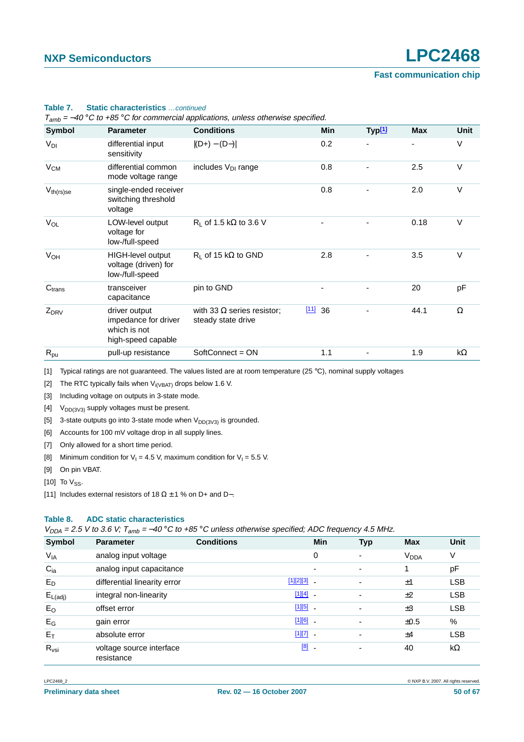**Table 7. Static characteristics** *…continued*

*$T_{amb}$ = −40 °C to +85 °C for commercial applications, unless otherwise specified.*

| Symbol | Parameter | Conditions | | Min | Typ[1] | Max | Unit |
|---|---|---|---|---|---|---|---|
| $V_{DI}$ | differential input sensitivity | \|(D+) − (D−)\| | | 0.2 | - | - | V |
| $V_{CM}$ | differential common mode voltage range | includes $V_{DI}$ range | | 0.8 | - | 2.5 | V |
| $V_{th(rs)se}$ | single-ended receiver switching threshold voltage | | | 0.8 | - | 2.0 | V |
| $V_{OL}$ | LOW-level output voltage for low-/full-speed | $R_L$ of 1.5 kΩ to 3.6 V | | - | - | 0.18 | V |
| $V_{OH}$ | HIGH-level output voltage (driven) for low-/full-speed | $R_L$ of 15 kΩ to GND | | 2.8 | - | 3.5 | V |
| $C_{trans}$ | transceiver capacitance | pin to GND | | - | - | 20 | pF |
| $Z_{DRV}$ | driver output impedance for driver which is not high-speed capable | with 33 Ω series resistor; steady state drive | [11] | 36 | - | 44.1 | Ω |
| $R_{pu}$ | pull-up resistance | SoftConnect = ON | | 1.1 | - | 1.9 | kΩ |

[1] Typical ratings are not guaranteed. The values listed are at room temperature (25 °C), nominal supply voltages

[2] The RTC typically fails when $V_{i(VBAT)}$ drops below 1.6 V.

[3] Including voltage on outputs in 3-state mode.

[4] $V_{DD(3V3)}$ supply voltages must be present.

[5] 3-state outputs go into 3-state mode when $V_{DD(3V3)}$ is grounded.

[6] Accounts for 100 mV voltage drop in all supply lines.

[7] Only allowed for a short time period.

[8] Minimum condition for $V_I$ = 4.5 V, maximum condition for $V_I$ = 5.5 V.

[9] On pin VBAT.

[10] To $V_{SS}$.

[11] Includes external resistors of 18 Ω ± 1 % on D+ and D−.

**Table 8. ADC static characteristics**

*$V_{DDA}$ = 2.5 V to 3.6 V; $T_{amb}$ = −40 °C to +85 °C unless otherwise specified; ADC frequency 4.5 MHz.*

| Symbol | Parameter | Conditions | | Min | Typ | Max | Unit |
|---|---|---|---|---|---|---|---|
| $V_{IA}$ | analog input voltage | | | 0 | - | $V_{DDA}$ | V |
| $C_{ia}$ | analog input capacitance | | | - | - | 1 | pF |
| $E_D$ | differential linearity error | | [1][2][3] | - | - | ±1 | LSB |
| $E_{L(adj)}$ | integral non-linearity | | [1][4] | - | - | ±2 | LSB |
| $E_O$ | offset error | | [1][5] | - | - | ±3 | LSB |
| $E_G$ | gain error | | [1][6] | - | - | ±0.5 | % |
| $E_T$ | absolute error | | [1][7] | - | - | ±4 | LSB |
| $R_{vsi}$ | voltage source interface resistance | | [8] | - | - | 40 | kΩ |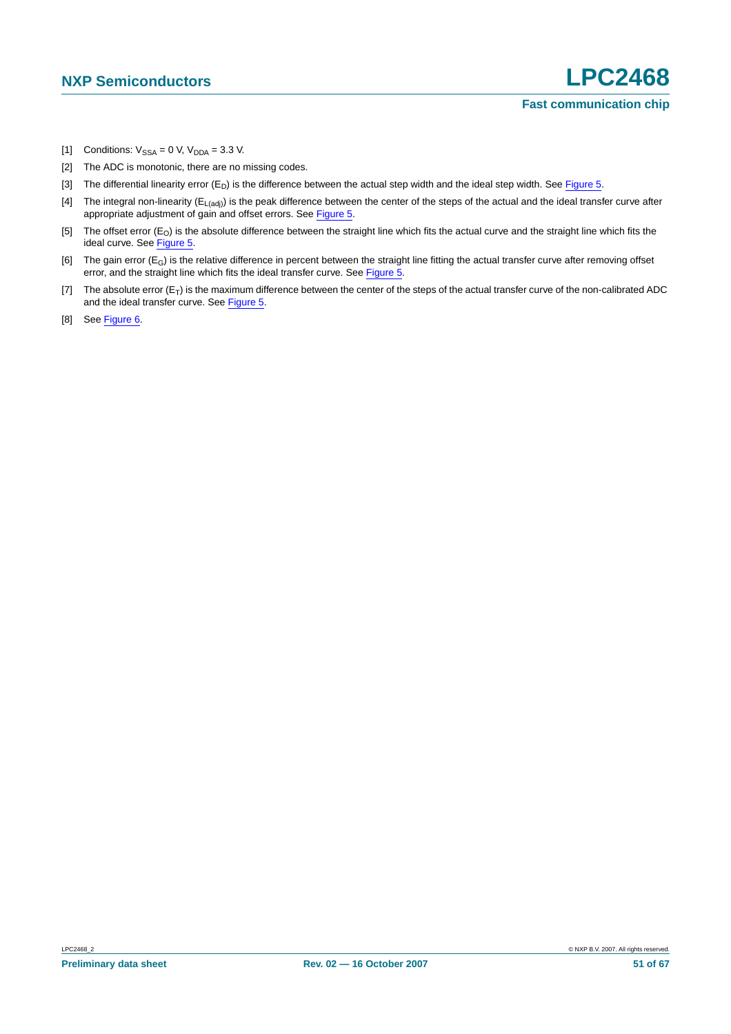[1] Conditions: $V_{SSA}$ = 0 V, $V_{DDA}$ = 3.3 V.

[2] The ADC is monotonic, there are no missing codes.

[3] The differential linearity error ($E_D$) is the difference between the actual step width and the ideal step width. See Figure 5.

[4] The integral non-linearity ($E_{L(adj)}$) is the peak difference between the center of the steps of the actual and the ideal transfer curve after appropriate adjustment of gain and offset errors. See Figure 5.

[5] The offset error ($E_O$) is the absolute difference between the straight line which fits the actual curve and the straight line which fits the ideal curve. See Figure 5.

[6] The gain error ($E_G$) is the relative difference in percent between the straight line fitting the actual transfer curve after removing offset error, and the straight line which fits the ideal transfer curve. See Figure 5.

[7] The absolute error ($E_T$) is the maximum difference between the center of the steps of the actual transfer curve of the non-calibrated ADC and the ideal transfer curve. See Figure 5.

[8] See Figure 6.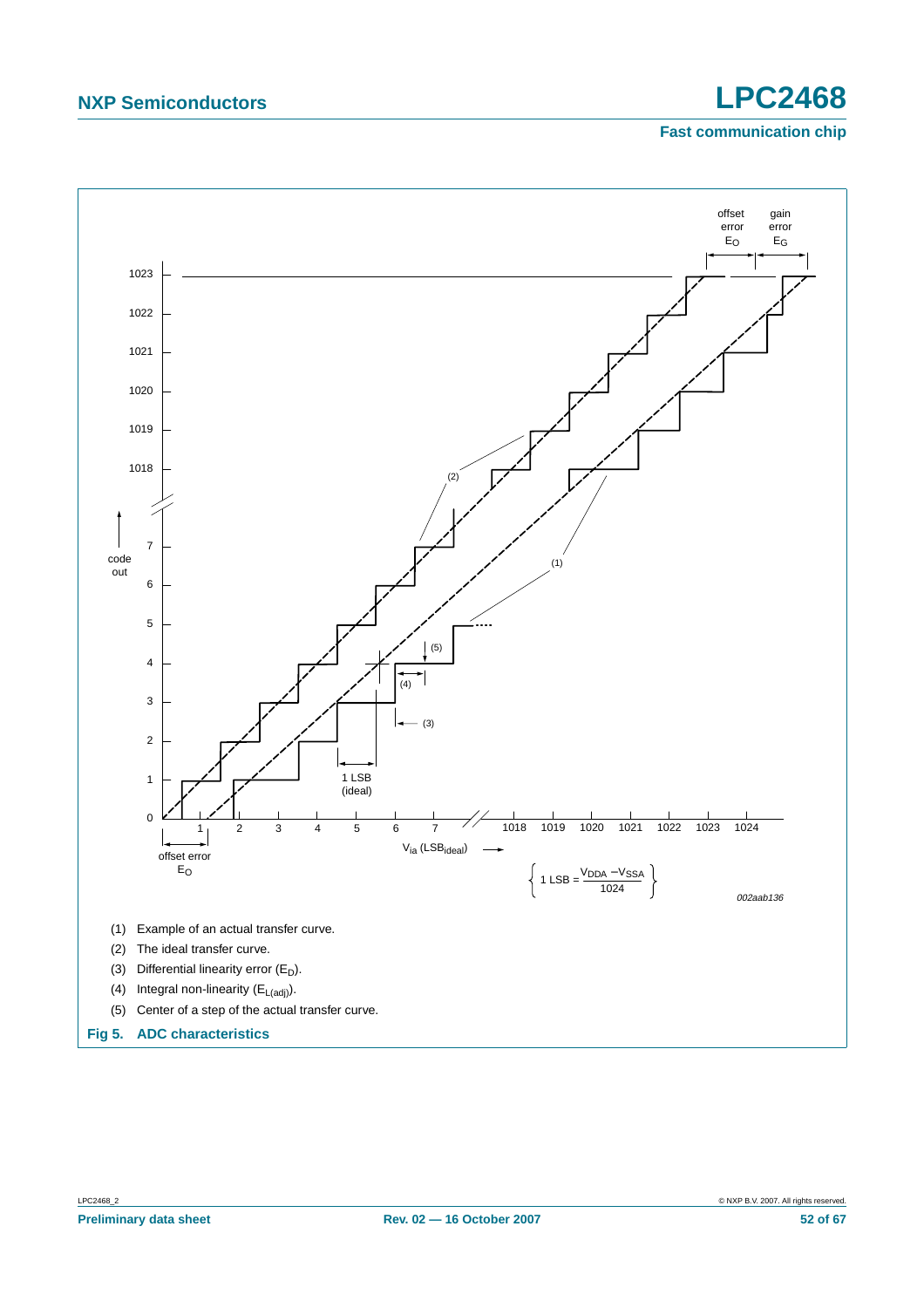offset error $E_O$

gain error $E_G$

code out

1 LSB (ideal)

$V_{ia}$ ($LSB_{ideal}$)

offset error $E_O$

$$1\ LSB = \frac{V_{DDA} - V_{SSA}}{1024}$$

002aab136

(1) Example of an actual transfer curve.

(2) The ideal transfer curve.

(3) Differential linearity error ($E_D$).

(4) Integral non-linearity ($E_{L(adj)}$).

(5) Center of a step of the actual transfer curve.

**Fig 5. ADC characteristics**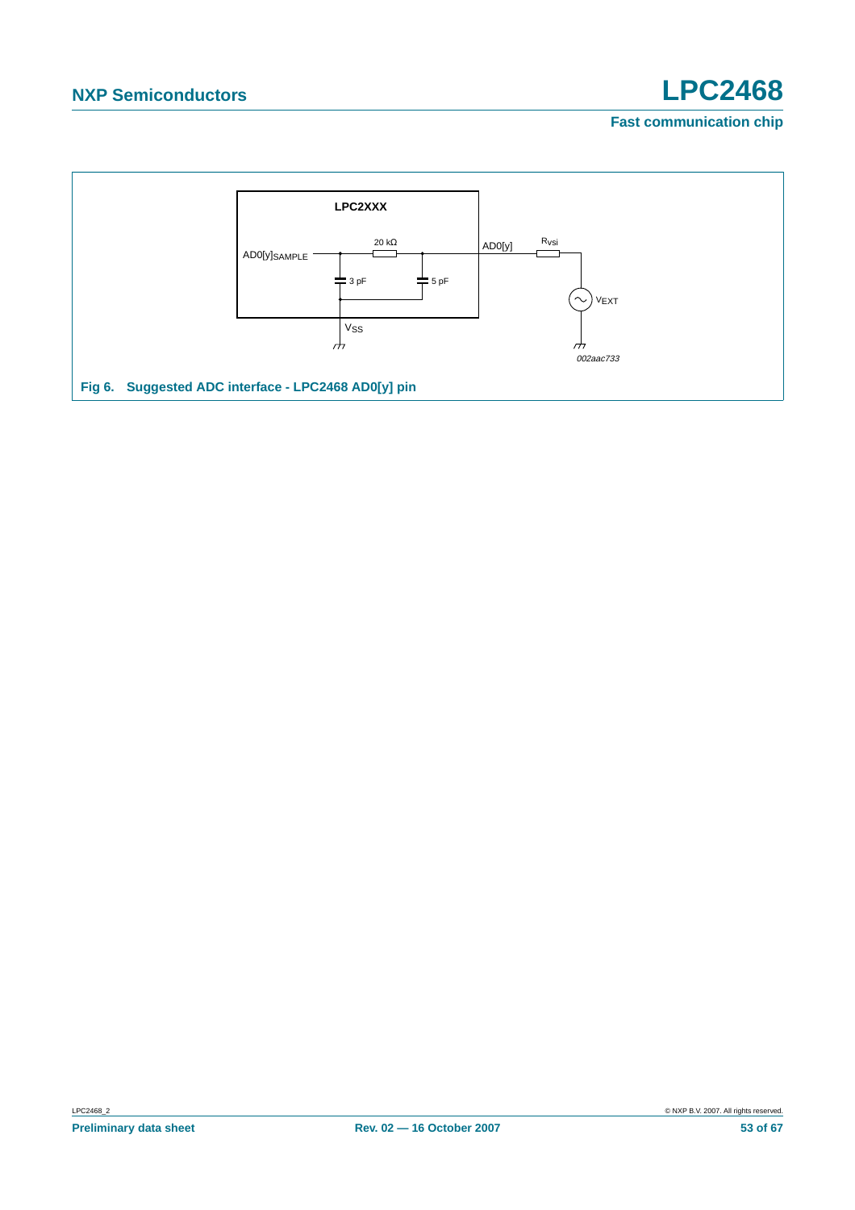**Fig 6. Suggested ADC interface - LPC2468 AD0[y] pin**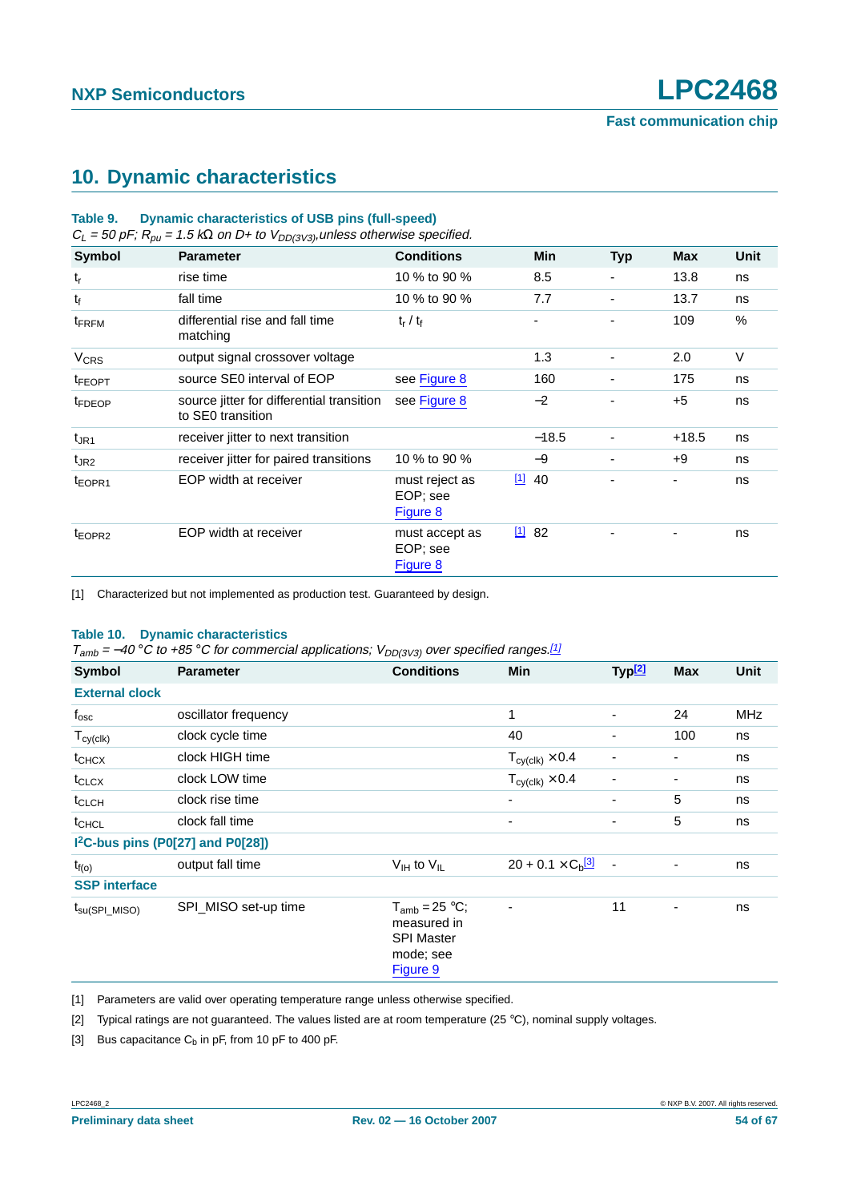## 10. Dynamic characteristics

**Table 9. Dynamic characteristics of USB pins (full-speed)**

*$C_L$ = 50 pF; $R_{pu}$ = 1.5 kΩ on D+ to $V_{DD(3V3)}$, unless otherwise specified.*

| Symbol | Parameter | Conditions | Min | Typ | Max | Unit |
|---|---|---|---|---|---|---|
| $t_r$ | rise time | 10 % to 90 % | 8.5 | - | 13.8 | ns |
| $t_f$ | fall time | 10 % to 90 % | 7.7 | - | 13.7 | ns |
| $t_{FRFM}$ | differential rise and fall time matching | $t_r$ / $t_f$ | - | - | 109 | % |
| $V_{CRS}$ | output signal crossover voltage | | 1.3 | - | 2.0 | V |
| $t_{FEOPT}$ | source SE0 interval of EOP | see Figure 8 | 160 | - | 175 | ns |
| $t_{FDEOP}$ | source jitter for differential transition to SE0 transition | see Figure 8 | −2 | - | +5 | ns |
| $t_{JR1}$ | receiver jitter to next transition | | −18.5 | - | +18.5 | ns |
| $t_{JR2}$ | receiver jitter for paired transitions | 10 % to 90 % | −9 | - | +9 | ns |
| $t_{EOPR1}$ | EOP width at receiver | must reject as EOP; see Figure 8 [1] | 40 | - | - | ns |
| $t_{EOPR2}$ | EOP width at receiver | must accept as EOP; see Figure 8 [1] | 82 | - | - | ns |

[1] Characterized but not implemented as production test. Guaranteed by design.

**Table 10. Dynamic characteristics**

*$T_{amb}$ = −40 °C to +85 °C for commercial applications; $V_{DD(3V3)}$ over specified ranges.[1]*

| Symbol | Parameter | Conditions | Min | Typ[2] | Max | Unit |
|---|---|---|---|---|---|---|
| **External clock** | | | | | | |
| $f_{osc}$ | oscillator frequency | | 1 | - | 24 | MHz |
| $T_{cy(clk)}$ | clock cycle time | | 40 | - | 100 | ns |
| $t_{CHCX}$ | clock HIGH time | | $T_{cy(clk)} \times 0.4$ | - | - | ns |
| $t_{CLCX}$ | clock LOW time | | $T_{cy(clk)} \times 0.4$ | - | - | ns |
| $t_{CLCH}$ | clock rise time | | - | - | 5 | ns |
| $t_{CHCL}$ | clock fall time | | - | - | 5 | ns |
| **I$^2$C-bus pins (P0[27] and P0[28])** | | | | | | |
| $t_{f(o)}$ | output fall time | $V_{IH}$ to $V_{IL}$ | $20 + 0.1 \times C_b$[3] | - | - | ns |
| **SSP interface** | | | | | | |
| $t_{su(SPI\_MISO)}$ | SPI_MISO set-up time | $T_{amb}$ = 25 °C; measured in SPI Master mode; see Figure 9 | - | 11 | - | ns |

[1] Parameters are valid over operating temperature range unless otherwise specified.

[2] Typical ratings are not guaranteed. The values listed are at room temperature (25 °C), nominal supply voltages.

[3] Bus capacitance $C_b$ in pF, from 10 pF to 400 pF.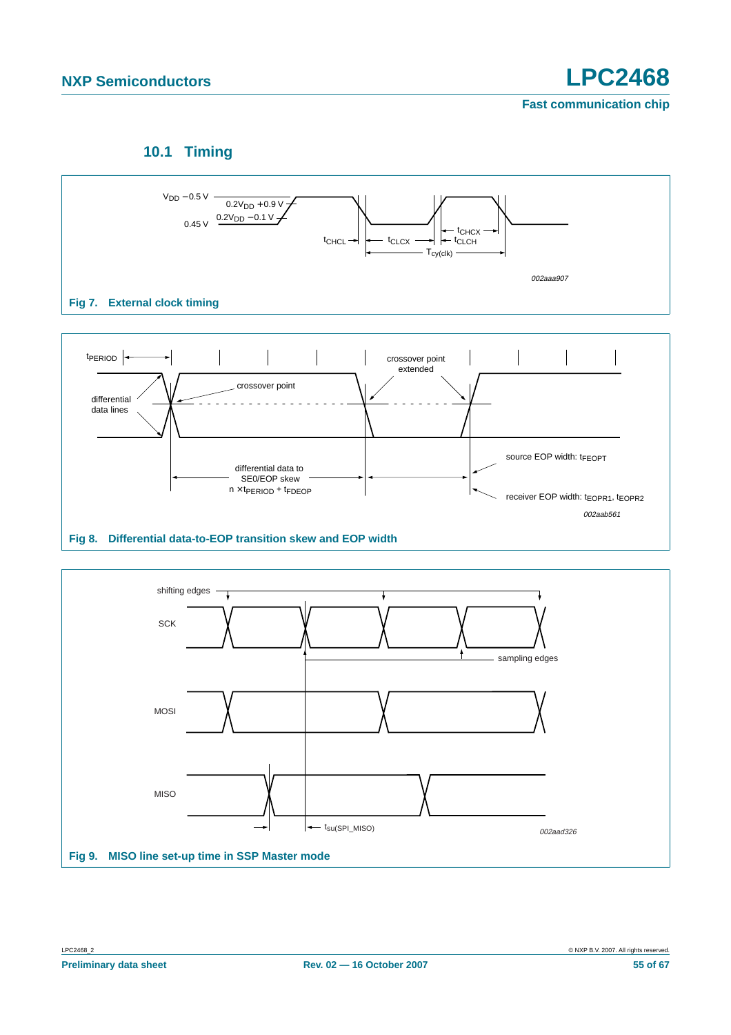## 10.1 Timing

Fig 7. External clock timing

Fig 8. Differential data-to-EOP transition skew and EOP width

Fig 9. MISO line set-up time in SSP Master mode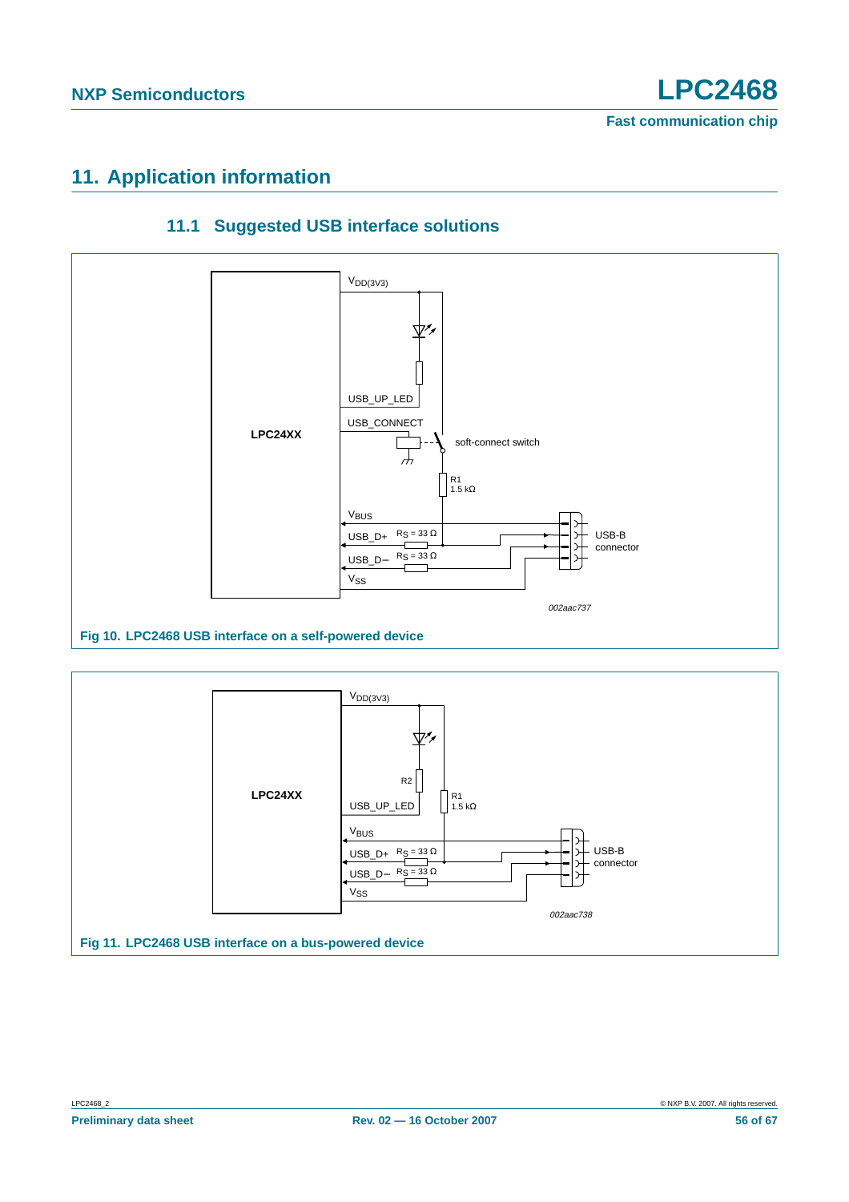# 11. Application information

## 11.1 Suggested USB interface solutions

Fig 10. LPC2468 USB interface on a self-powered device

Fig 11. LPC2468 USB interface on a bus-powered device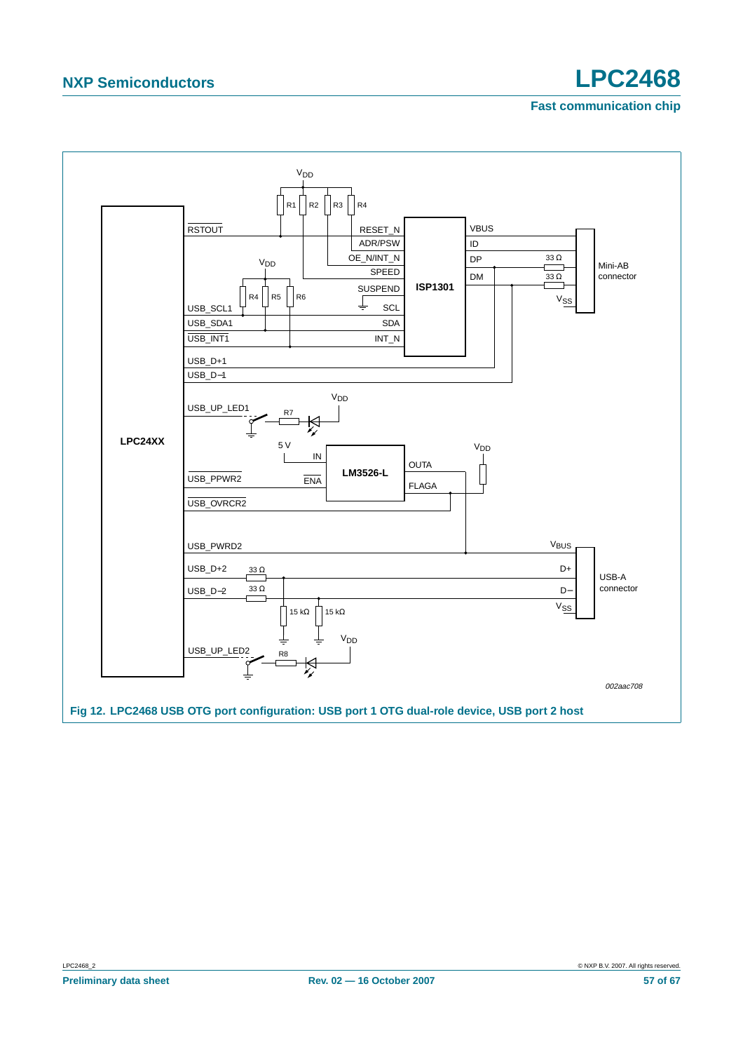Fig 12. LPC2468 USB OTG port configuration: USB port 1 OTG dual-role device, USB port 2 host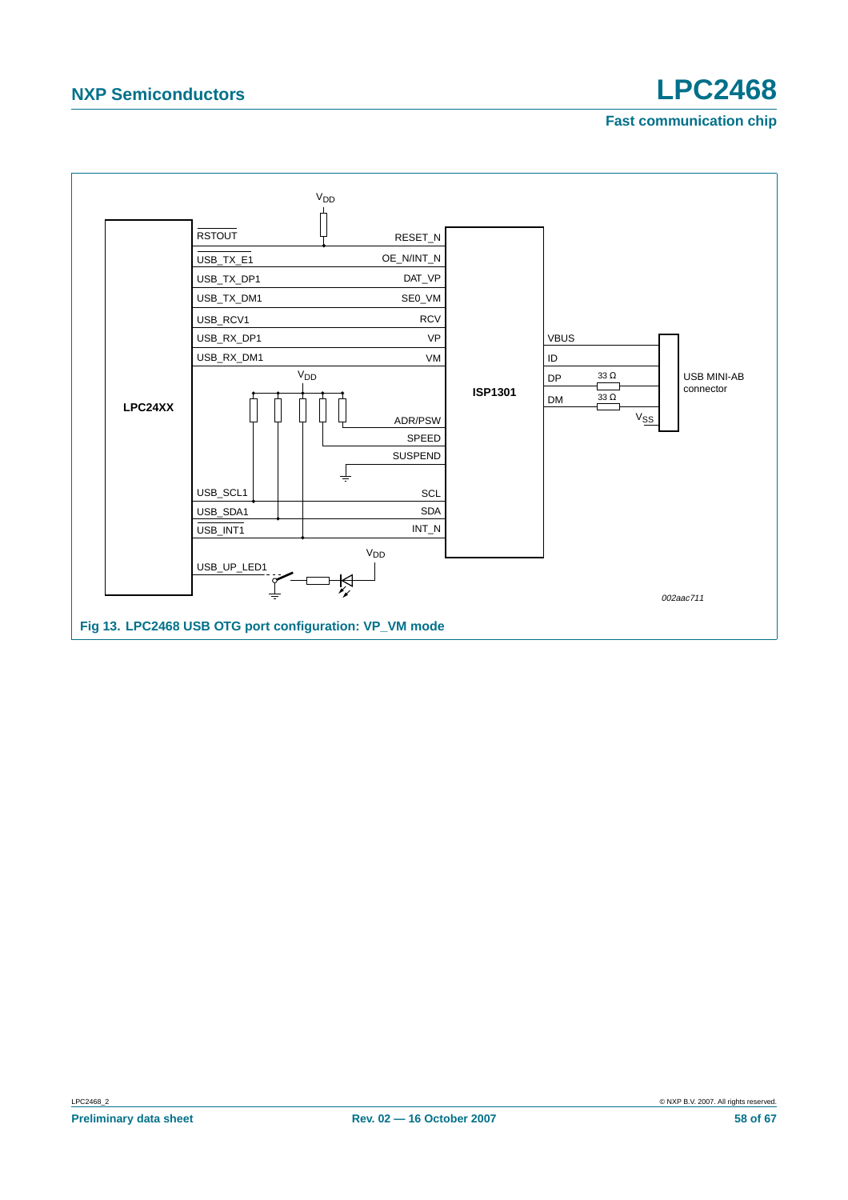Fig 13. LPC2468 USB OTG port configuration: VP_VM mode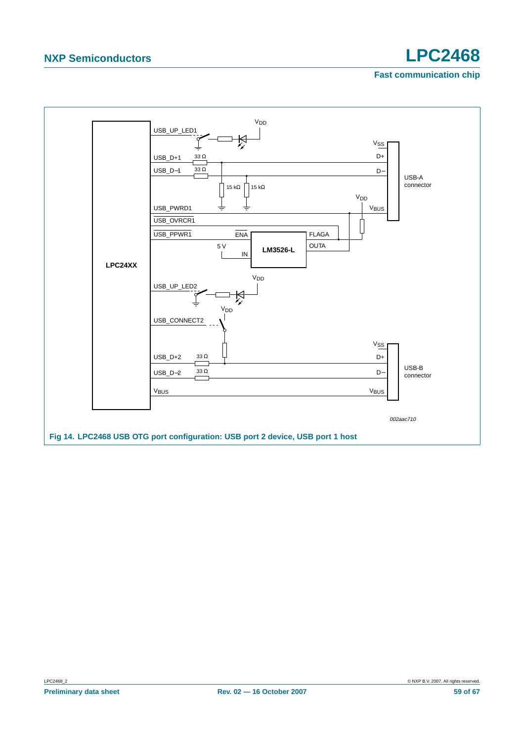Fig 14. LPC2468 USB OTG port configuration: USB port 2 device, USB port 1 host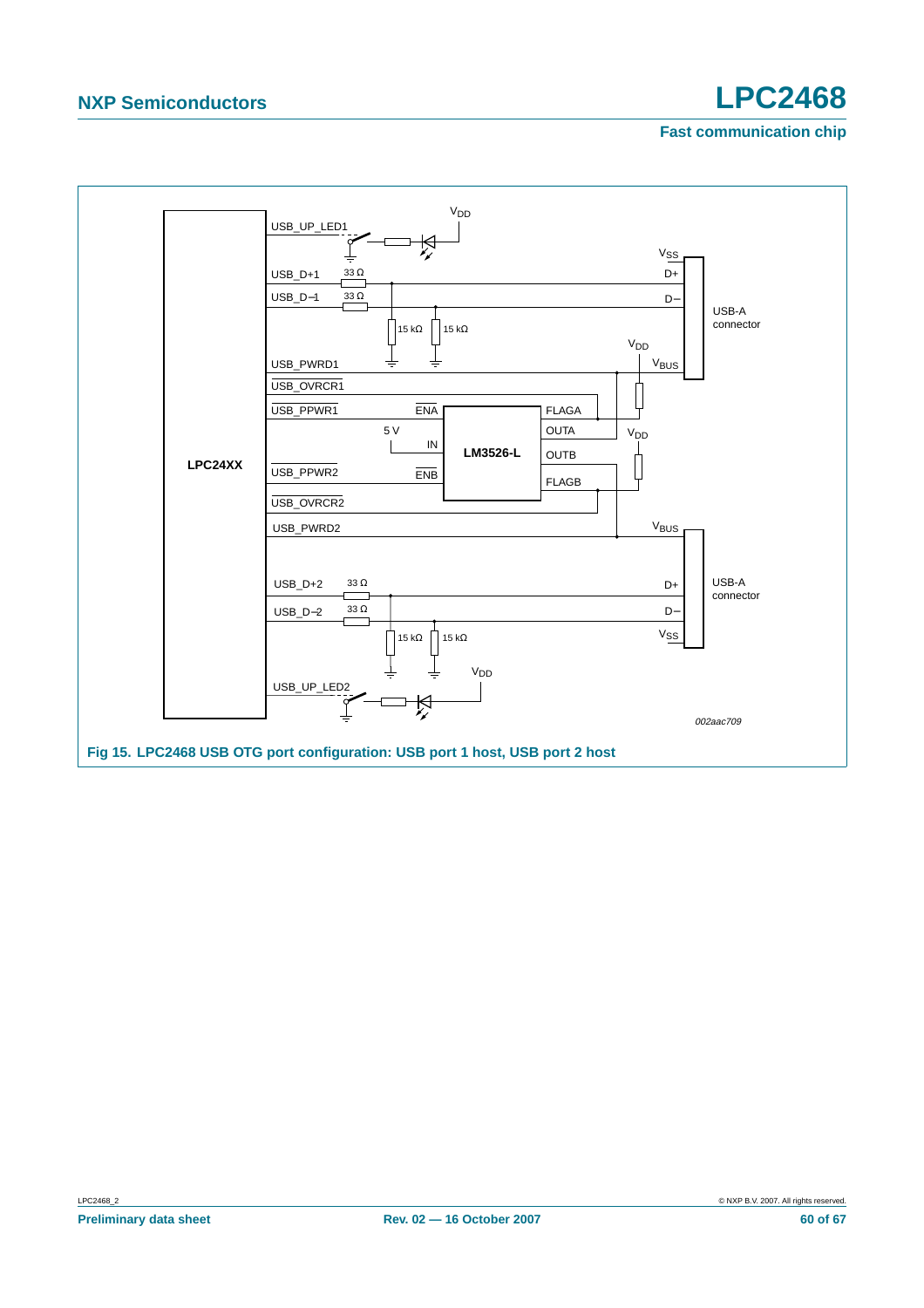Fig 15. LPC2468 USB OTG port configuration: USB port 1 host, USB port 2 host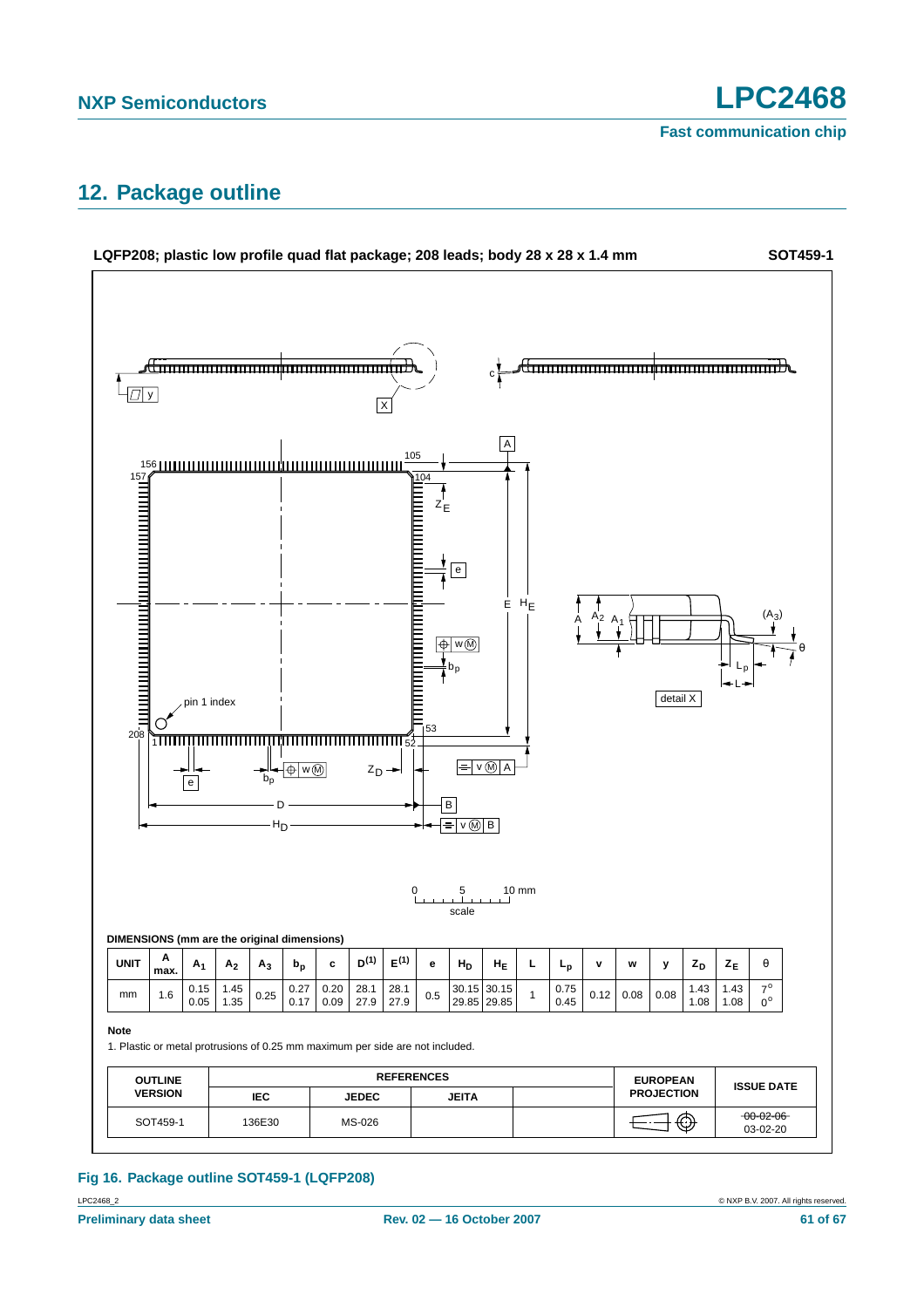## 12. Package outline

**LQFP208; plastic low profile quad flat package; 208 leads; body 28 x 28 x 1.4 mm** **SOT459-1**

**DIMENSIONS (mm are the original dimensions)**

| UNIT | A max. | $A_1$ | $A_2$ | $A_3$ | $b_p$ | c | $D^{(1)}$ | $E^{(1)}$ | e | $H_D$ | $H_E$ | L | $L_p$ | v | w | y | $Z_D$ | $Z_E$ | θ |
|---|---|---|---|---|---|---|---|---|---|---|---|---|---|---|---|---|---|---|---|
| mm | 1.6 | 0.15 0.05 | 1.45 1.35 | 0.25 | 0.27 0.17 | 0.20 0.09 | 28.1 27.9 | 28.1 27.9 | 0.5 | 30.15 29.85 | 30.15 29.85 | 1 | 0.75 0.45 | 0.12 | 0.08 | 0.08 | 1.43 1.08 | 1.43 1.08 | 7° 0° |

**Note**

1. Plastic or metal protrusions of 0.25 mm maximum per side are not included.

| OUTLINE VERSION | REFERENCES | | | | EUROPEAN PROJECTION | ISSUE DATE |
|---|---|---|---|---|---|---|
| | IEC | JEDEC | JEITA | | | |
| SOT459-1 | 136E30 | MS-026 | | | | ~~00-02-06~~ 03-02-20 |

**Fig 16. Package outline SOT459-1 (LQFP208)**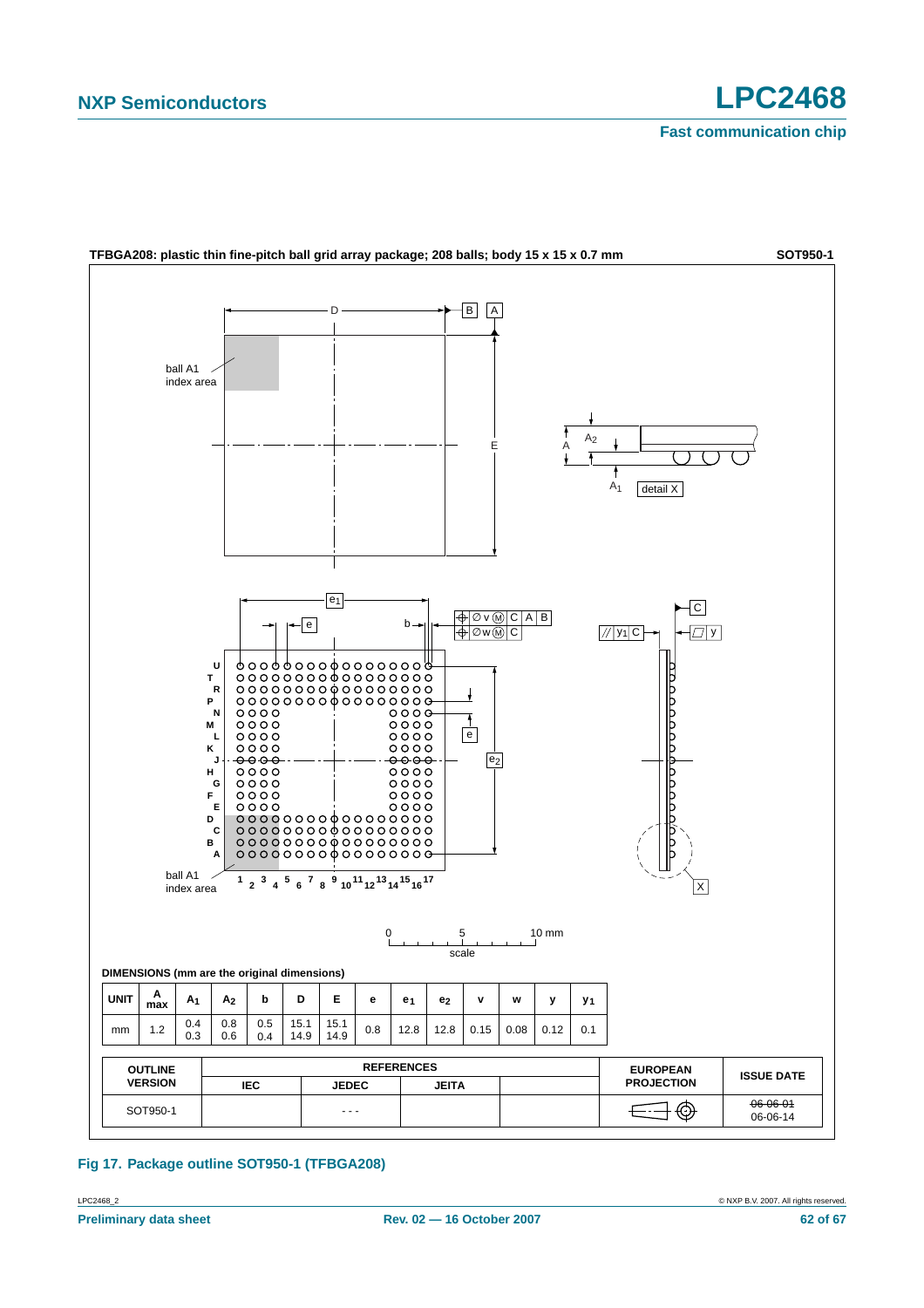**TFBGA208: plastic thin fine-pitch ball grid array package; 208 balls; body 15 x 15 x 0.7 mm** **SOT950-1**

DIMENSIONS (mm are the original dimensions)

| UNIT | A max | $A_1$ | $A_2$ | b | D | E | e | $e_1$ | $e_2$ | v | w | y | $y_1$ |
|---|---|---|---|---|---|---|---|---|---|---|---|---|---|
| mm | 1.2 | 0.4<br>0.3 | 0.8<br>0.6 | 0.5<br>0.4 | 15.1<br>14.9 | 15.1<br>14.9 | 0.8 | 12.8 | 12.8 | 0.15 | 0.08 | 0.12 | 0.1 |

| OUTLINE VERSION | REFERENCES | | | | EUROPEAN PROJECTION | ISSUE DATE |
|---|---|---|---|---|---|---|
| | IEC | JEDEC | JEITA | | | |
| SOT950-1 | | - - - | | | | ~~06-06-01~~<br>06-06-14 |

**Fig 17. Package outline SOT950-1 (TFBGA208)**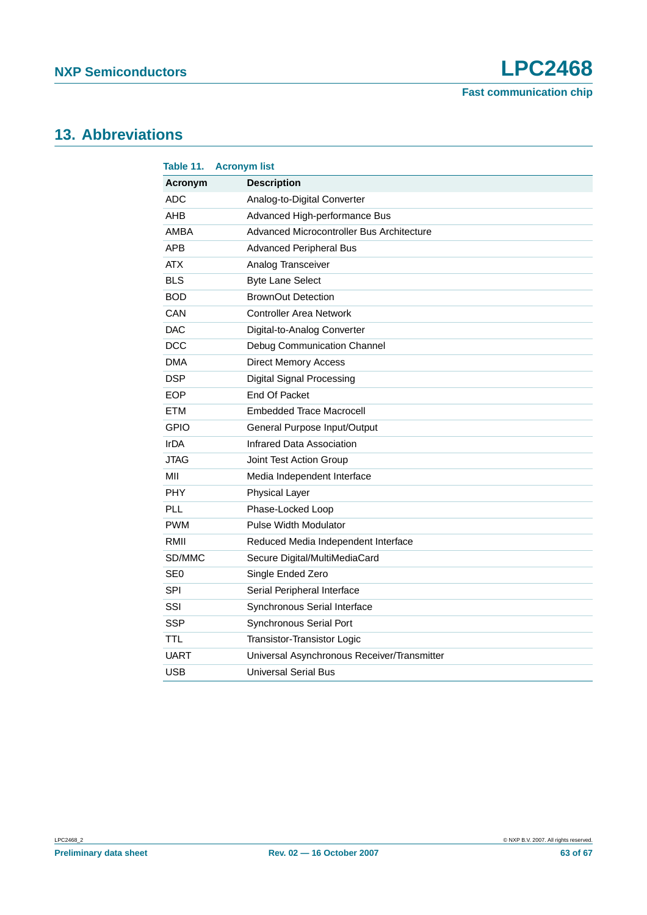## 13. Abbreviations

**Table 11. Acronym list**

| Acronym | Description |
|---|---|
| ADC | Analog-to-Digital Converter |
| AHB | Advanced High-performance Bus |
| AMBA | Advanced Microcontroller Bus Architecture |
| APB | Advanced Peripheral Bus |
| ATX | Analog Transceiver |
| BLS | Byte Lane Select |
| BOD | BrownOut Detection |
| CAN | Controller Area Network |
| DAC | Digital-to-Analog Converter |
| DCC | Debug Communication Channel |
| DMA | Direct Memory Access |
| DSP | Digital Signal Processing |
| EOP | End Of Packet |
| ETM | Embedded Trace Macrocell |
| GPIO | General Purpose Input/Output |
| IrDA | Infrared Data Association |
| JTAG | Joint Test Action Group |
| MII | Media Independent Interface |
| PHY | Physical Layer |
| PLL | Phase-Locked Loop |
| PWM | Pulse Width Modulator |
| RMII | Reduced Media Independent Interface |
| SD/MMC | Secure Digital/MultiMediaCard |
| SE0 | Single Ended Zero |
| SPI | Serial Peripheral Interface |
| SSI | Synchronous Serial Interface |
| SSP | Synchronous Serial Port |
| TTL | Transistor-Transistor Logic |
| UART | Universal Asynchronous Receiver/Transmitter |
| USB | Universal Serial Bus |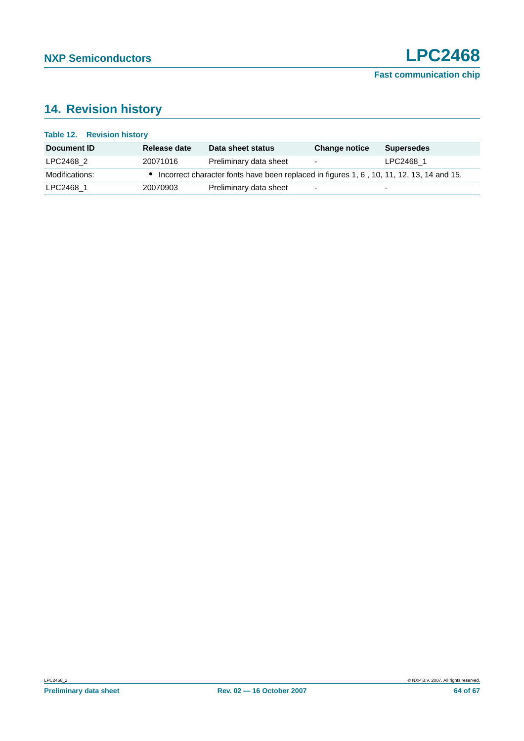## 14. Revision history

**Table 12. Revision history**

| Document ID | Release date | Data sheet status | Change notice | Supersedes |
|---|---|---|---|---|
| LPC2468_2 | 20071016 | Preliminary data sheet | - | LPC2468_1 |
| Modifications: | • Incorrect character fonts have been replaced in figures 1, 6 , 10, 11, 12, 13, 14 and 15. | | | |
| LPC2468_1 | 20070903 | Preliminary data sheet | - | - |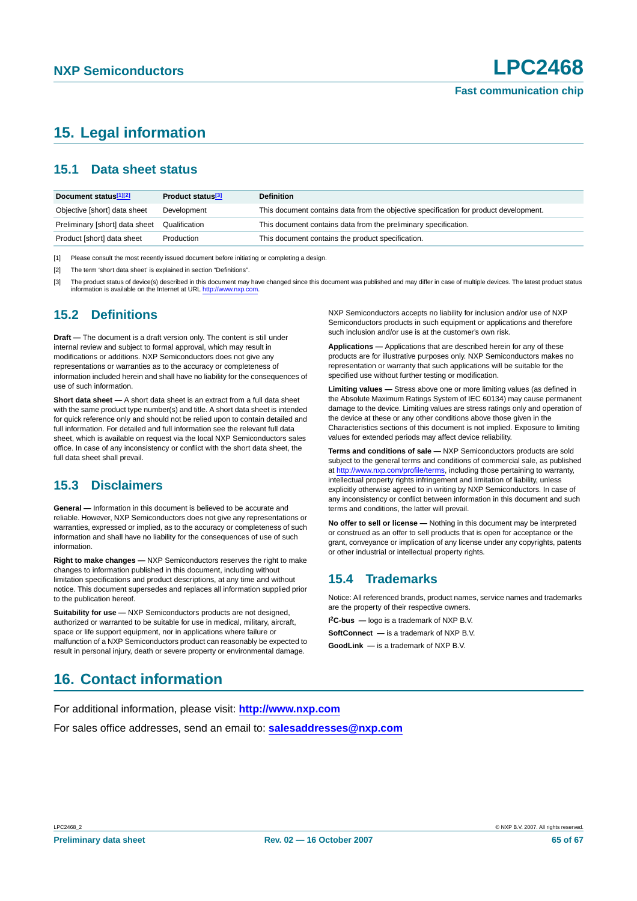# 15. Legal information

## 15.1 Data sheet status

| Document status[1][2] | Product status[3] | Definition |
|---|---|---|
| Objective [short] data sheet | Development | This document contains data from the objective specification for product development. |
| Preliminary [short] data sheet | Qualification | This document contains data from the preliminary specification. |
| Product [short] data sheet | Production | This document contains the product specification. |

[1] Please consult the most recently issued document before initiating or completing a design.

[2] The term 'short data sheet' is explained in section "Definitions".

[3] The product status of device(s) described in this document may have changed since this document was published and may differ in case of multiple devices. The latest product status information is available on the Internet at URL http://www.nxp.com.

## 15.2 Definitions

**Draft —** The document is a draft version only. The content is still under internal review and subject to formal approval, which may result in modifications or additions. NXP Semiconductors does not give any representations or warranties as to the accuracy or completeness of information included herein and shall have no liability for the consequences of use of such information.

**Short data sheet —** A short data sheet is an extract from a full data sheet with the same product type number(s) and title. A short data sheet is intended for quick reference only and should not be relied upon to contain detailed and full information. For detailed and full information see the relevant full data sheet, which is available on request via the local NXP Semiconductors sales office. In case of any inconsistency or conflict with the short data sheet, the full data sheet shall prevail.

## 15.3 Disclaimers

**General —** Information in this document is believed to be accurate and reliable. However, NXP Semiconductors does not give any representations or warranties, expressed or implied, as to the accuracy or completeness of such information and shall have no liability for the consequences of use of such information.

**Right to make changes —** NXP Semiconductors reserves the right to make changes to information published in this document, including without limitation specifications and product descriptions, at any time and without notice. This document supersedes and replaces all information supplied prior to the publication hereof.

**Suitability for use —** NXP Semiconductors products are not designed, authorized or warranted to be suitable for use in medical, military, aircraft, space or life support equipment, nor in applications where failure or malfunction of a NXP Semiconductors product can reasonably be expected to result in personal injury, death or severe property or environmental damage. NXP Semiconductors accepts no liability for inclusion and/or use of NXP Semiconductors products in such equipment or applications and therefore such inclusion and/or use is at the customer's own risk.

**Applications —** Applications that are described herein for any of these products are for illustrative purposes only. NXP Semiconductors makes no representation or warranty that such applications will be suitable for the specified use without further testing or modification.

**Limiting values —** Stress above one or more limiting values (as defined in the Absolute Maximum Ratings System of IEC 60134) may cause permanent damage to the device. Limiting values are stress ratings only and operation of the device at these or any other conditions above those given in the Characteristics sections of this document is not implied. Exposure to limiting values for extended periods may affect device reliability.

**Terms and conditions of sale —** NXP Semiconductors products are sold subject to the general terms and conditions of commercial sale, as published at http://www.nxp.com/profile/terms, including those pertaining to warranty, intellectual property rights infringement and limitation of liability, unless explicitly otherwise agreed to in writing by NXP Semiconductors. In case of any inconsistency or conflict between information in this document and such terms and conditions, the latter will prevail.

**No offer to sell or license —** Nothing in this document may be interpreted or construed as an offer to sell products that is open for acceptance or the grant, conveyance or implication of any license under any copyrights, patents or other industrial or intellectual property rights.

## 15.4 Trademarks

Notice: All referenced brands, product names, service names and trademarks are the property of their respective owners.

**I²C-bus —** logo is a trademark of NXP B.V.

**SoftConnect —** is a trademark of NXP B.V.

**GoodLink —** is a trademark of NXP B.V.

# 16. Contact information

For additional information, please visit: **http://www.nxp.com**

For sales office addresses, send an email to: **salesaddresses@nxp.com**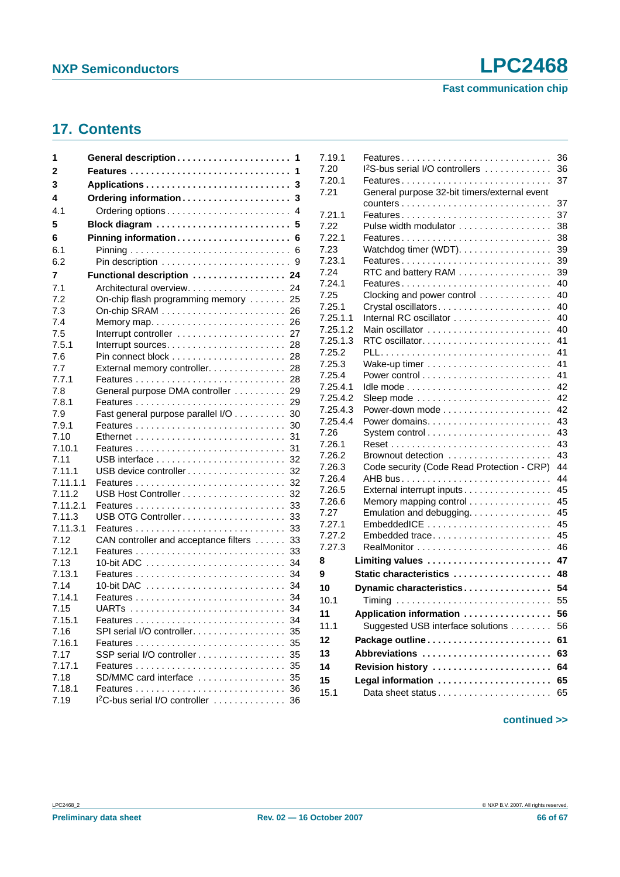## 17. Contents

| | | |
|---|---|---|
| **1** | **General description** | **1** |
| **2** | **Features** | **1** |
| **3** | **Applications** | **3** |
| **4** | **Ordering information** | **3** |
| 4.1 | Ordering options | 4 |
| **5** | **Block diagram** | **5** |
| **6** | **Pinning information** | **6** |
| 6.1 | Pinning | 6 |
| 6.2 | Pin description | 9 |
| **7** | **Functional description** | **24** |
| 7.1 | Architectural overview | 24 |
| 7.2 | On-chip flash programming memory | 25 |
| 7.3 | On-chip SRAM | 26 |
| 7.4 | Memory map | 26 |
| 7.5 | Interrupt controller | 27 |
| 7.5.1 | Interrupt sources | 28 |
| 7.6 | Pin connect block | 28 |
| 7.7 | External memory controller | 28 |
| 7.7.1 | Features | 28 |
| 7.8 | General purpose DMA controller | 29 |
| 7.8.1 | Features | 29 |
| 7.9 | Fast general purpose parallel I/O | 30 |
| 7.9.1 | Features | 30 |
| 7.10 | Ethernet | 31 |
| 7.10.1 | Features | 31 |
| 7.11 | USB interface | 32 |
| 7.11.1 | USB device controller | 32 |
| 7.11.1.1 | Features | 32 |
| 7.11.2 | USB Host Controller | 32 |
| 7.11.2.1 | Features | 33 |
| 7.11.3 | USB OTG Controller | 33 |
| 7.11.3.1 | Features | 33 |
| 7.12 | CAN controller and acceptance filters | 33 |
| 7.12.1 | Features | 33 |
| 7.13 | 10-bit ADC | 34 |
| 7.13.1 | Features | 34 |
| 7.14 | 10-bit DAC | 34 |
| 7.14.1 | Features | 34 |
| 7.15 | UARTs | 34 |
| 7.15.1 | Features | 34 |
| 7.16 | SPI serial I/O controller | 35 |
| 7.16.1 | Features | 35 |
| 7.17 | SSP serial I/O controller | 35 |
| 7.17.1 | Features | 35 |
| 7.18 | SD/MMC card interface | 35 |
| 7.18.1 | Features | 36 |
| 7.19 | I²C-bus serial I/O controller | 36 |
| 7.19.1 | Features | 36 |
| 7.20 | I²S-bus serial I/O controllers | 36 |
| 7.20.1 | Features | 37 |
| 7.21 | General purpose 32-bit timers/external event counters | 37 |
| 7.21.1 | Features | 37 |
| 7.22 | Pulse width modulator | 38 |
| 7.22.1 | Features | 38 |
| 7.23 | Watchdog timer (WDT) | 39 |
| 7.23.1 | Features | 39 |
| 7.24 | RTC and battery RAM | 39 |
| 7.24.1 | Features | 40 |
| 7.25 | Clocking and power control | 40 |
| 7.25.1 | Crystal oscillators | 40 |
| 7.25.1.1 | Internal RC oscillator | 40 |
| 7.25.1.2 | Main oscillator | 40 |
| 7.25.1.3 | RTC oscillator | 41 |
| 7.25.2 | PLL | 41 |
| 7.25.3 | Wake-up timer | 41 |
| 7.25.4 | Power control | 41 |
| 7.25.4.1 | Idle mode | 42 |
| 7.25.4.2 | Sleep mode | 42 |
| 7.25.4.3 | Power-down mode | 42 |
| 7.25.4.4 | Power domains | 43 |
| 7.26 | System control | 43 |
| 7.26.1 | Reset | 43 |
| 7.26.2 | Brownout detection | 43 |
| 7.26.3 | Code security (Code Read Protection - CRP) | 44 |
| 7.26.4 | AHB bus | 44 |
| 7.26.5 | External interrupt inputs | 45 |
| 7.26.6 | Memory mapping control | 45 |
| 7.27 | Emulation and debugging | 45 |
| 7.27.1 | EmbeddedICE | 45 |
| 7.27.2 | Embedded trace | 45 |
| 7.27.3 | RealMonitor | 46 |
| **8** | **Limiting values** | **47** |
| **9** | **Static characteristics** | **48** |
| **10** | **Dynamic characteristics** | **54** |
| 10.1 | Timing | 55 |
| **11** | **Application information** | **56** |
| 11.1 | Suggested USB interface solutions | 56 |
| **12** | **Package outline** | **61** |
| **13** | **Abbreviations** | **63** |
| **14** | **Revision history** | **64** |
| **15** | **Legal information** | **65** |
| 15.1 | Data sheet status | 65 |

**continued >>**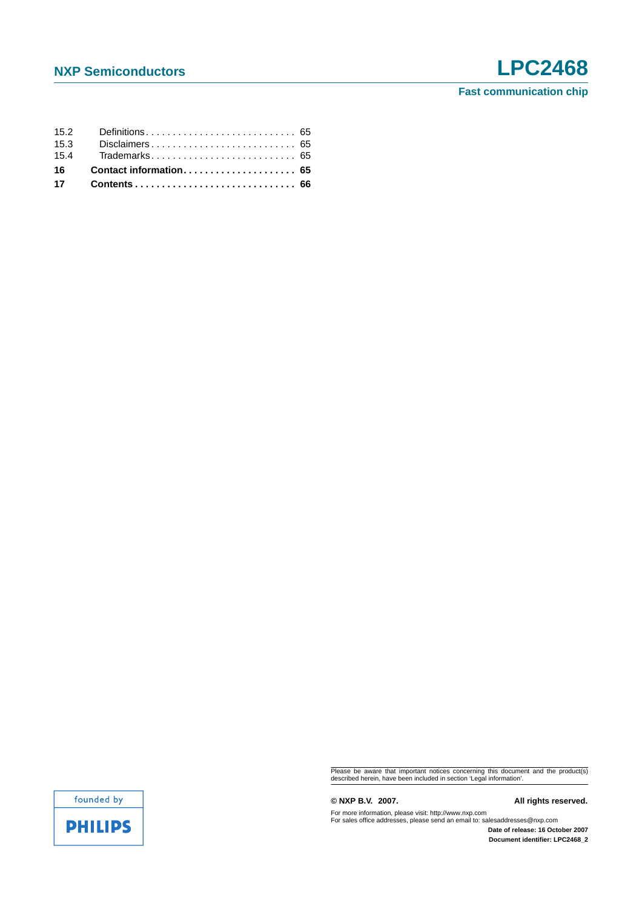15.2 Definitions . . . . . . . . . . . . . . . . . . . . . . . . . . . 65
15.3 Disclaimers . . . . . . . . . . . . . . . . . . . . . . . . . . 65
15.4 Trademarks . . . . . . . . . . . . . . . . . . . . . . . . . . 65
**16 Contact information . . . . . . . . . . . . . . . . . . . . . 65**
**17 Contents . . . . . . . . . . . . . . . . . . . . . . . . . . . . . 66**

Please be aware that important notices concerning this document and the product(s) described herein, have been included in section 'Legal information'.

**© NXP B.V. 2007. All rights reserved.**

For more information, please visit: http://www.nxp.com
For sales office addresses, please send an email to: salesaddresses@nxp.com

**Date of release: 16 October 2007**
**Document identifier: LPC2468_2**

founded by
PHILIPS